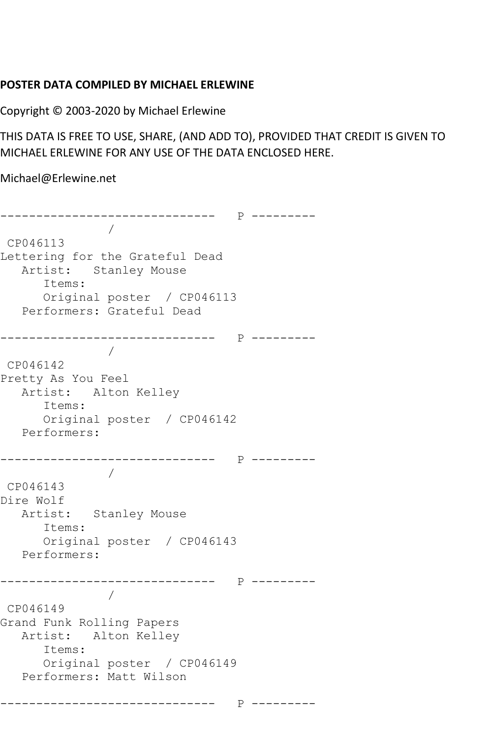**POSTER DATA COMPILED BY MICHAEL ERLEWINE**

Copyright © 2003-2020 by Michael Erlewine

THIS DATA IS FREE TO USE, SHARE, (AND ADD TO), PROVIDED THAT CREDIT IS GIVEN TO MICHAEL ERLEWINE FOR ANY USE OF THE DATA ENCLOSED HERE.

Michael@Erlewine.net

```
------------------------------   P ---------
               /
 CP046113
Lettering for the Grateful Dead
   Artist:   Stanley Mouse
      Items:
      Original poster  / CP046113
   Performers: Grateful Dead

------------------------------   P ---------
               /
 CP046142
Pretty As You Feel
   Artist:   Alton Kelley
      Items:
      Original poster  / CP046142
   Performers:

------------------------------   P ---------
               /
 CP046143
Dire Wolf
   Artist:   Stanley Mouse
      Items:
      Original poster  / CP046143
   Performers:

------------------------------   P ---------
               /
 CP046149
Grand Funk Rolling Papers
   Artist:   Alton Kelley
      Items:
      Original poster  / CP046149
   Performers: Matt Wilson

------------------------------   P ---------
```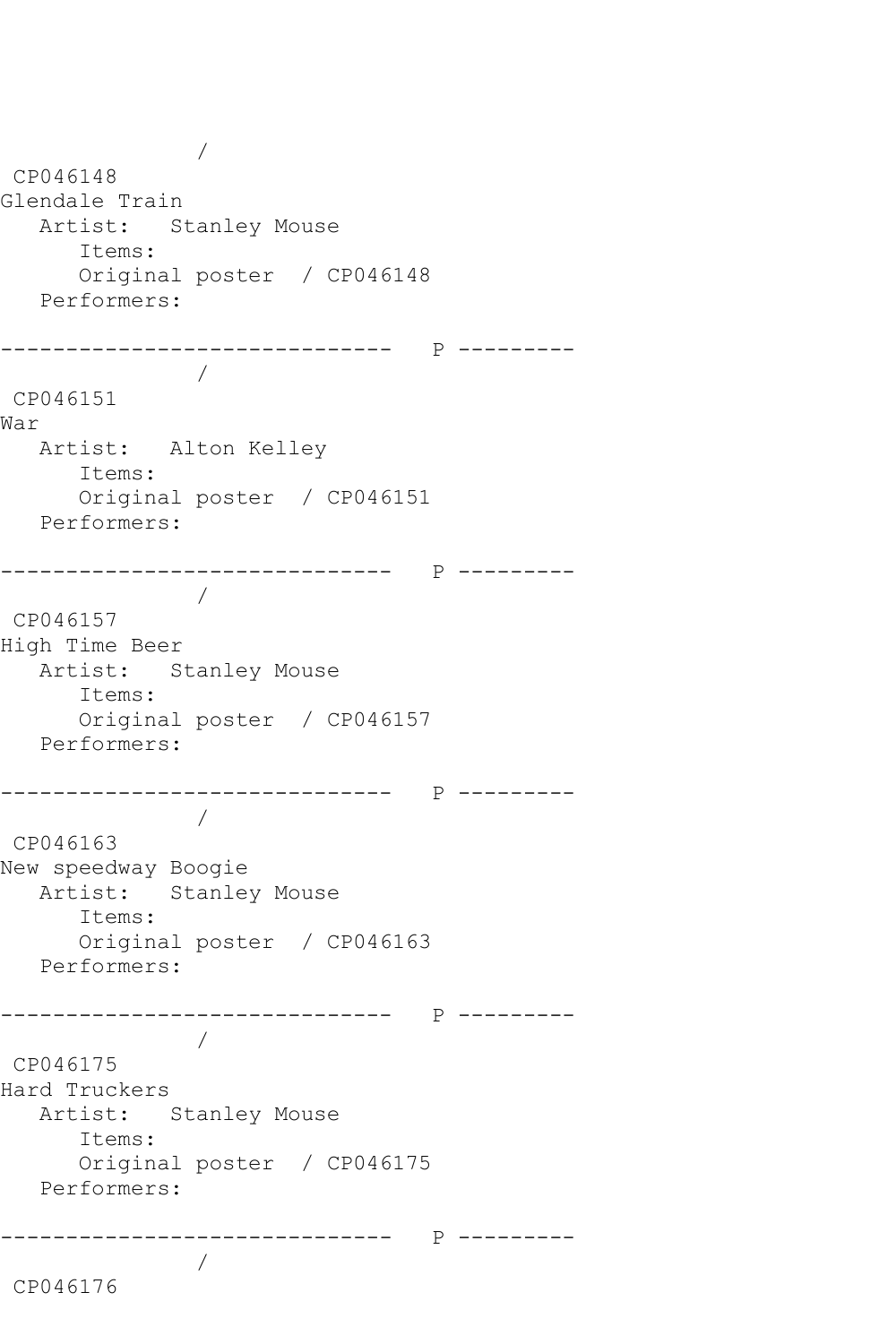/
CP046148
Glendale Train
   Artist:   Stanley Mouse
      Items:
      Original poster  / CP046148
   Performers:

------------------------------   P ---------
/
CP046151
War
   Artist:   Alton Kelley
      Items:
      Original poster  / CP046151
   Performers:

------------------------------   P ---------
/
CP046157
High Time Beer
   Artist:   Stanley Mouse
      Items:
      Original poster  / CP046157
   Performers:

------------------------------   P ---------
/
CP046163
New speedway Boogie
   Artist:   Stanley Mouse
      Items:
      Original poster  / CP046163
   Performers:

------------------------------   P ---------
/
CP046175
Hard Truckers
   Artist:   Stanley Mouse
      Items:
      Original poster  / CP046175
   Performers:

------------------------------   P ---------
/
CP046176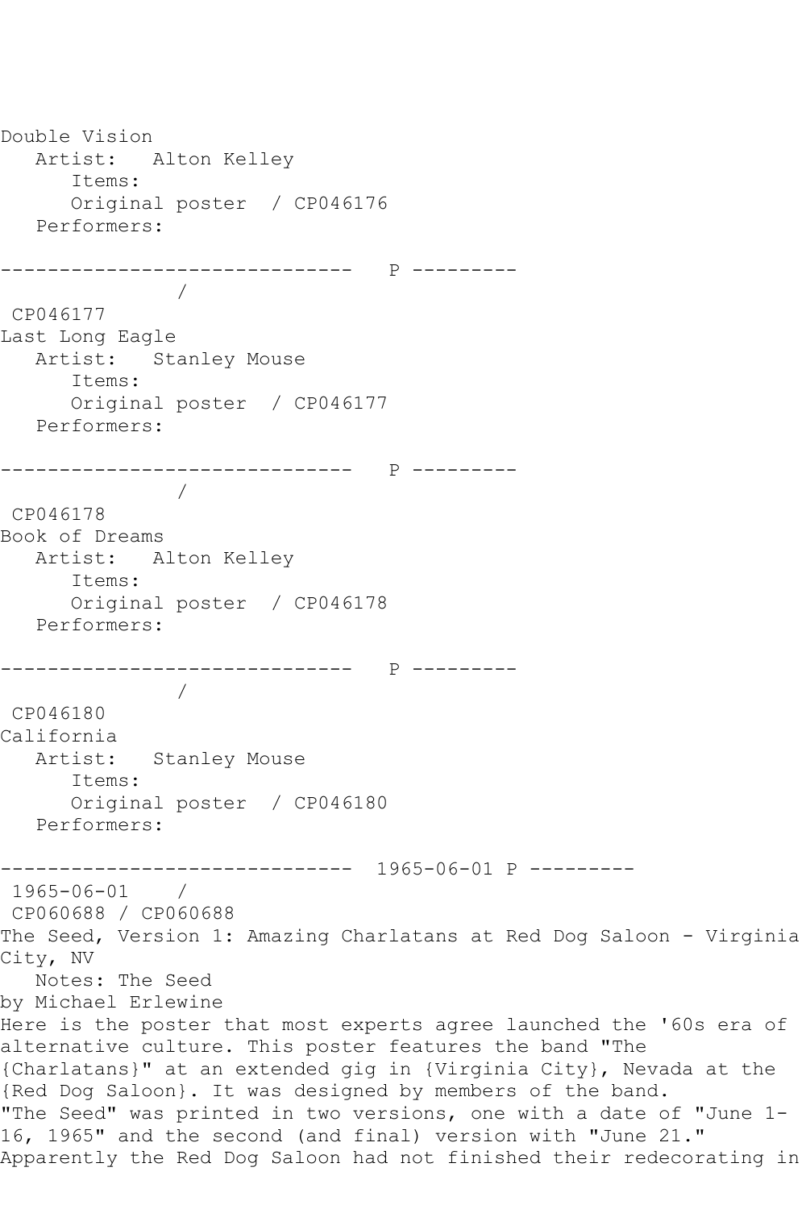Double Vision
   Artist:   Alton Kelley
      Items:
      Original poster  / CP046176
   Performers:

------------------------------   P ---------
                /
 CP046177
Last Long Eagle
   Artist:   Stanley Mouse
      Items:
      Original poster  / CP046177
   Performers:

------------------------------   P ---------
                /
 CP046178
Book of Dreams
   Artist:   Alton Kelley
      Items:
      Original poster  / CP046178
   Performers:

------------------------------   P ---------
                /
 CP046180
California
   Artist:   Stanley Mouse
      Items:
      Original poster  / CP046180
   Performers:

------------------------------  1965-06-01 P ---------
 1965-06-01    /
 CP060688 / CP060688
The Seed, Version 1: Amazing Charlatans at Red Dog Saloon - Virginia City, NV
   Notes: The Seed
by Michael Erlewine
Here is the poster that most experts agree launched the '60s era of alternative culture. This poster features the band "The {Charlatans}" at an extended gig in {Virginia City}, Nevada at the {Red Dog Saloon}. It was designed by members of the band.
"The Seed" was printed in two versions, one with a date of "June 1-16, 1965" and the second (and final) version with "June 21."
Apparently the Red Dog Saloon had not finished their redecorating in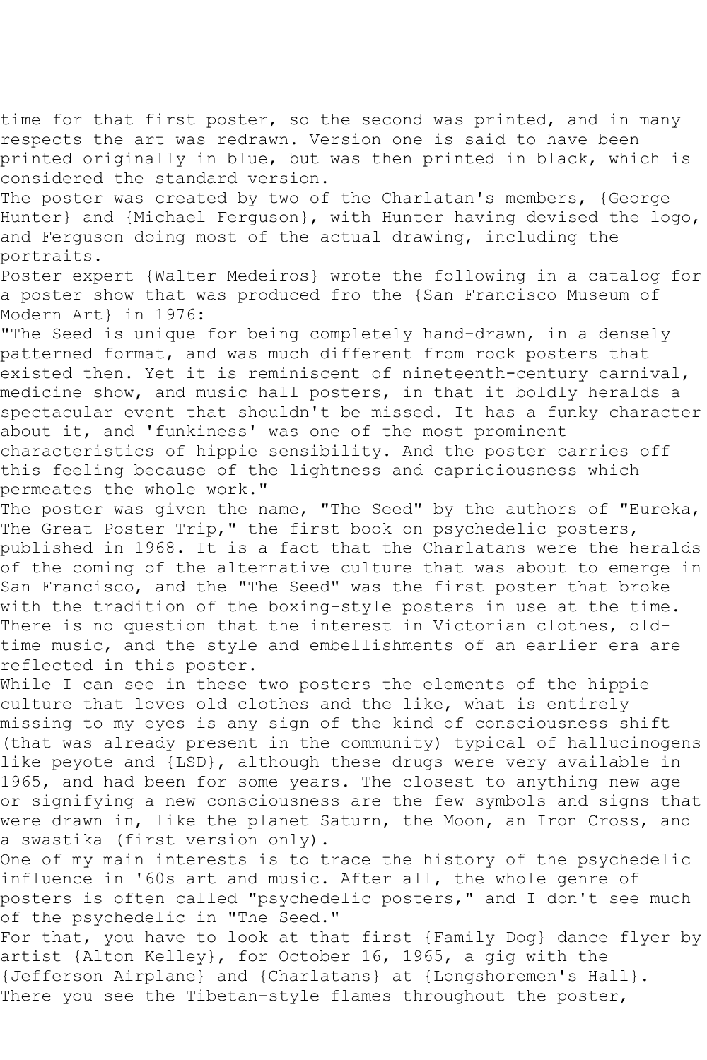time for that first poster, so the second was printed, and in many respects the art was redrawn. Version one is said to have been printed originally in blue, but was then printed in black, which is considered the standard version.

The poster was created by two of the Charlatan's members, {George Hunter} and {Michael Ferguson}, with Hunter having devised the logo, and Ferguson doing most of the actual drawing, including the portraits.

Poster expert {Walter Medeiros} wrote the following in a catalog for a poster show that was produced fro the {San Francisco Museum of Modern Art} in 1976:

"The Seed is unique for being completely hand-drawn, in a densely patterned format, and was much different from rock posters that existed then. Yet it is reminiscent of nineteenth-century carnival, medicine show, and music hall posters, in that it boldly heralds a spectacular event that shouldn't be missed. It has a funky character about it, and 'funkiness' was one of the most prominent characteristics of hippie sensibility. And the poster carries off this feeling because of the lightness and capriciousness which permeates the whole work."

The poster was given the name, "The Seed" by the authors of "Eureka, The Great Poster Trip," the first book on psychedelic posters, published in 1968. It is a fact that the Charlatans were the heralds of the coming of the alternative culture that was about to emerge in San Francisco, and the "The Seed" was the first poster that broke with the tradition of the boxing-style posters in use at the time. There is no question that the interest in Victorian clothes, old-time music, and the style and embellishments of an earlier era are reflected in this poster.

While I can see in these two posters the elements of the hippie culture that loves old clothes and the like, what is entirely missing to my eyes is any sign of the kind of consciousness shift (that was already present in the community) typical of hallucinogens like peyote and {LSD}, although these drugs were very available in 1965, and had been for some years. The closest to anything new age or signifying a new consciousness are the few symbols and signs that were drawn in, like the planet Saturn, the Moon, an Iron Cross, and a swastika (first version only).

One of my main interests is to trace the history of the psychedelic influence in '60s art and music. After all, the whole genre of posters is often called "psychedelic posters," and I don't see much of the psychedelic in "The Seed."

For that, you have to look at that first {Family Dog} dance flyer by artist {Alton Kelley}, for October 16, 1965, a gig with the {Jefferson Airplane} and {Charlatans} at {Longshoremen's Hall}. There you see the Tibetan-style flames throughout the poster,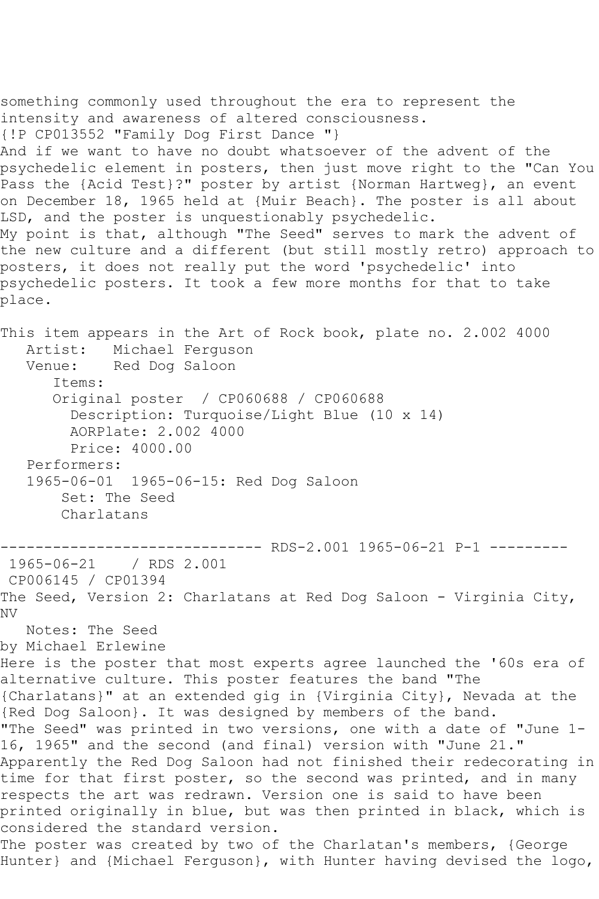something commonly used throughout the era to represent the intensity and awareness of altered consciousness.
{!P CP013552 "Family Dog First Dance "}
And if we want to have no doubt whatsoever of the advent of the psychedelic element in posters, then just move right to the "Can You Pass the {Acid Test}?" poster by artist {Norman Hartweg}, an event on December 18, 1965 held at {Muir Beach}. The poster is all about LSD, and the poster is unquestionably psychedelic.
My point is that, although "The Seed" serves to mark the advent of the new culture and a different (but still mostly retro) approach to posters, it does not really put the word 'psychedelic' into psychedelic posters. It took a few more months for that to take place.

This item appears in the Art of Rock book, plate no. 2.002 4000

```
   Artist:   Michael Ferguson
   Venue:    Red Dog Saloon
      Items:
      Original poster  / CP060688 / CP060688
        Description: Turquoise/Light Blue (10 x 14)
        AORPlate: 2.002 4000
        Price: 4000.00
   Performers:
   1965-06-01  1965-06-15: Red Dog Saloon
       Set: The Seed
       Charlatans
```

------------------------------ RDS-2.001 1965-06-21 P-1 ---------

1965-06-21    / RDS 2.001
CP006145 / CP01394
The Seed, Version 2: Charlatans at Red Dog Saloon - Virginia City, NV
   Notes: The Seed
by Michael Erlewine
Here is the poster that most experts agree launched the '60s era of alternative culture. This poster features the band "The {Charlatans}" at an extended gig in {Virginia City}, Nevada at the {Red Dog Saloon}. It was designed by members of the band.
"The Seed" was printed in two versions, one with a date of "June 1-16, 1965" and the second (and final) version with "June 21." Apparently the Red Dog Saloon had not finished their redecorating in time for that first poster, so the second was printed, and in many respects the art was redrawn. Version one is said to have been printed originally in blue, but was then printed in black, which is considered the standard version.
The poster was created by two of the Charlatan's members, {George Hunter} and {Michael Ferguson}, with Hunter having devised the logo,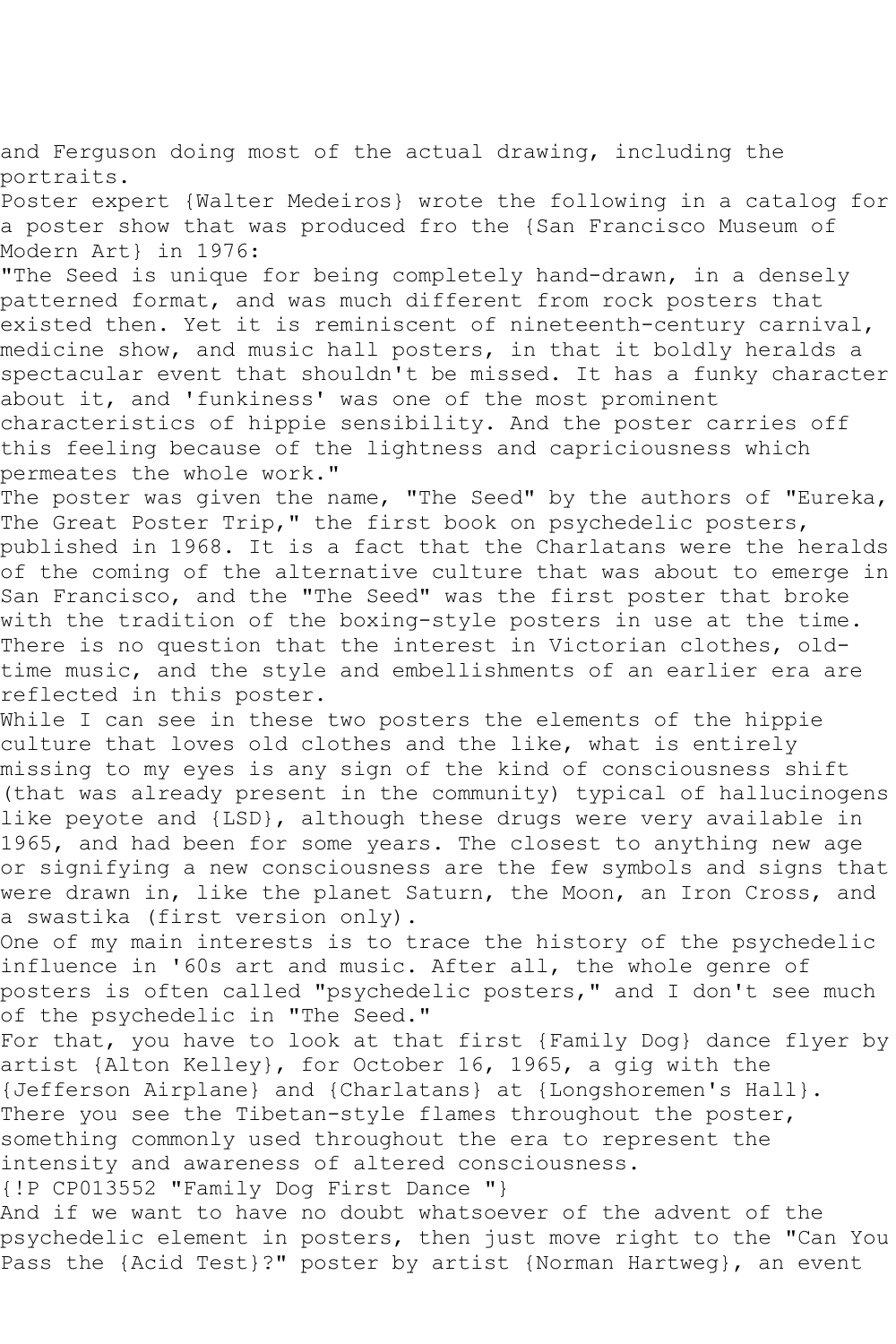and Ferguson doing most of the actual drawing, including the portraits.

Poster expert {Walter Medeiros} wrote the following in a catalog for a poster show that was produced fro the {San Francisco Museum of Modern Art} in 1976:

"The Seed is unique for being completely hand-drawn, in a densely patterned format, and was much different from rock posters that existed then. Yet it is reminiscent of nineteenth-century carnival, medicine show, and music hall posters, in that it boldly heralds a spectacular event that shouldn't be missed. It has a funky character about it, and 'funkiness' was one of the most prominent characteristics of hippie sensibility. And the poster carries off this feeling because of the lightness and capriciousness which permeates the whole work."

The poster was given the name, "The Seed" by the authors of "Eureka, The Great Poster Trip," the first book on psychedelic posters, published in 1968. It is a fact that the Charlatans were the heralds of the coming of the alternative culture that was about to emerge in San Francisco, and the "The Seed" was the first poster that broke with the tradition of the boxing-style posters in use at the time. There is no question that the interest in Victorian clothes, old-time music, and the style and embellishments of an earlier era are reflected in this poster.

While I can see in these two posters the elements of the hippie culture that loves old clothes and the like, what is entirely missing to my eyes is any sign of the kind of consciousness shift (that was already present in the community) typical of hallucinogens like peyote and {LSD}, although these drugs were very available in 1965, and had been for some years. The closest to anything new age or signifying a new consciousness are the few symbols and signs that were drawn in, like the planet Saturn, the Moon, an Iron Cross, and a swastika (first version only).

One of my main interests is to trace the history of the psychedelic influence in '60s art and music. After all, the whole genre of posters is often called "psychedelic posters," and I don't see much of the psychedelic in "The Seed."

For that, you have to look at that first {Family Dog} dance flyer by artist {Alton Kelley}, for October 16, 1965, a gig with the {Jefferson Airplane} and {Charlatans} at {Longshoremen's Hall}. There you see the Tibetan-style flames throughout the poster, something commonly used throughout the era to represent the intensity and awareness of altered consciousness.

{!P CP013552 "Family Dog First Dance "}

And if we want to have no doubt whatsoever of the advent of the psychedelic element in posters, then just move right to the "Can You Pass the {Acid Test}?" poster by artist {Norman Hartweg}, an event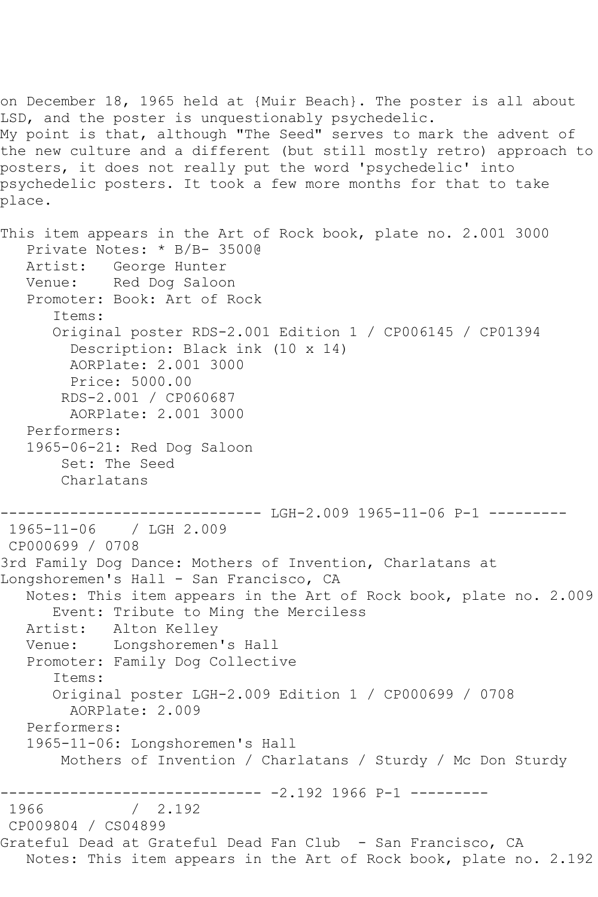on December 18, 1965 held at {Muir Beach}. The poster is all about LSD, and the poster is unquestionably psychedelic.
My point is that, although "The Seed" serves to mark the advent of the new culture and a different (but still mostly retro) approach to posters, it does not really put the word 'psychedelic' into psychedelic posters. It took a few more months for that to take place.

This item appears in the Art of Rock book, plate no. 2.001 3000

```
   Private Notes: * B/B- 3500@
   Artist:   George Hunter
   Venue:    Red Dog Saloon
   Promoter: Book: Art of Rock
      Items:
      Original poster RDS-2.001 Edition 1 / CP006145 / CP01394
        Description: Black ink (10 x 14)
        AORPlate: 2.001 3000
        Price: 5000.00
       RDS-2.001 / CP060687
        AORPlate: 2.001 3000
   Performers:
   1965-06-21: Red Dog Saloon
       Set: The Seed
       Charlatans
```

------------------------------ LGH-2.009 1965-11-06 P-1 ---------

```
 1965-11-06    / LGH 2.009
 CP000699 / 0708
```

3rd Family Dog Dance: Mothers of Invention, Charlatans at Longshoremen's Hall - San Francisco, CA

```
   Notes: This item appears in the Art of Rock book, plate no. 2.009
      Event: Tribute to Ming the Merciless
   Artist:   Alton Kelley
   Venue:    Longshoremen's Hall
   Promoter: Family Dog Collective
      Items:
      Original poster LGH-2.009 Edition 1 / CP000699 / 0708
        AORPlate: 2.009
   Performers:
   1965-11-06: Longshoremen's Hall
       Mothers of Invention / Charlatans / Sturdy / Mc Don Sturdy
```

------------------------------ -2.192 1966 P-1 ---------

```
 1966          /  2.192
 CP009804 / CS04899
```

Grateful Dead at Grateful Dead Fan Club  - San Francisco, CA

```
   Notes: This item appears in the Art of Rock book, plate no. 2.192
```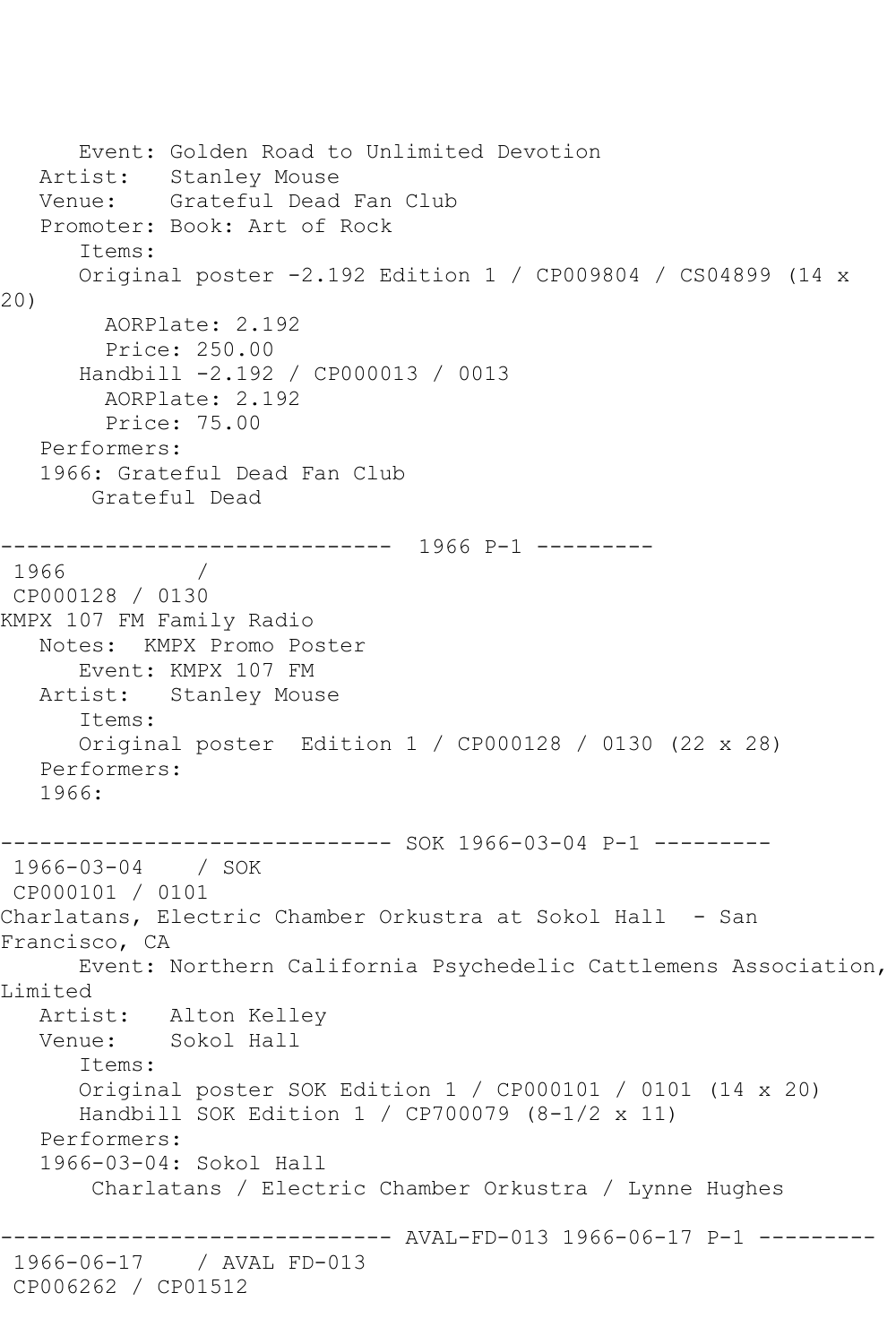```
      Event: Golden Road to Unlimited Devotion
   Artist:   Stanley Mouse
   Venue:    Grateful Dead Fan Club
   Promoter: Book: Art of Rock
      Items:
      Original poster -2.192 Edition 1 / CP009804 / CS04899 (14 x 
20)
        AORPlate: 2.192 
        Price: 250.00
      Handbill -2.192 / CP000013 / 0013
        AORPlate: 2.192 
        Price: 75.00
   Performers:
   1966: Grateful Dead Fan Club
       Grateful Dead

------------------------------  1966 P-1 ---------
 1966          / 
 CP000128 / 0130
KMPX 107 FM Family Radio
   Notes:  KMPX Promo Poster
      Event: KMPX 107 FM
   Artist:   Stanley Mouse
      Items:
      Original poster  Edition 1 / CP000128 / 0130 (22 x 28)
   Performers:
   1966:

------------------------------ SOK 1966-03-04 P-1 ---------
 1966-03-04    / SOK
 CP000101 / 0101
Charlatans, Electric Chamber Orkustra at Sokol Hall  - San 
Francisco, CA
      Event: Northern California Psychedelic Cattlemens Association, 
Limited
   Artist:   Alton Kelley
   Venue:    Sokol Hall
      Items:
      Original poster SOK Edition 1 / CP000101 / 0101 (14 x 20)
      Handbill SOK Edition 1 / CP700079 (8-1/2 x 11)
   Performers:
   1966-03-04: Sokol Hall
       Charlatans / Electric Chamber Orkustra / Lynne Hughes

------------------------------ AVAL-FD-013 1966-06-17 P-1 ---------
 1966-06-17    / AVAL FD-013
 CP006262 / CP01512
```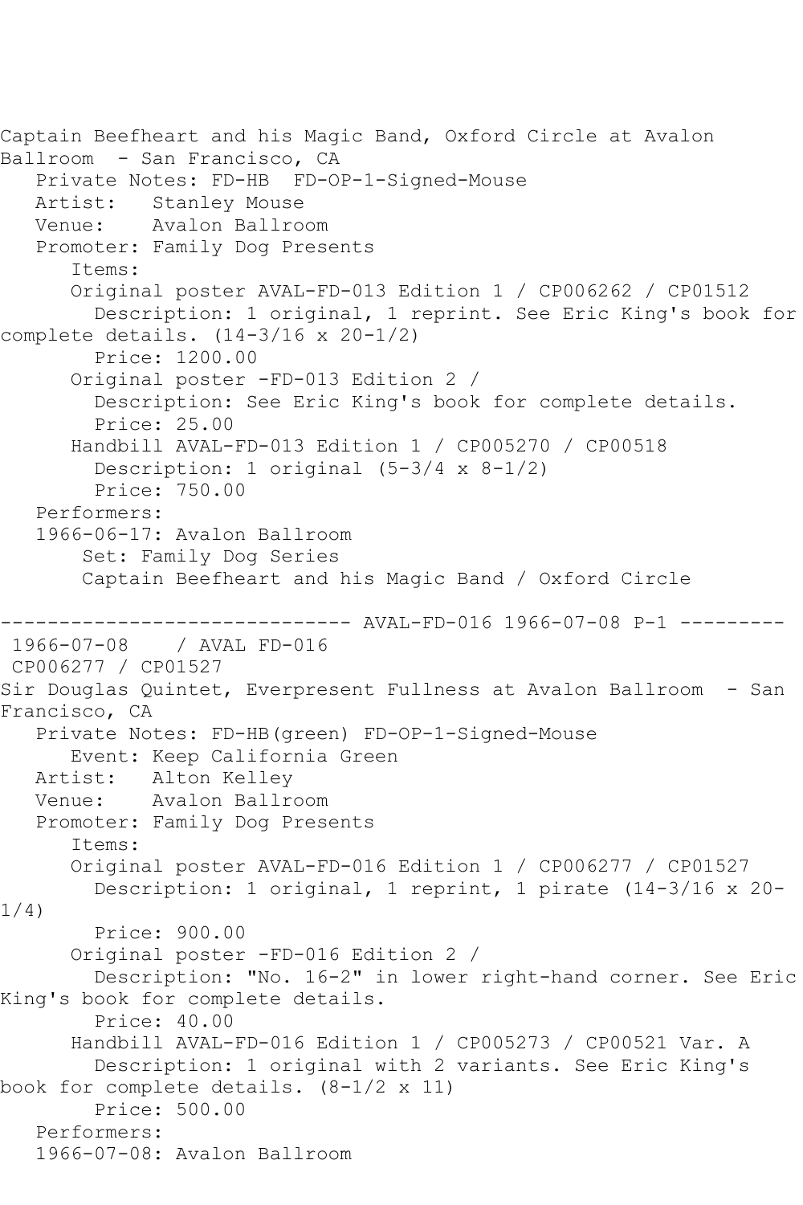Captain Beefheart and his Magic Band, Oxford Circle at Avalon Ballroom - San Francisco, CA

Private Notes: FD-HB FD-OP-1-Signed-Mouse
Artist: Stanley Mouse
Venue: Avalon Ballroom
Promoter: Family Dog Presents

Items:

Original poster AVAL-FD-013 Edition 1 / CP006262 / CP01512
Description: 1 original, 1 reprint. See Eric King's book for complete details. (14-3/16 x 20-1/2)
Price: 1200.00

Original poster -FD-013 Edition 2 /
Description: See Eric King's book for complete details.
Price: 25.00

Handbill AVAL-FD-013 Edition 1 / CP005270 / CP00518
Description: 1 original (5-3/4 x 8-1/2)
Price: 750.00

Performers:

1966-06-17: Avalon Ballroom
Set: Family Dog Series
Captain Beefheart and his Magic Band / Oxford Circle

------------------------------ AVAL-FD-016 1966-07-08 P-1 ---------

1966-07-08 / AVAL FD-016
CP006277 / CP01527

Sir Douglas Quintet, Everpresent Fullness at Avalon Ballroom - San Francisco, CA

Private Notes: FD-HB(green) FD-OP-1-Signed-Mouse
Event: Keep California Green
Artist: Alton Kelley
Venue: Avalon Ballroom
Promoter: Family Dog Presents

Items:

Original poster AVAL-FD-016 Edition 1 / CP006277 / CP01527
Description: 1 original, 1 reprint, 1 pirate (14-3/16 x 20-1/4)
Price: 900.00

Original poster -FD-016 Edition 2 /
Description: "No. 16-2" in lower right-hand corner. See Eric King's book for complete details.
Price: 40.00

Handbill AVAL-FD-016 Edition 1 / CP005273 / CP00521 Var. A
Description: 1 original with 2 variants. See Eric King's book for complete details. (8-1/2 x 11)
Price: 500.00

Performers:

1966-07-08: Avalon Ballroom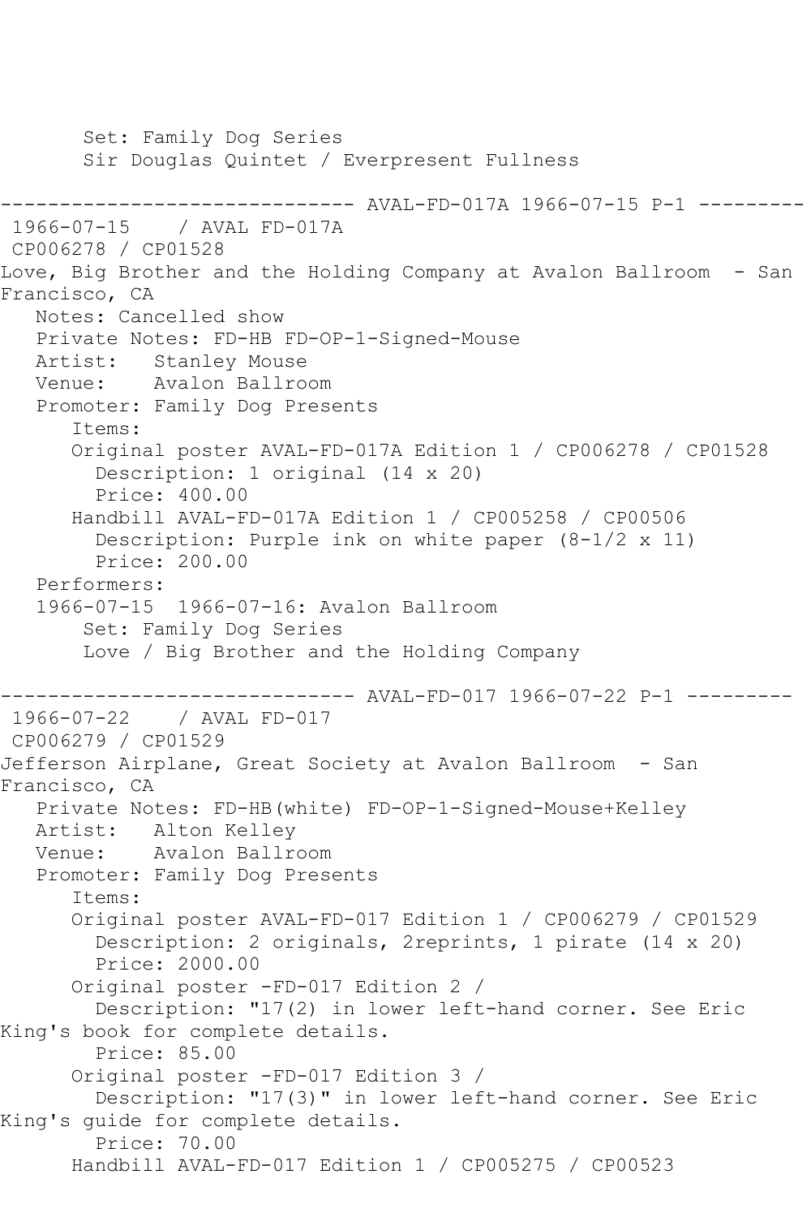```
       Set: Family Dog Series
       Sir Douglas Quintet / Everpresent Fullness

------------------------------ AVAL-FD-017A 1966-07-15 P-1 ---------
 1966-07-15    / AVAL FD-017A
 CP006278 / CP01528
Love, Big Brother and the Holding Company at Avalon Ballroom  - San
Francisco, CA
   Notes: Cancelled show
   Private Notes: FD-HB FD-OP-1-Signed-Mouse
   Artist:   Stanley Mouse
   Venue:    Avalon Ballroom
   Promoter: Family Dog Presents
      Items:
      Original poster AVAL-FD-017A Edition 1 / CP006278 / CP01528
        Description: 1 original (14 x 20)
        Price: 400.00
      Handbill AVAL-FD-017A Edition 1 / CP005258 / CP00506
        Description: Purple ink on white paper (8-1/2 x 11)
        Price: 200.00
   Performers:
   1966-07-15  1966-07-16: Avalon Ballroom
       Set: Family Dog Series
       Love / Big Brother and the Holding Company

------------------------------ AVAL-FD-017 1966-07-22 P-1 ---------
 1966-07-22    / AVAL FD-017
 CP006279 / CP01529
Jefferson Airplane, Great Society at Avalon Ballroom  - San
Francisco, CA
   Private Notes: FD-HB(white) FD-OP-1-Signed-Mouse+Kelley
   Artist:   Alton Kelley
   Venue:    Avalon Ballroom
   Promoter: Family Dog Presents
      Items:
      Original poster AVAL-FD-017 Edition 1 / CP006279 / CP01529
        Description: 2 originals, 2reprints, 1 pirate (14 x 20)
        Price: 2000.00
      Original poster -FD-017 Edition 2 /
        Description: "17(2) in lower left-hand corner. See Eric
King's book for complete details.
        Price: 85.00
      Original poster -FD-017 Edition 3 /
        Description: "17(3)" in lower left-hand corner. See Eric
King's guide for complete details.
        Price: 70.00
      Handbill AVAL-FD-017 Edition 1 / CP005275 / CP00523
```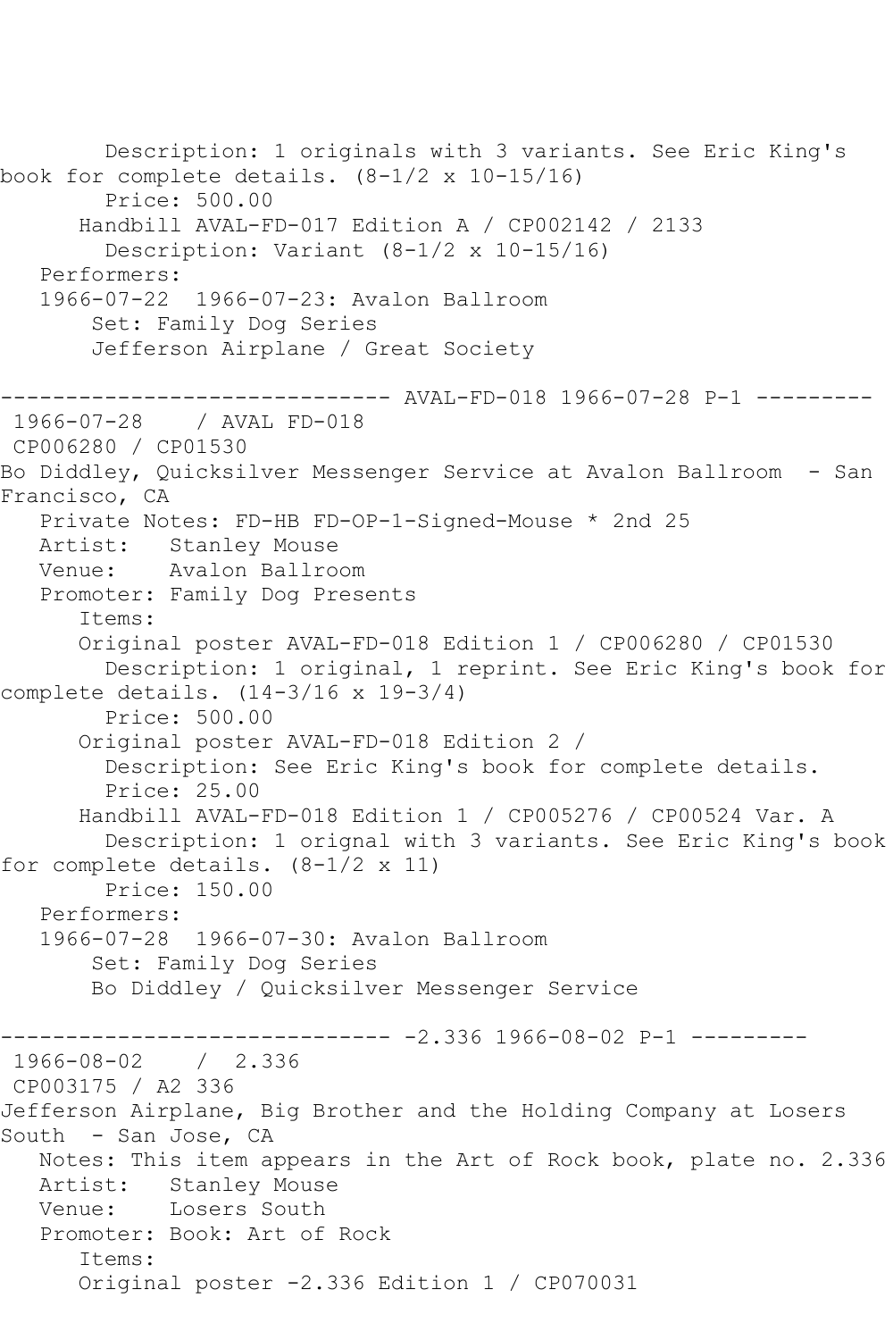Description: 1 originals with 3 variants. See Eric King's book for complete details. (8-1/2 x 10-15/16)
        Price: 500.00
      Handbill AVAL-FD-017 Edition A / CP002142 / 2133
        Description: Variant (8-1/2 x 10-15/16)
   Performers:
   1966-07-22  1966-07-23: Avalon Ballroom
       Set: Family Dog Series
       Jefferson Airplane / Great Society

------------------------------ AVAL-FD-018 1966-07-28 P-1 ---------
 1966-07-28    / AVAL FD-018
 CP006280 / CP01530
Bo Diddley, Quicksilver Messenger Service at Avalon Ballroom  - San Francisco, CA
   Private Notes: FD-HB FD-OP-1-Signed-Mouse * 2nd 25
   Artist:   Stanley Mouse
   Venue:    Avalon Ballroom
   Promoter: Family Dog Presents
      Items:
      Original poster AVAL-FD-018 Edition 1 / CP006280 / CP01530
        Description: 1 original, 1 reprint. See Eric King's book for complete details. (14-3/16 x 19-3/4)
        Price: 500.00
      Original poster AVAL-FD-018 Edition 2 /
        Description: See Eric King's book for complete details.
        Price: 25.00
      Handbill AVAL-FD-018 Edition 1 / CP005276 / CP00524 Var. A
        Description: 1 orignal with 3 variants. See Eric King's book for complete details. (8-1/2 x 11)
        Price: 150.00
   Performers:
   1966-07-28  1966-07-30: Avalon Ballroom
       Set: Family Dog Series
       Bo Diddley / Quicksilver Messenger Service

------------------------------ -2.336 1966-08-02 P-1 ---------
 1966-08-02    /  2.336
 CP003175 / A2 336
Jefferson Airplane, Big Brother and the Holding Company at Losers South  - San Jose, CA
   Notes: This item appears in the Art of Rock book, plate no. 2.336
   Artist:   Stanley Mouse
   Venue:    Losers South
   Promoter: Book: Art of Rock
      Items:
      Original poster -2.336 Edition 1 / CP070031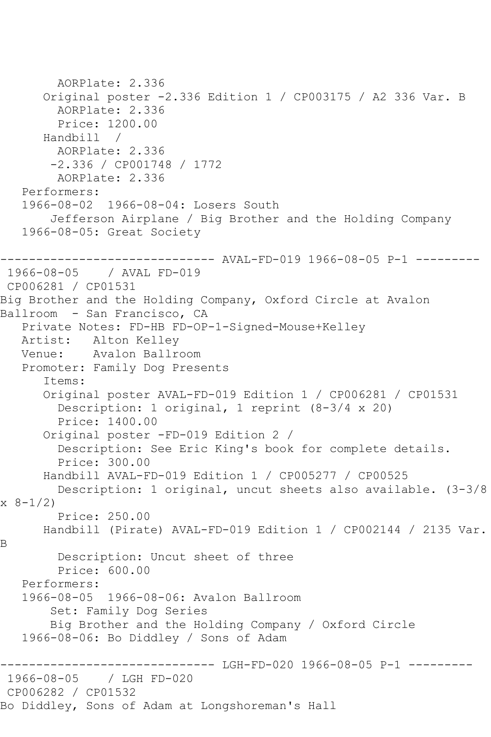```
        AORPlate: 2.336
      Original poster -2.336 Edition 1 / CP003175 / A2 336 Var. B
        AORPlate: 2.336
        Price: 1200.00
      Handbill  /
        AORPlate: 2.336
       -2.336 / CP001748 / 1772
        AORPlate: 2.336
   Performers:
   1966-08-02  1966-08-04: Losers South
       Jefferson Airplane / Big Brother and the Holding Company
   1966-08-05: Great Society

------------------------------ AVAL-FD-019 1966-08-05 P-1 ---------
 1966-08-05    / AVAL FD-019
 CP006281 / CP01531
Big Brother and the Holding Company, Oxford Circle at Avalon
Ballroom  - San Francisco, CA
   Private Notes: FD-HB FD-OP-1-Signed-Mouse+Kelley
   Artist:   Alton Kelley
   Venue:    Avalon Ballroom
   Promoter: Family Dog Presents
      Items:
      Original poster AVAL-FD-019 Edition 1 / CP006281 / CP01531
        Description: 1 original, 1 reprint (8-3/4 x 20)
        Price: 1400.00
      Original poster -FD-019 Edition 2 /
        Description: See Eric King's book for complete details.
        Price: 300.00
      Handbill AVAL-FD-019 Edition 1 / CP005277 / CP00525
        Description: 1 original, uncut sheets also available. (3-3/8
x 8-1/2)
        Price: 250.00
      Handbill (Pirate) AVAL-FD-019 Edition 1 / CP002144 / 2135 Var.
B
        Description: Uncut sheet of three
        Price: 600.00
   Performers:
   1966-08-05  1966-08-06: Avalon Ballroom
       Set: Family Dog Series
       Big Brother and the Holding Company / Oxford Circle
   1966-08-06: Bo Diddley / Sons of Adam

------------------------------ LGH-FD-020 1966-08-05 P-1 ---------
 1966-08-05    / LGH FD-020
 CP006282 / CP01532
Bo Diddley, Sons of Adam at Longshoreman's Hall
```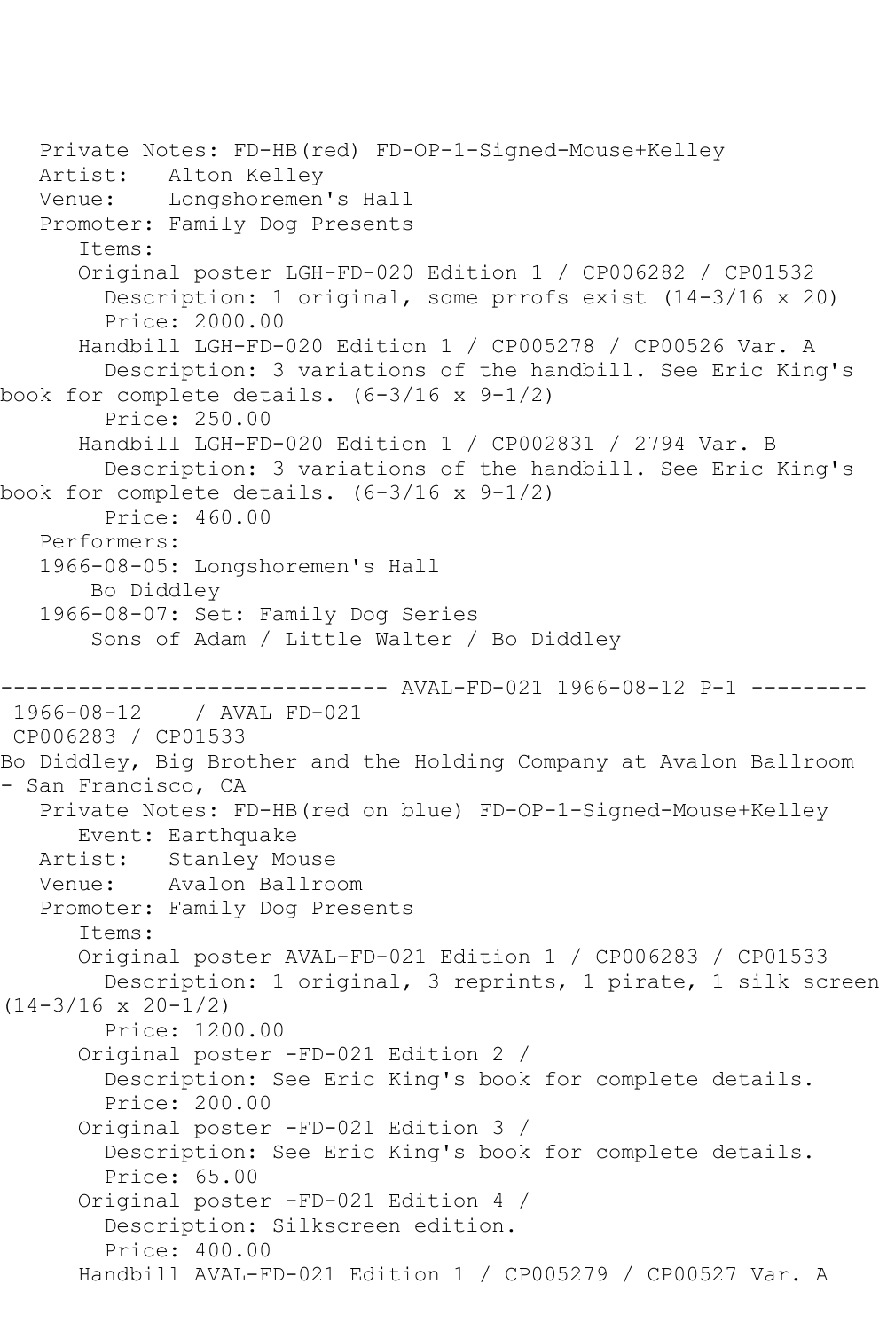Private Notes: FD-HB(red) FD-OP-1-Signed-Mouse+Kelley
Artist: Alton Kelley
Venue: Longshoremen's Hall
Promoter: Family Dog Presents
Items:
Original poster LGH-FD-020 Edition 1 / CP006282 / CP01532
Description: 1 original, some prrofs exist (14-3/16 x 20)
Price: 2000.00
Handbill LGH-FD-020 Edition 1 / CP005278 / CP00526 Var. A
Description: 3 variations of the handbill. See Eric King's book for complete details. (6-3/16 x 9-1/2)
Price: 250.00
Handbill LGH-FD-020 Edition 1 / CP002831 / 2794 Var. B
Description: 3 variations of the handbill. See Eric King's book for complete details. (6-3/16 x 9-1/2)
Price: 460.00
Performers:
1966-08-05: Longshoremen's Hall
Bo Diddley
1966-08-07: Set: Family Dog Series
Sons of Adam / Little Walter / Bo Diddley

------------------------------ AVAL-FD-021 1966-08-12 P-1 ---------

1966-08-12 / AVAL FD-021
CP006283 / CP01533
Bo Diddley, Big Brother and the Holding Company at Avalon Ballroom - San Francisco, CA
Private Notes: FD-HB(red on blue) FD-OP-1-Signed-Mouse+Kelley
Event: Earthquake
Artist: Stanley Mouse
Venue: Avalon Ballroom
Promoter: Family Dog Presents
Items:
Original poster AVAL-FD-021 Edition 1 / CP006283 / CP01533
Description: 1 original, 3 reprints, 1 pirate, 1 silk screen (14-3/16 x 20-1/2)
Price: 1200.00
Original poster -FD-021 Edition 2 /
Description: See Eric King's book for complete details.
Price: 200.00
Original poster -FD-021 Edition 3 /
Description: See Eric King's book for complete details.
Price: 65.00
Original poster -FD-021 Edition 4 /
Description: Silkscreen edition.
Price: 400.00
Handbill AVAL-FD-021 Edition 1 / CP005279 / CP00527 Var. A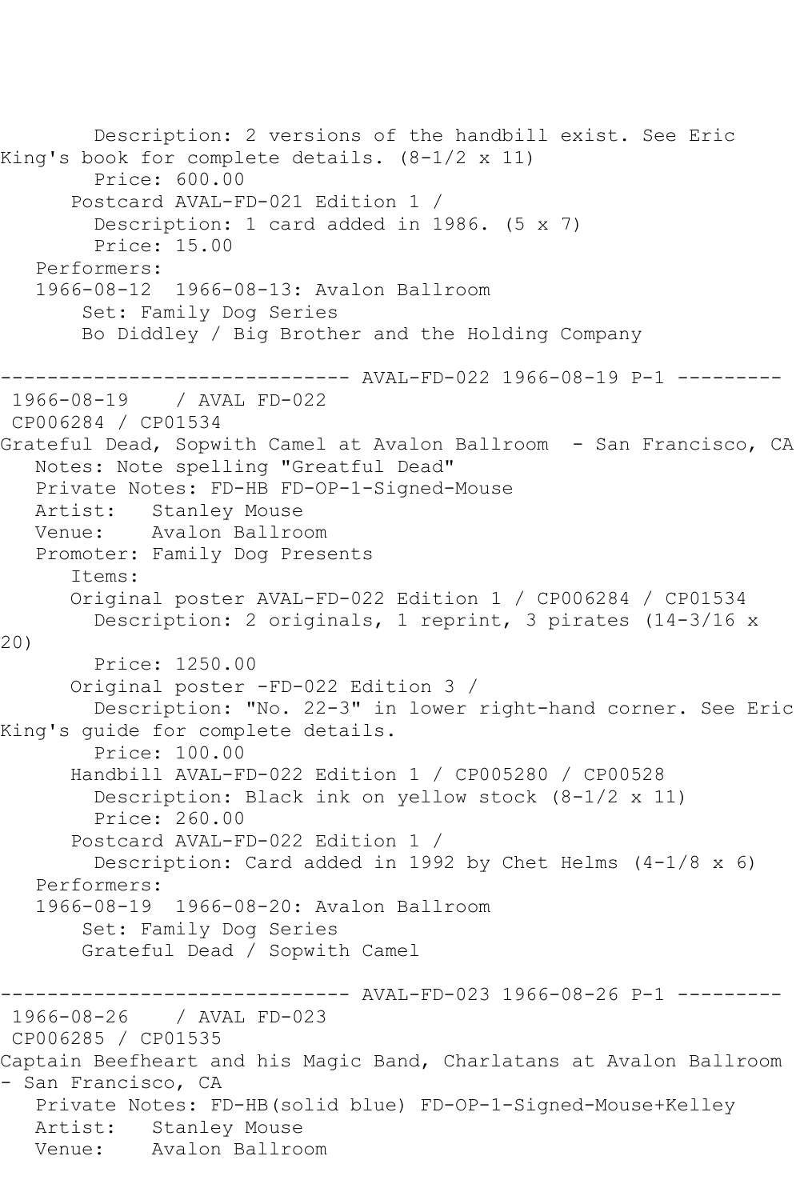Description: 2 versions of the handbill exist. See Eric King's book for complete details. (8-1/2 x 11)
Price: 600.00
Postcard AVAL-FD-021 Edition 1 /
Description: 1 card added in 1986. (5 x 7)
Price: 15.00
Performers:
1966-08-12 1966-08-13: Avalon Ballroom
Set: Family Dog Series
Bo Diddley / Big Brother and the Holding Company

------------------------------ AVAL-FD-022 1966-08-19 P-1 ---------

1966-08-19 / AVAL FD-022
CP006284 / CP01534
Grateful Dead, Sopwith Camel at Avalon Ballroom - San Francisco, CA
Notes: Note spelling "Greatful Dead"
Private Notes: FD-HB FD-OP-1-Signed-Mouse
Artist: Stanley Mouse
Venue: Avalon Ballroom
Promoter: Family Dog Presents
Items:
Original poster AVAL-FD-022 Edition 1 / CP006284 / CP01534
Description: 2 originals, 1 reprint, 3 pirates (14-3/16 x 20)
Price: 1250.00
Original poster -FD-022 Edition 3 /
Description: "No. 22-3" in lower right-hand corner. See Eric King's guide for complete details.
Price: 100.00
Handbill AVAL-FD-022 Edition 1 / CP005280 / CP00528
Description: Black ink on yellow stock (8-1/2 x 11)
Price: 260.00
Postcard AVAL-FD-022 Edition 1 /
Description: Card added in 1992 by Chet Helms (4-1/8 x 6)
Performers:
1966-08-19 1966-08-20: Avalon Ballroom
Set: Family Dog Series
Grateful Dead / Sopwith Camel

------------------------------ AVAL-FD-023 1966-08-26 P-1 ---------

1966-08-26 / AVAL FD-023
CP006285 / CP01535
Captain Beefheart and his Magic Band, Charlatans at Avalon Ballroom - San Francisco, CA
Private Notes: FD-HB(solid blue) FD-OP-1-Signed-Mouse+Kelley
Artist: Stanley Mouse
Venue: Avalon Ballroom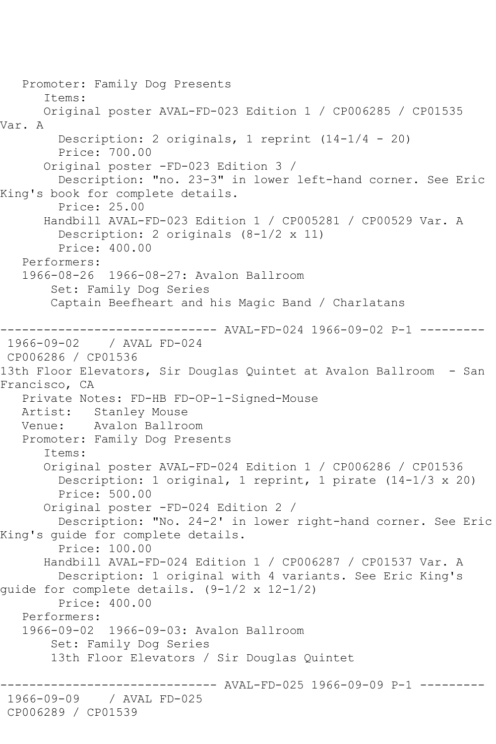Promoter: Family Dog Presents
Items:
Original poster AVAL-FD-023 Edition 1 / CP006285 / CP01535 Var. A
Description: 2 originals, 1 reprint (14-1/4 - 20)
Price: 700.00
Original poster -FD-023 Edition 3 /
Description: "no. 23-3" in lower left-hand corner. See Eric King's book for complete details.
Price: 25.00
Handbill AVAL-FD-023 Edition 1 / CP005281 / CP00529 Var. A
Description: 2 originals (8-1/2 x 11)
Price: 400.00
Performers:
1966-08-26 1966-08-27: Avalon Ballroom
Set: Family Dog Series
Captain Beefheart and his Magic Band / Charlatans

------------------------------ AVAL-FD-024 1966-09-02 P-1 ---------

1966-09-02 / AVAL FD-024
CP006286 / CP01536
13th Floor Elevators, Sir Douglas Quintet at Avalon Ballroom - San Francisco, CA
Private Notes: FD-HB FD-OP-1-Signed-Mouse
Artist: Stanley Mouse
Venue: Avalon Ballroom
Promoter: Family Dog Presents
Items:
Original poster AVAL-FD-024 Edition 1 / CP006286 / CP01536
Description: 1 original, 1 reprint, 1 pirate (14-1/3 x 20)
Price: 500.00
Original poster -FD-024 Edition 2 /
Description: "No. 24-2' in lower right-hand corner. See Eric King's guide for complete details.
Price: 100.00
Handbill AVAL-FD-024 Edition 1 / CP006287 / CP01537 Var. A
Description: 1 original with 4 variants. See Eric King's guide for complete details. (9-1/2 x 12-1/2)
Price: 400.00
Performers:
1966-09-02 1966-09-03: Avalon Ballroom
Set: Family Dog Series
13th Floor Elevators / Sir Douglas Quintet

------------------------------ AVAL-FD-025 1966-09-09 P-1 ---------

1966-09-09 / AVAL FD-025
CP006289 / CP01539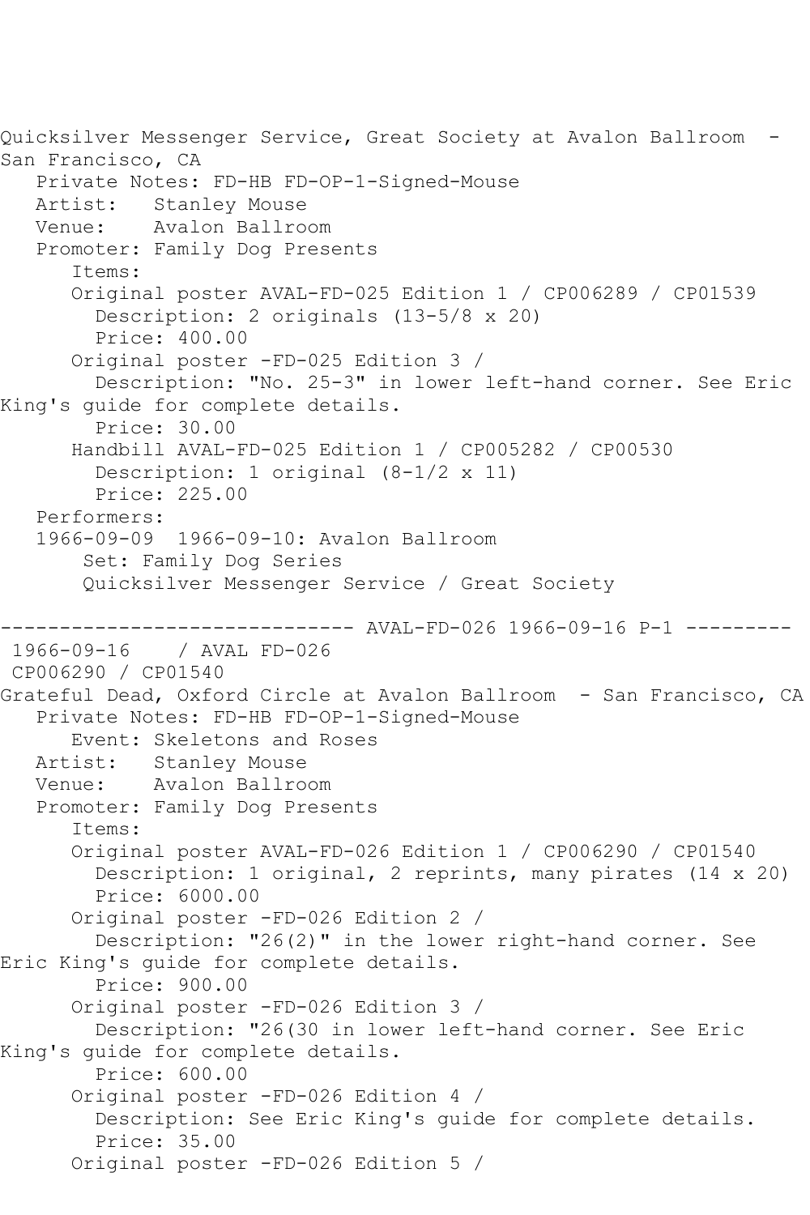Quicksilver Messenger Service, Great Society at Avalon Ballroom - San Francisco, CA

Private Notes: FD-HB FD-OP-1-Signed-Mouse
Artist: Stanley Mouse
Venue: Avalon Ballroom
Promoter: Family Dog Presents
Items:
Original poster AVAL-FD-025 Edition 1 / CP006289 / CP01539
Description: 2 originals (13-5/8 x 20)
Price: 400.00
Original poster -FD-025 Edition 3 /
Description: "No. 25-3" in lower left-hand corner. See Eric King's guide for complete details.
Price: 30.00
Handbill AVAL-FD-025 Edition 1 / CP005282 / CP00530
Description: 1 original (8-1/2 x 11)
Price: 225.00
Performers:
1966-09-09 1966-09-10: Avalon Ballroom
Set: Family Dog Series
Quicksilver Messenger Service / Great Society

------------------------------ AVAL-FD-026 1966-09-16 P-1 ---------

1966-09-16 / AVAL FD-026
CP006290 / CP01540
Grateful Dead, Oxford Circle at Avalon Ballroom - San Francisco, CA

Private Notes: FD-HB FD-OP-1-Signed-Mouse
Event: Skeletons and Roses
Artist: Stanley Mouse
Venue: Avalon Ballroom
Promoter: Family Dog Presents
Items:
Original poster AVAL-FD-026 Edition 1 / CP006290 / CP01540
Description: 1 original, 2 reprints, many pirates (14 x 20)
Price: 6000.00
Original poster -FD-026 Edition 2 /
Description: "26(2)" in the lower right-hand corner. See Eric King's guide for complete details.
Price: 900.00
Original poster -FD-026 Edition 3 /
Description: "26(30 in lower left-hand corner. See Eric King's guide for complete details.
Price: 600.00
Original poster -FD-026 Edition 4 /
Description: See Eric King's guide for complete details.
Price: 35.00
Original poster -FD-026 Edition 5 /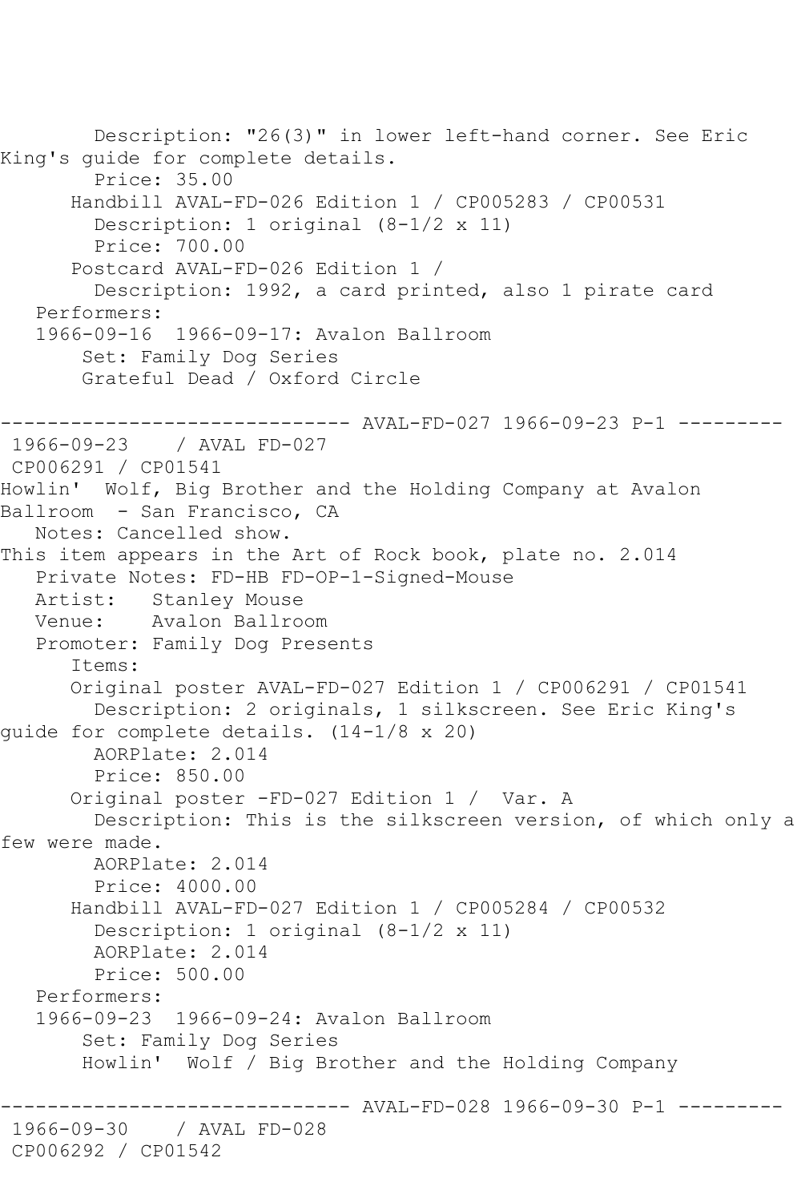Description: "26(3)" in lower left-hand corner. See Eric King's guide for complete details.
Price: 35.00
Handbill AVAL-FD-026 Edition 1 / CP005283 / CP00531
Description: 1 original (8-1/2 x 11)
Price: 700.00
Postcard AVAL-FD-026 Edition 1 /
Description: 1992, a card printed, also 1 pirate card
Performers:
1966-09-16 1966-09-17: Avalon Ballroom
Set: Family Dog Series
Grateful Dead / Oxford Circle

------------------------------ AVAL-FD-027 1966-09-23 P-1 ---------
1966-09-23 / AVAL FD-027
CP006291 / CP01541
Howlin' Wolf, Big Brother and the Holding Company at Avalon Ballroom - San Francisco, CA
Notes: Cancelled show.
This item appears in the Art of Rock book, plate no. 2.014
Private Notes: FD-HB FD-OP-1-Signed-Mouse
Artist: Stanley Mouse
Venue: Avalon Ballroom
Promoter: Family Dog Presents
Items:
Original poster AVAL-FD-027 Edition 1 / CP006291 / CP01541
Description: 2 originals, 1 silkscreen. See Eric King's guide for complete details. (14-1/8 x 20)
AORPlate: 2.014
Price: 850.00
Original poster -FD-027 Edition 1 / Var. A
Description: This is the silkscreen version, of which only a few were made.
AORPlate: 2.014
Price: 4000.00
Handbill AVAL-FD-027 Edition 1 / CP005284 / CP00532
Description: 1 original (8-1/2 x 11)
AORPlate: 2.014
Price: 500.00
Performers:
1966-09-23 1966-09-24: Avalon Ballroom
Set: Family Dog Series
Howlin' Wolf / Big Brother and the Holding Company

------------------------------ AVAL-FD-028 1966-09-30 P-1 ---------
1966-09-30 / AVAL FD-028
CP006292 / CP01542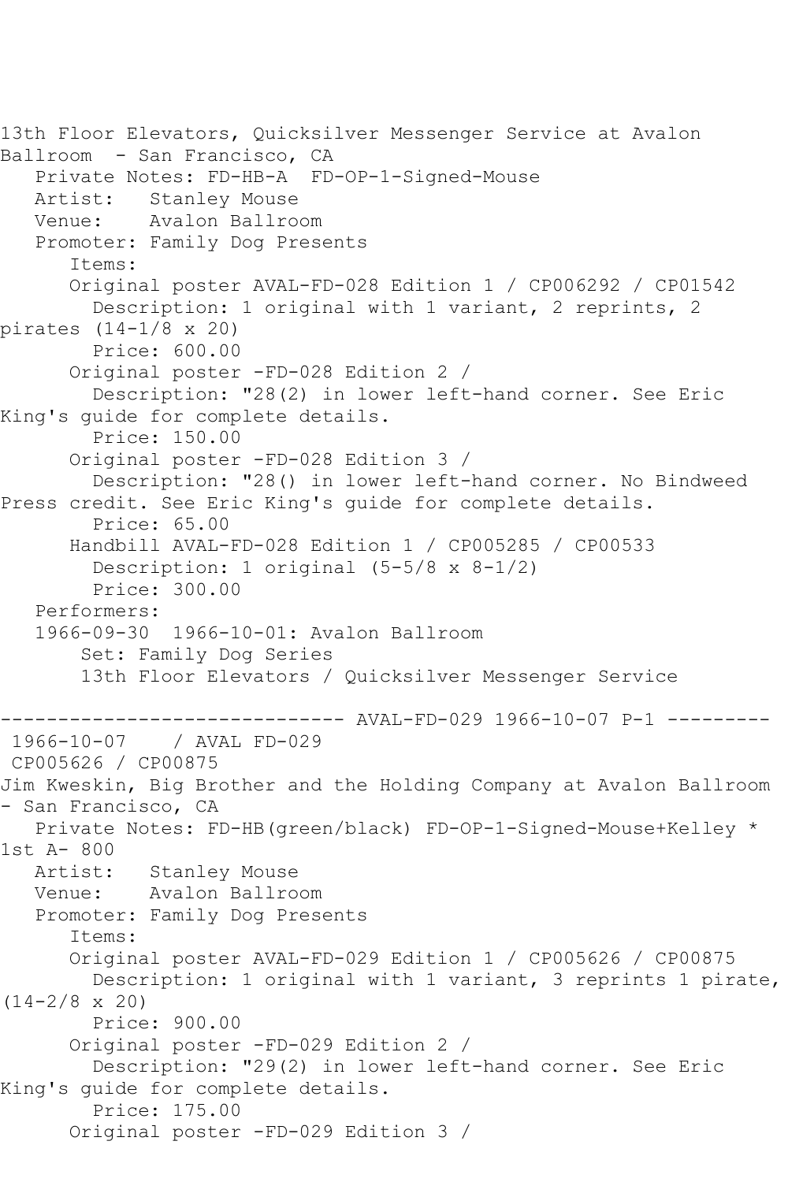13th Floor Elevators, Quicksilver Messenger Service at Avalon Ballroom - San Francisco, CA

Private Notes: FD-HB-A  FD-OP-1-Signed-Mouse

Artist: Stanley Mouse

Venue: Avalon Ballroom

Promoter: Family Dog Presents

Items:

Original poster AVAL-FD-028 Edition 1 / CP006292 / CP01542

Description: 1 original with 1 variant, 2 reprints, 2 pirates (14-1/8 x 20)

Price: 600.00

Original poster -FD-028 Edition 2 /

Description: "28(2) in lower left-hand corner. See Eric King's guide for complete details.

Price: 150.00

Original poster -FD-028 Edition 3 /

Description: "28() in lower left-hand corner. No Bindweed Press credit. See Eric King's guide for complete details.

Price: 65.00

Handbill AVAL-FD-028 Edition 1 / CP005285 / CP00533

Description: 1 original (5-5/8 x 8-1/2)

Price: 300.00

Performers:

1966-09-30  1966-10-01: Avalon Ballroom

Set: Family Dog Series

13th Floor Elevators / Quicksilver Messenger Service

------------------------------ AVAL-FD-029 1966-10-07 P-1 ---------

1966-10-07    / AVAL FD-029

CP005626 / CP00875

Jim Kweskin, Big Brother and the Holding Company at Avalon Ballroom - San Francisco, CA

Private Notes: FD-HB(green/black) FD-OP-1-Signed-Mouse+Kelley * 1st A- 800

Artist: Stanley Mouse

Venue: Avalon Ballroom

Promoter: Family Dog Presents

Items:

Original poster AVAL-FD-029 Edition 1 / CP005626 / CP00875

Description: 1 original with 1 variant, 3 reprints 1 pirate, (14-2/8 x 20)

Price: 900.00

Original poster -FD-029 Edition 2 /

Description: "29(2) in lower left-hand corner. See Eric King's guide for complete details.

Price: 175.00

Original poster -FD-029 Edition 3 /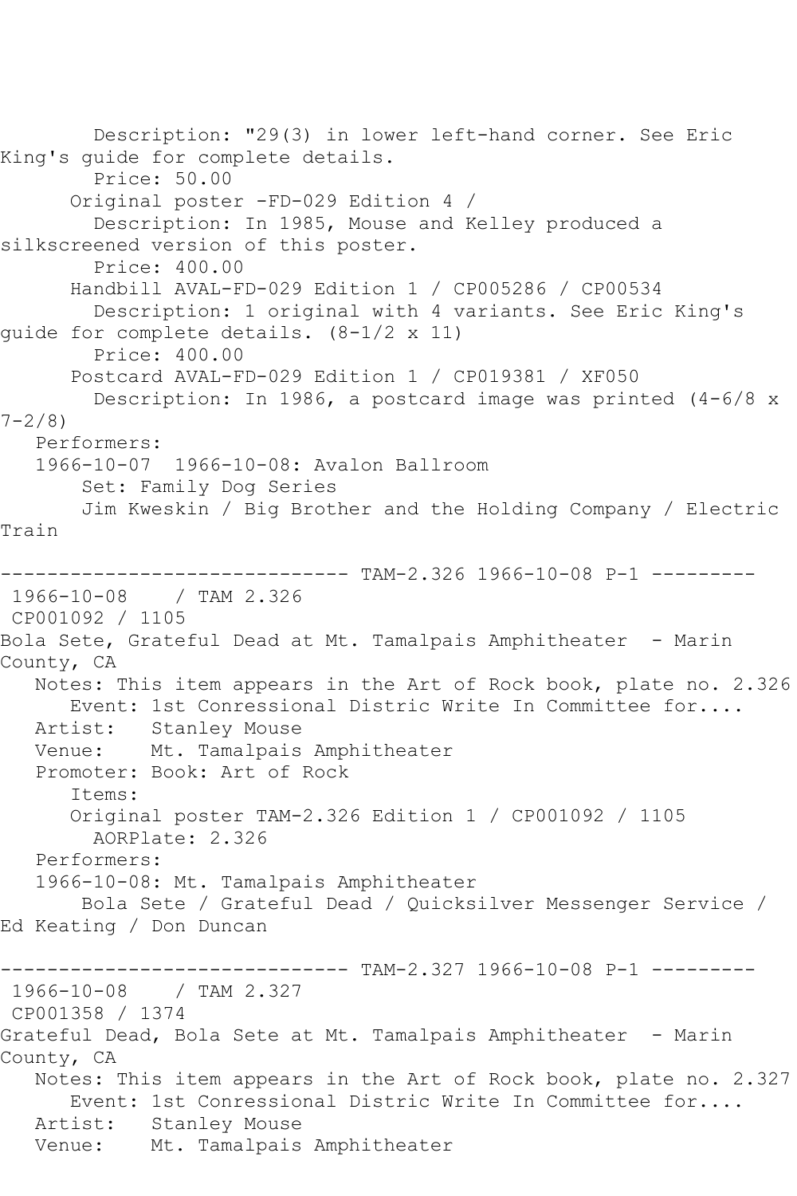Description: "29(3) in lower left-hand corner. See Eric King's guide for complete details.
Price: 50.00
Original poster -FD-029 Edition 4 /
Description: In 1985, Mouse and Kelley produced a silkscreened version of this poster.
Price: 400.00
Handbill AVAL-FD-029 Edition 1 / CP005286 / CP00534
Description: 1 original with 4 variants. See Eric King's guide for complete details. (8-1/2 x 11)
Price: 400.00
Postcard AVAL-FD-029 Edition 1 / CP019381 / XF050
Description: In 1986, a postcard image was printed (4-6/8 x 7-2/8)
Performers:
1966-10-07 1966-10-08: Avalon Ballroom
Set: Family Dog Series
Jim Kweskin / Big Brother and the Holding Company / Electric Train

------------------------------ TAM-2.326 1966-10-08 P-1 ---------

1966-10-08 / TAM 2.326
CP001092 / 1105
Bola Sete, Grateful Dead at Mt. Tamalpais Amphitheater - Marin County, CA
Notes: This item appears in the Art of Rock book, plate no. 2.326
Event: 1st Conressional Distric Write In Committee for....
Artist: Stanley Mouse
Venue: Mt. Tamalpais Amphitheater
Promoter: Book: Art of Rock
Items:
Original poster TAM-2.326 Edition 1 / CP001092 / 1105
AORPlate: 2.326
Performers:
1966-10-08: Mt. Tamalpais Amphitheater
Bola Sete / Grateful Dead / Quicksilver Messenger Service / Ed Keating / Don Duncan

------------------------------ TAM-2.327 1966-10-08 P-1 ---------

1966-10-08 / TAM 2.327
CP001358 / 1374
Grateful Dead, Bola Sete at Mt. Tamalpais Amphitheater - Marin County, CA
Notes: This item appears in the Art of Rock book, plate no. 2.327
Event: 1st Conressional Distric Write In Committee for....
Artist: Stanley Mouse
Venue: Mt. Tamalpais Amphitheater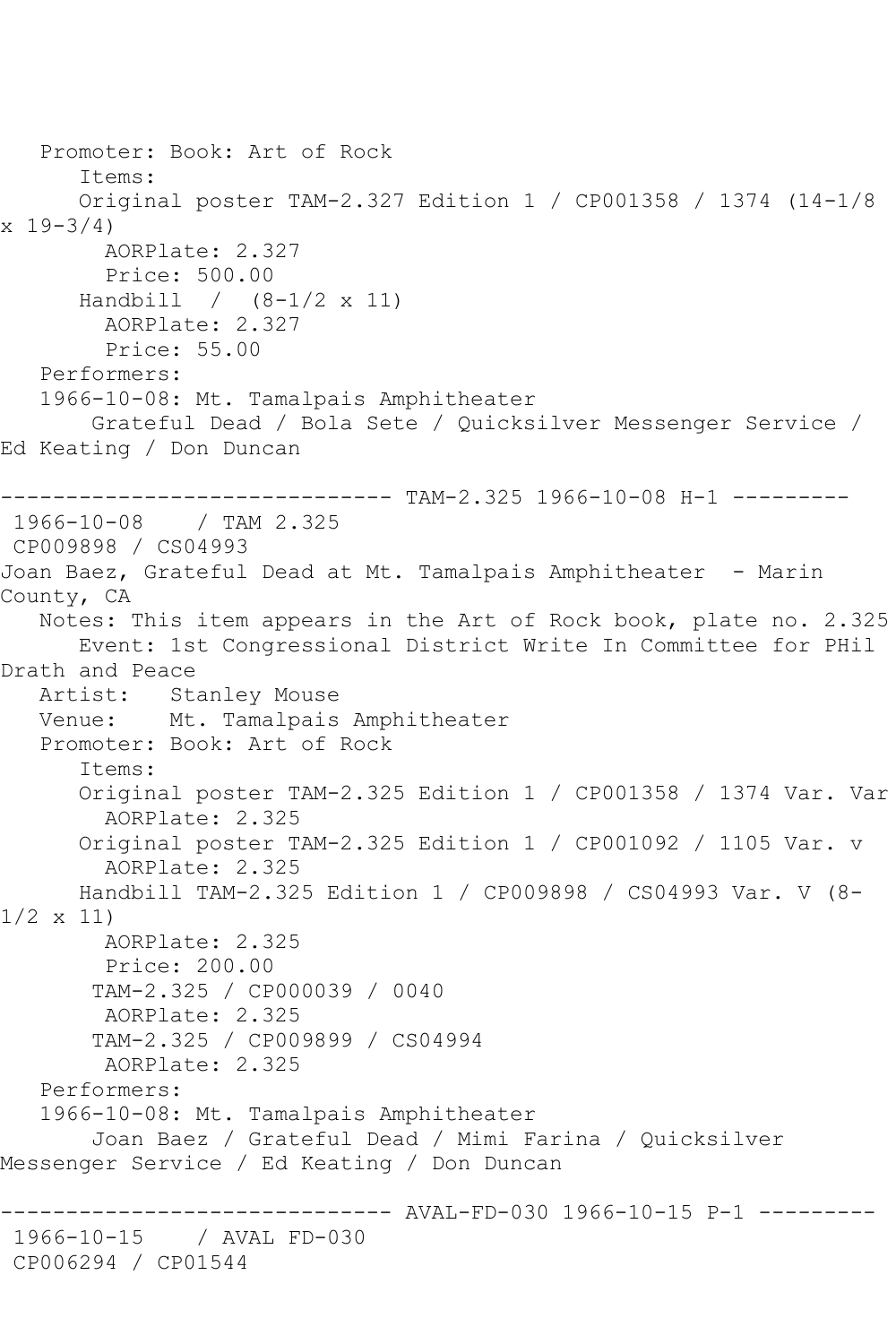Promoter: Book: Art of Rock
Items:
Original poster TAM-2.327 Edition 1 / CP001358 / 1374 (14-1/8 x 19-3/4)
AORPlate: 2.327
Price: 500.00
Handbill / (8-1/2 x 11)
AORPlate: 2.327
Price: 55.00
Performers:
1966-10-08: Mt. Tamalpais Amphitheater
Grateful Dead / Bola Sete / Quicksilver Messenger Service / Ed Keating / Don Duncan

------------------------------ TAM-2.325 1966-10-08 H-1 ---------
1966-10-08 / TAM 2.325
CP009898 / CS04993
Joan Baez, Grateful Dead at Mt. Tamalpais Amphitheater - Marin County, CA
Notes: This item appears in the Art of Rock book, plate no. 2.325
Event: 1st Congressional District Write In Committee for PHil Drath and Peace
Artist: Stanley Mouse
Venue: Mt. Tamalpais Amphitheater
Promoter: Book: Art of Rock
Items:
Original poster TAM-2.325 Edition 1 / CP001358 / 1374 Var. Var
AORPlate: 2.325
Original poster TAM-2.325 Edition 1 / CP001092 / 1105 Var. v
AORPlate: 2.325
Handbill TAM-2.325 Edition 1 / CP009898 / CS04993 Var. V (8-1/2 x 11)
AORPlate: 2.325
Price: 200.00
TAM-2.325 / CP000039 / 0040
AORPlate: 2.325
TAM-2.325 / CP009899 / CS04994
AORPlate: 2.325
Performers:
1966-10-08: Mt. Tamalpais Amphitheater
Joan Baez / Grateful Dead / Mimi Farina / Quicksilver Messenger Service / Ed Keating / Don Duncan

------------------------------ AVAL-FD-030 1966-10-15 P-1 ---------
1966-10-15 / AVAL FD-030
CP006294 / CP01544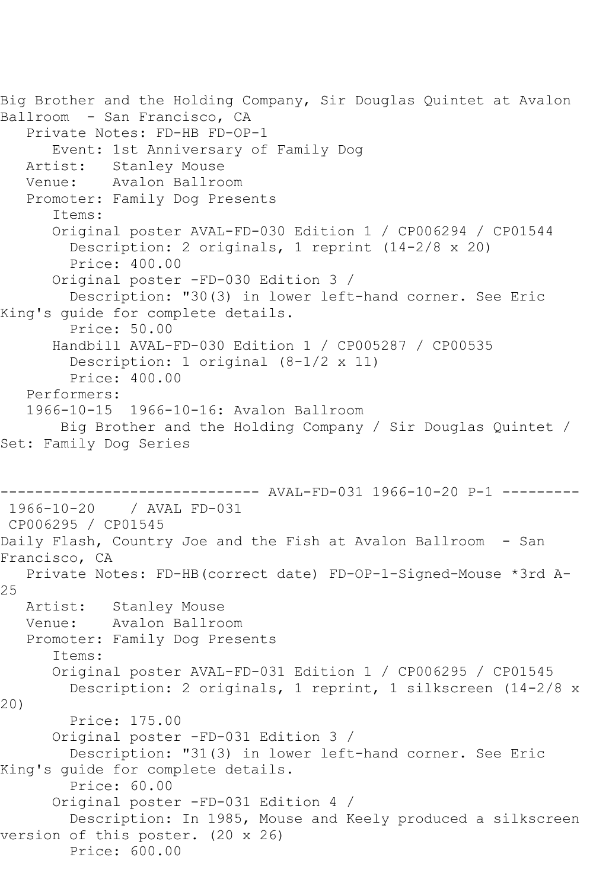Big Brother and the Holding Company, Sir Douglas Quintet at Avalon Ballroom - San Francisco, CA

Private Notes: FD-HB FD-OP-1

Event: 1st Anniversary of Family Dog

Artist: Stanley Mouse

Venue: Avalon Ballroom

Promoter: Family Dog Presents

Items:

Original poster AVAL-FD-030 Edition 1 / CP006294 / CP01544

Description: 2 originals, 1 reprint (14-2/8 x 20)

Price: 400.00

Original poster -FD-030 Edition 3 /

Description: "30(3) in lower left-hand corner. See Eric King's guide for complete details.

Price: 50.00

Handbill AVAL-FD-030 Edition 1 / CP005287 / CP00535

Description: 1 original (8-1/2 x 11)

Price: 400.00

Performers:

1966-10-15 1966-10-16: Avalon Ballroom

Big Brother and the Holding Company / Sir Douglas Quintet /

Set: Family Dog Series

------------------------------ AVAL-FD-031 1966-10-20 P-1 ---------

1966-10-20 / AVAL FD-031

CP006295 / CP01545

Daily Flash, Country Joe and the Fish at Avalon Ballroom - San Francisco, CA

Private Notes: FD-HB(correct date) FD-OP-1-Signed-Mouse *3rd A-25

Artist: Stanley Mouse

Venue: Avalon Ballroom

Promoter: Family Dog Presents

Items:

Original poster AVAL-FD-031 Edition 1 / CP006295 / CP01545

Description: 2 originals, 1 reprint, 1 silkscreen (14-2/8 x 20)

Price: 175.00

Original poster -FD-031 Edition 3 /

Description: "31(3) in lower left-hand corner. See Eric King's guide for complete details.

Price: 60.00

Original poster -FD-031 Edition 4 /

Description: In 1985, Mouse and Keely produced a silkscreen version of this poster. (20 x 26)

Price: 600.00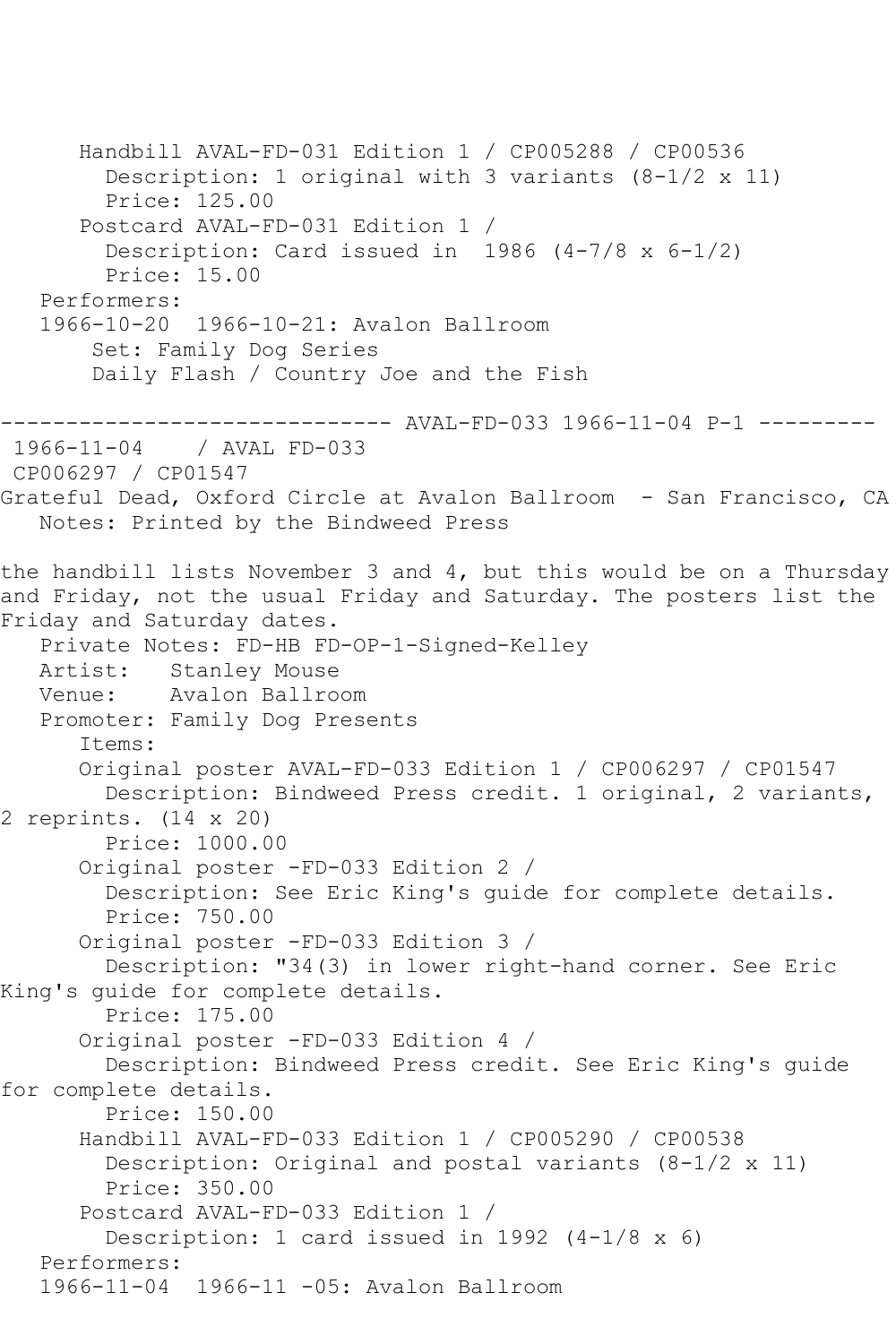Handbill AVAL-FD-031 Edition 1 / CP005288 / CP00536
Description: 1 original with 3 variants (8-1/2 x 11)
Price: 125.00
Postcard AVAL-FD-031 Edition 1 /
Description: Card issued in 1986 (4-7/8 x 6-1/2)
Price: 15.00
Performers:
1966-10-20 1966-10-21: Avalon Ballroom
Set: Family Dog Series
Daily Flash / Country Joe and the Fish

------------------------------ AVAL-FD-033 1966-11-04 P-1 ---------
1966-11-04 / AVAL FD-033
CP006297 / CP01547
Grateful Dead, Oxford Circle at Avalon Ballroom - San Francisco, CA
Notes: Printed by the Bindweed Press

the handbill lists November 3 and 4, but this would be on a Thursday and Friday, not the usual Friday and Saturday. The posters list the Friday and Saturday dates.
Private Notes: FD-HB FD-OP-1-Signed-Kelley
Artist: Stanley Mouse
Venue: Avalon Ballroom
Promoter: Family Dog Presents
Items:
Original poster AVAL-FD-033 Edition 1 / CP006297 / CP01547
Description: Bindweed Press credit. 1 original, 2 variants, 2 reprints. (14 x 20)
Price: 1000.00
Original poster -FD-033 Edition 2 /
Description: See Eric King's guide for complete details.
Price: 750.00
Original poster -FD-033 Edition 3 /
Description: "34(3) in lower right-hand corner. See Eric King's guide for complete details.
Price: 175.00
Original poster -FD-033 Edition 4 /
Description: Bindweed Press credit. See Eric King's guide for complete details.
Price: 150.00
Handbill AVAL-FD-033 Edition 1 / CP005290 / CP00538
Description: Original and postal variants (8-1/2 x 11)
Price: 350.00
Postcard AVAL-FD-033 Edition 1 /
Description: 1 card issued in 1992 (4-1/8 x 6)
Performers:
1966-11-04 1966-11 -05: Avalon Ballroom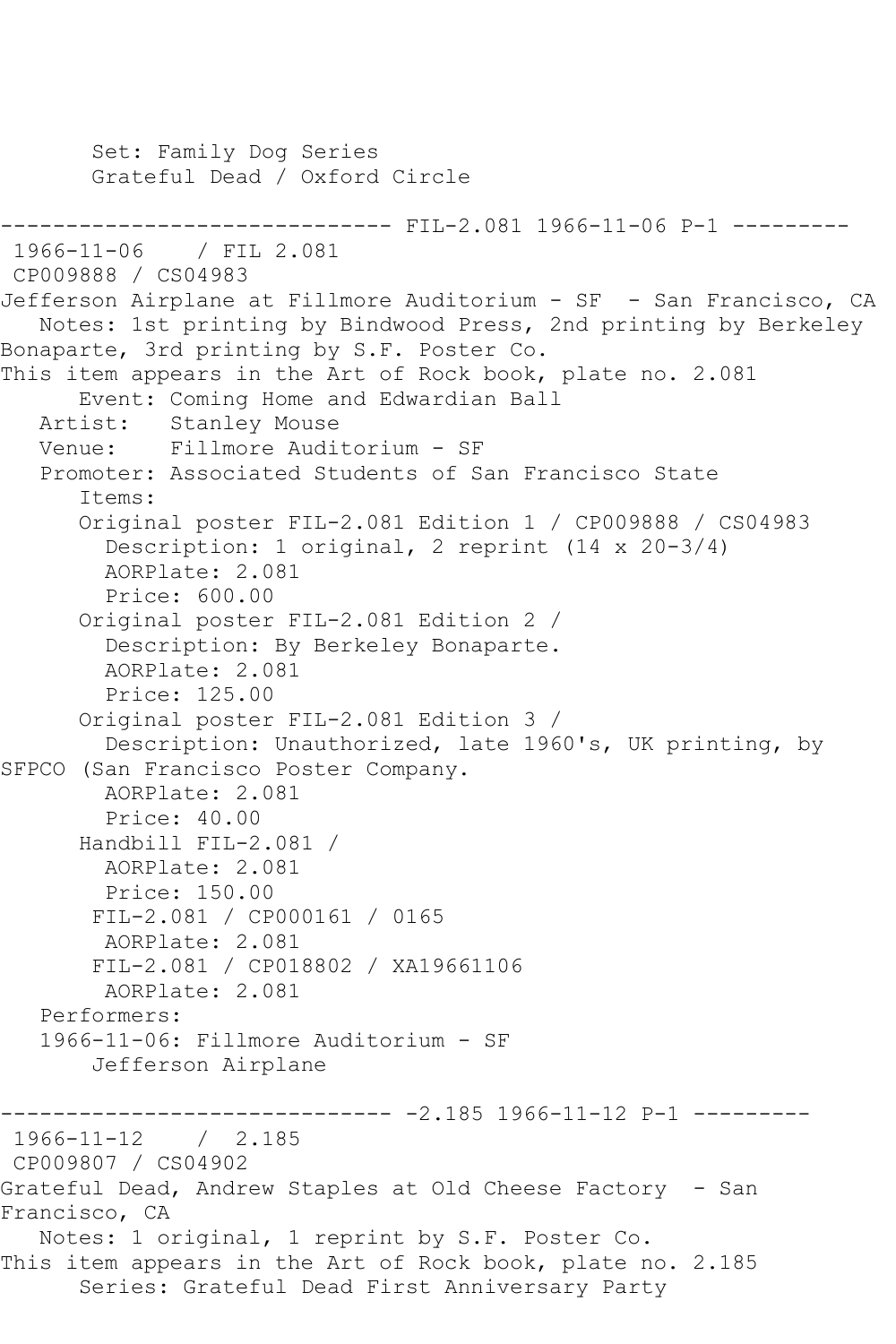Set: Family Dog Series
Grateful Dead / Oxford Circle

------------------------------ FIL-2.081 1966-11-06 P-1 ---------

1966-11-06 / FIL 2.081
CP009888 / CS04983
Jefferson Airplane at Fillmore Auditorium - SF - San Francisco, CA
Notes: 1st printing by Bindwood Press, 2nd printing by Berkeley Bonaparte, 3rd printing by S.F. Poster Co.
This item appears in the Art of Rock book, plate no. 2.081
Event: Coming Home and Edwardian Ball
Artist: Stanley Mouse
Venue: Fillmore Auditorium - SF
Promoter: Associated Students of San Francisco State
Items:
Original poster FIL-2.081 Edition 1 / CP009888 / CS04983
Description: 1 original, 2 reprint (14 x 20-3/4)
AORPlate: 2.081
Price: 600.00
Original poster FIL-2.081 Edition 2 /
Description: By Berkeley Bonaparte.
AORPlate: 2.081
Price: 125.00
Original poster FIL-2.081 Edition 3 /
Description: Unauthorized, late 1960's, UK printing, by SFPCO (San Francisco Poster Company.
AORPlate: 2.081
Price: 40.00
Handbill FIL-2.081 /
AORPlate: 2.081
Price: 150.00
FIL-2.081 / CP000161 / 0165
AORPlate: 2.081
FIL-2.081 / CP018802 / XA19661106
AORPlate: 2.081
Performers:
1966-11-06: Fillmore Auditorium - SF
Jefferson Airplane

------------------------------ -2.185 1966-11-12 P-1 ---------

1966-11-12 / 2.185
CP009807 / CS04902
Grateful Dead, Andrew Staples at Old Cheese Factory - San Francisco, CA
Notes: 1 original, 1 reprint by S.F. Poster Co.
This item appears in the Art of Rock book, plate no. 2.185
Series: Grateful Dead First Anniversary Party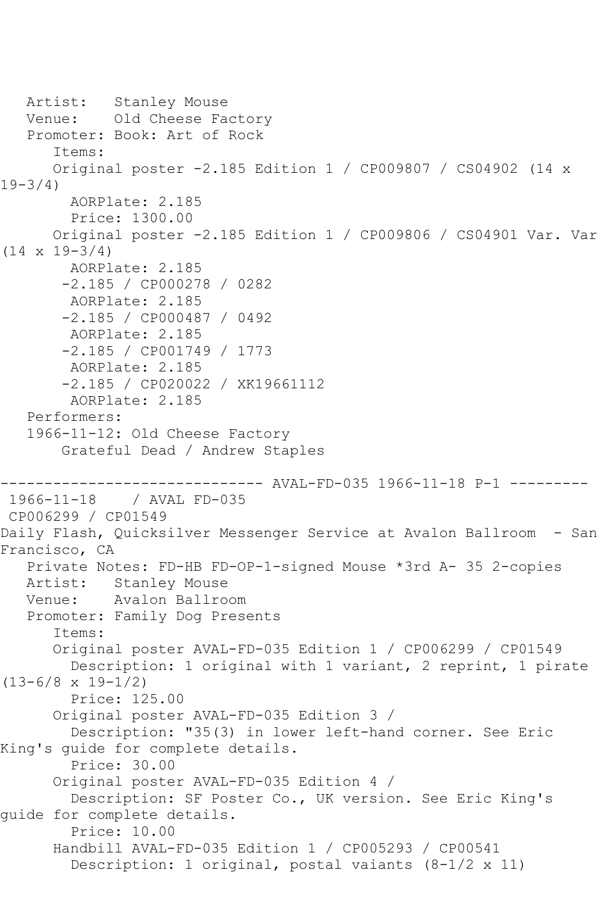Artist: Stanley Mouse
Venue: Old Cheese Factory
Promoter: Book: Art of Rock
Items:
Original poster -2.185 Edition 1 / CP009807 / CS04902 (14 x 19-3/4)
AORPlate: 2.185
Price: 1300.00
Original poster -2.185 Edition 1 / CP009806 / CS04901 Var. Var (14 x 19-3/4)
AORPlate: 2.185
-2.185 / CP000278 / 0282
AORPlate: 2.185
-2.185 / CP000487 / 0492
AORPlate: 2.185
-2.185 / CP001749 / 1773
AORPlate: 2.185
-2.185 / CP020022 / XK19661112
AORPlate: 2.185
Performers:
1966-11-12: Old Cheese Factory
Grateful Dead / Andrew Staples

------------------------------ AVAL-FD-035 1966-11-18 P-1 ---------

1966-11-18 / AVAL FD-035
CP006299 / CP01549
Daily Flash, Quicksilver Messenger Service at Avalon Ballroom - San Francisco, CA
Private Notes: FD-HB FD-OP-1-signed Mouse *3rd A- 35 2-copies
Artist: Stanley Mouse
Venue: Avalon Ballroom
Promoter: Family Dog Presents
Items:
Original poster AVAL-FD-035 Edition 1 / CP006299 / CP01549
Description: 1 original with 1 variant, 2 reprint, 1 pirate (13-6/8 x 19-1/2)
Price: 125.00
Original poster AVAL-FD-035 Edition 3 /
Description: "35(3) in lower left-hand corner. See Eric King's guide for complete details.
Price: 30.00
Original poster AVAL-FD-035 Edition 4 /
Description: SF Poster Co., UK version. See Eric King's guide for complete details.
Price: 10.00
Handbill AVAL-FD-035 Edition 1 / CP005293 / CP00541
Description: 1 original, postal vaiants (8-1/2 x 11)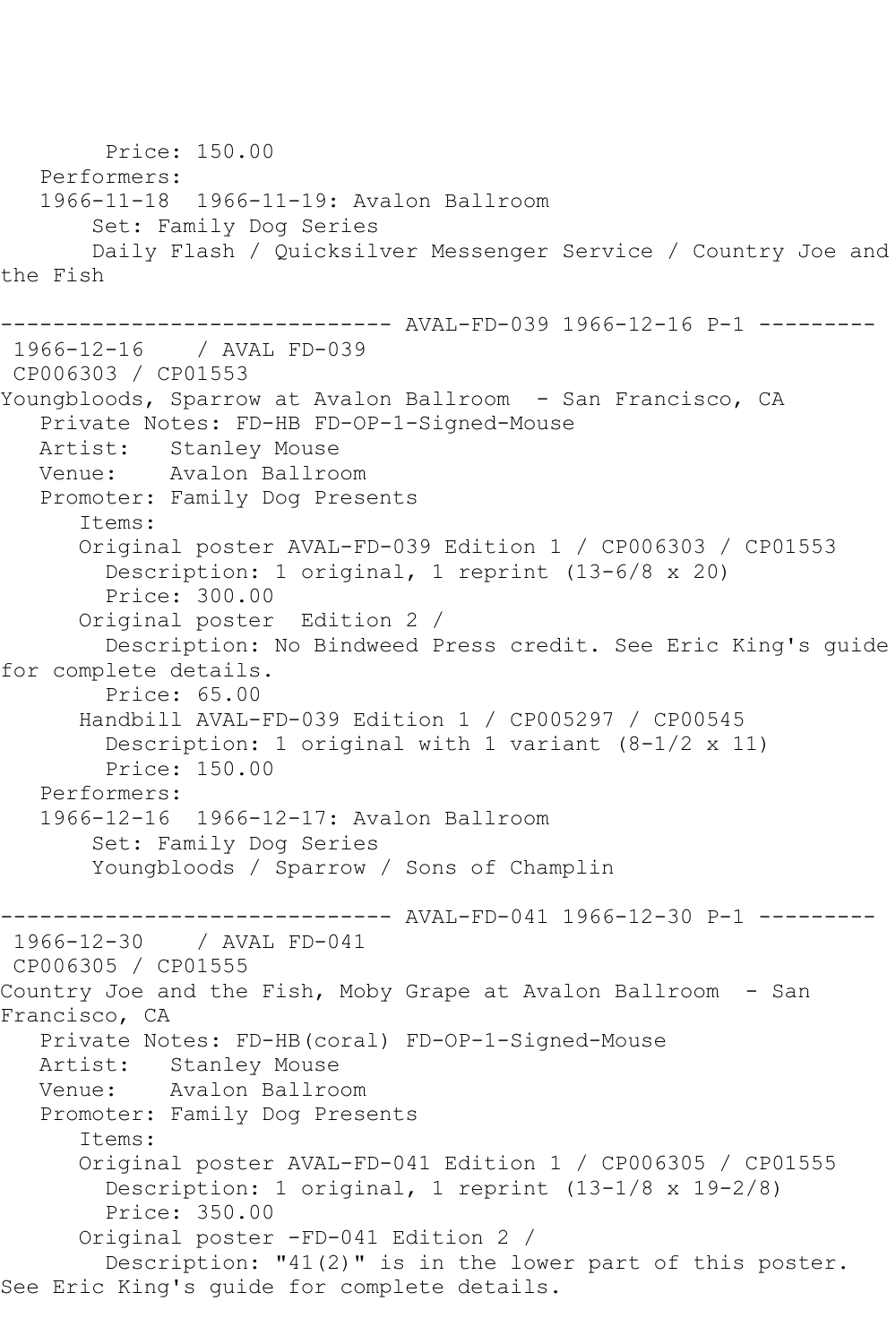```
        Price: 150.00
   Performers:
   1966-11-18  1966-11-19: Avalon Ballroom
       Set: Family Dog Series
       Daily Flash / Quicksilver Messenger Service / Country Joe and
the Fish

------------------------------ AVAL-FD-039 1966-12-16 P-1 ---------
 1966-12-16    / AVAL FD-039
 CP006303 / CP01553
Youngbloods, Sparrow at Avalon Ballroom  - San Francisco, CA
   Private Notes: FD-HB FD-OP-1-Signed-Mouse
   Artist:   Stanley Mouse
   Venue:    Avalon Ballroom
   Promoter: Family Dog Presents
      Items:
      Original poster AVAL-FD-039 Edition 1 / CP006303 / CP01553
        Description: 1 original, 1 reprint (13-6/8 x 20)
        Price: 300.00
      Original poster  Edition 2 /
        Description: No Bindweed Press credit. See Eric King's guide
for complete details.
        Price: 65.00
      Handbill AVAL-FD-039 Edition 1 / CP005297 / CP00545
        Description: 1 original with 1 variant (8-1/2 x 11)
        Price: 150.00
   Performers:
   1966-12-16  1966-12-17: Avalon Ballroom
       Set: Family Dog Series
       Youngbloods / Sparrow / Sons of Champlin

------------------------------ AVAL-FD-041 1966-12-30 P-1 ---------
 1966-12-30    / AVAL FD-041
 CP006305 / CP01555
Country Joe and the Fish, Moby Grape at Avalon Ballroom  - San
Francisco, CA
   Private Notes: FD-HB(coral) FD-OP-1-Signed-Mouse
   Artist:   Stanley Mouse
   Venue:    Avalon Ballroom
   Promoter: Family Dog Presents
      Items:
      Original poster AVAL-FD-041 Edition 1 / CP006305 / CP01555
        Description: 1 original, 1 reprint (13-1/8 x 19-2/8)
        Price: 350.00
      Original poster -FD-041 Edition 2 /
        Description: "41(2)" is in the lower part of this poster.
See Eric King's guide for complete details.
```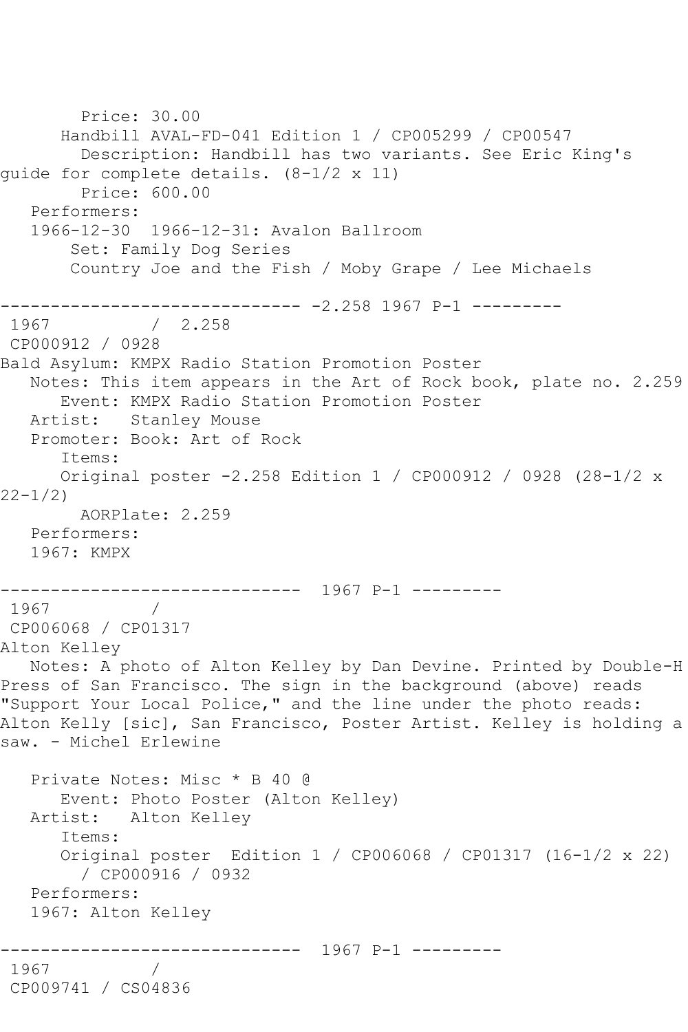Price: 30.00
Handbill AVAL-FD-041 Edition 1 / CP005299 / CP00547
Description: Handbill has two variants. See Eric King's guide for complete details. (8-1/2 x 11)
Price: 600.00
Performers:
1966-12-30 1966-12-31: Avalon Ballroom
Set: Family Dog Series
Country Joe and the Fish / Moby Grape / Lee Michaels

------------------------------ -2.258 1967 P-1 ---------

1967 / 2.258
CP000912 / 0928
Bald Asylum: KMPX Radio Station Promotion Poster
Notes: This item appears in the Art of Rock book, plate no. 2.259
Event: KMPX Radio Station Promotion Poster
Artist: Stanley Mouse
Promoter: Book: Art of Rock
Items:
Original poster -2.258 Edition 1 / CP000912 / 0928 (28-1/2 x 22-1/2)
AORPlate: 2.259
Performers:
1967: KMPX

------------------------------ 1967 P-1 ---------

1967 /
CP006068 / CP01317
Alton Kelley
Notes: A photo of Alton Kelley by Dan Devine. Printed by Double-H Press of San Francisco. The sign in the background (above) reads "Support Your Local Police," and the line under the photo reads: Alton Kelly [sic], San Francisco, Poster Artist. Kelley is holding a saw. - Michel Erlewine

Private Notes: Misc * B 40 @
Event: Photo Poster (Alton Kelley)
Artist: Alton Kelley
Items:
Original poster Edition 1 / CP006068 / CP01317 (16-1/2 x 22) / CP000916 / 0932
Performers:
1967: Alton Kelley

------------------------------ 1967 P-1 ---------

1967 /
CP009741 / CS04836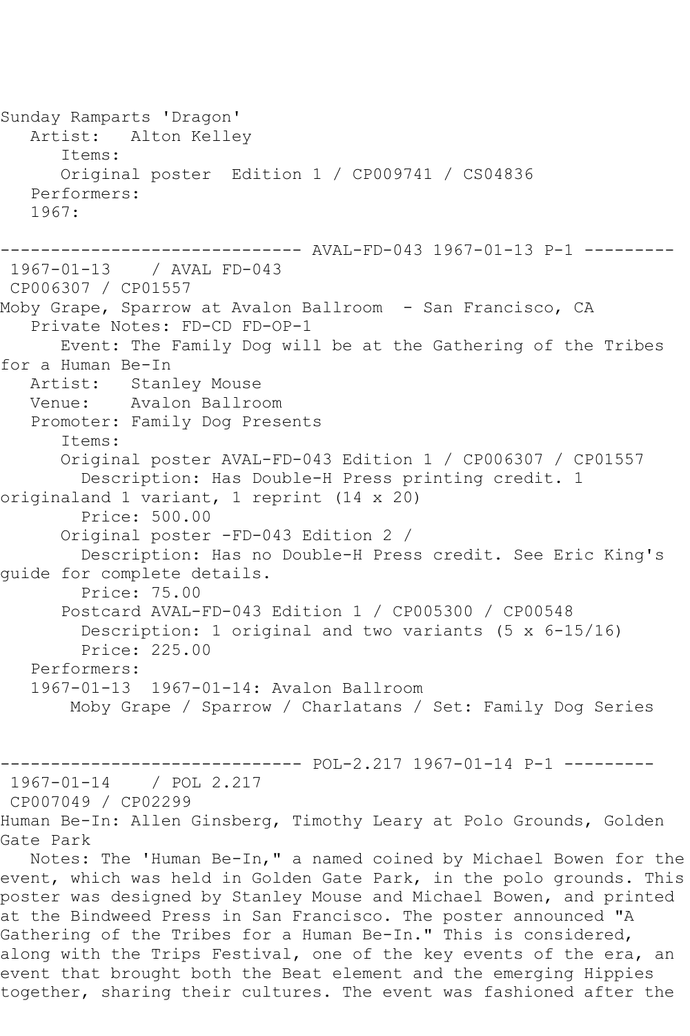Sunday Ramparts 'Dragon'
   Artist:   Alton Kelley
      Items:
      Original poster  Edition 1 / CP009741 / CS04836
   Performers:
   1967:

------------------------------ AVAL-FD-043 1967-01-13 P-1 ---------

1967-01-13    / AVAL FD-043
CP006307 / CP01557
Moby Grape, Sparrow at Avalon Ballroom  - San Francisco, CA
   Private Notes: FD-CD FD-OP-1
      Event: The Family Dog will be at the Gathering of the Tribes for a Human Be-In
   Artist:   Stanley Mouse
   Venue:    Avalon Ballroom
   Promoter: Family Dog Presents
      Items:
      Original poster AVAL-FD-043 Edition 1 / CP006307 / CP01557
        Description: Has Double-H Press printing credit. 1 originaland 1 variant, 1 reprint (14 x 20)
        Price: 500.00
      Original poster -FD-043 Edition 2 /
        Description: Has no Double-H Press credit. See Eric King's guide for complete details.
        Price: 75.00
      Postcard AVAL-FD-043 Edition 1 / CP005300 / CP00548
        Description: 1 original and two variants (5 x 6-15/16)
        Price: 225.00
   Performers:
   1967-01-13  1967-01-14: Avalon Ballroom
       Moby Grape / Sparrow / Charlatans / Set: Family Dog Series

------------------------------ POL-2.217 1967-01-14 P-1 ---------

1967-01-14    / POL 2.217
CP007049 / CP02299
Human Be-In: Allen Ginsberg, Timothy Leary at Polo Grounds, Golden Gate Park
   Notes: The 'Human Be-In," a named coined by Michael Bowen for the event, which was held in Golden Gate Park, in the polo grounds. This poster was designed by Stanley Mouse and Michael Bowen, and printed at the Bindweed Press in San Francisco. The poster announced "A Gathering of the Tribes for a Human Be-In." This is considered, along with the Trips Festival, one of the key events of the era, an event that brought both the Beat element and the emerging Hippies together, sharing their cultures. The event was fashioned after the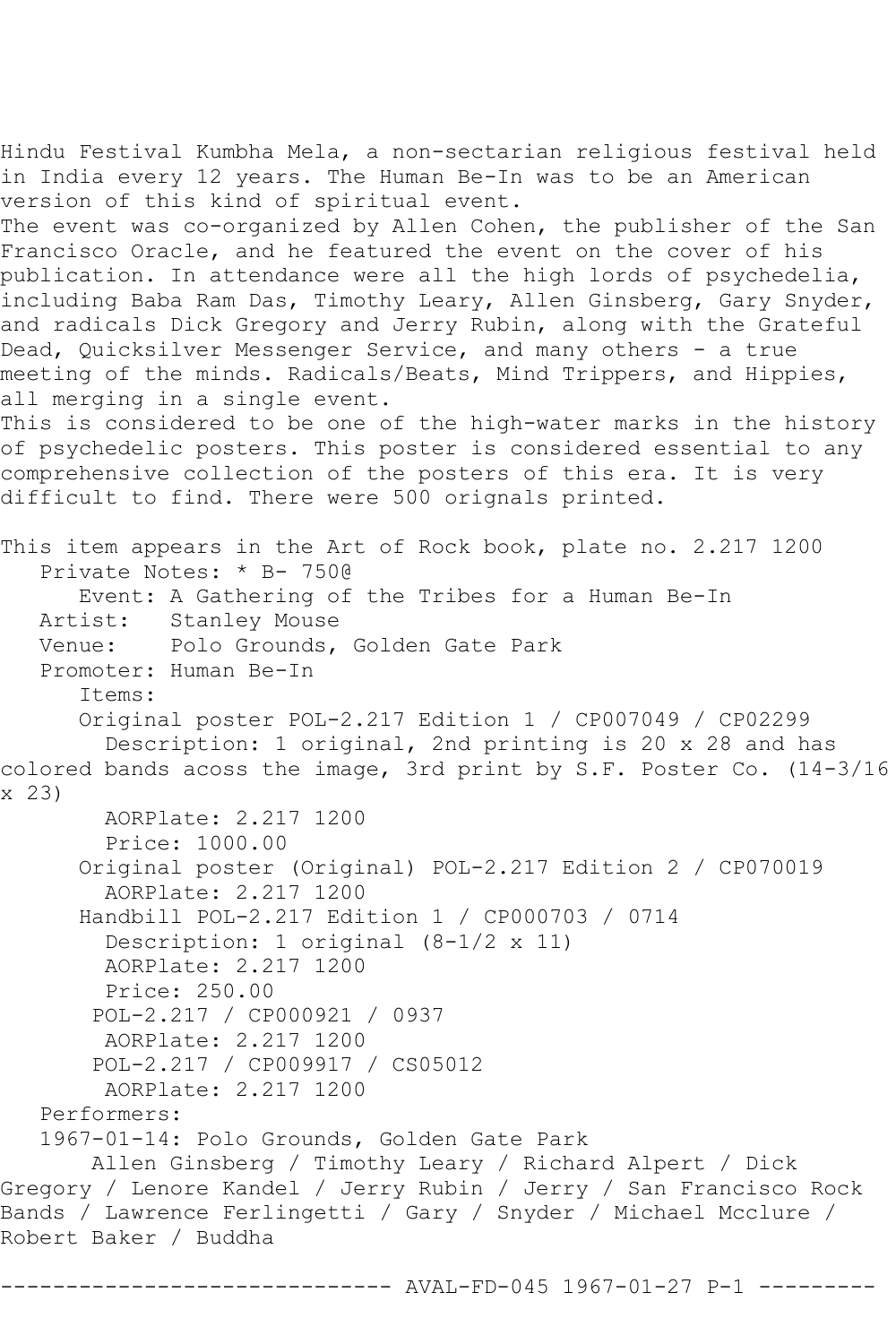Hindu Festival Kumbha Mela, a non-sectarian religious festival held in India every 12 years. The Human Be-In was to be an American version of this kind of spiritual event.
The event was co-organized by Allen Cohen, the publisher of the San Francisco Oracle, and he featured the event on the cover of his publication. In attendance were all the high lords of psychedelia, including Baba Ram Das, Timothy Leary, Allen Ginsberg, Gary Snyder, and radicals Dick Gregory and Jerry Rubin, along with the Grateful Dead, Quicksilver Messenger Service, and many others - a true meeting of the minds. Radicals/Beats, Mind Trippers, and Hippies, all merging in a single event.
This is considered to be one of the high-water marks in the history of psychedelic posters. This poster is considered essential to any comprehensive collection of the posters of this era. It is very difficult to find. There were 500 orignals printed.

This item appears in the Art of Rock book, plate no. 2.217 1200

Private Notes: * B- 750@

Event: A Gathering of the Tribes for a Human Be-In

Artist: Stanley Mouse

Venue: Polo Grounds, Golden Gate Park

Promoter: Human Be-In

Items:

Original poster POL-2.217 Edition 1 / CP007049 / CP02299
- Description: 1 original, 2nd printing is 20 x 28 and has colored bands acoss the image, 3rd print by S.F. Poster Co. (14-3/16 x 23)
- AORPlate: 2.217 1200
- Price: 1000.00

Original poster (Original) POL-2.217 Edition 2 / CP070019
- AORPlate: 2.217 1200

Handbill POL-2.217 Edition 1 / CP000703 / 0714
- Description: 1 original (8-1/2 x 11)
- AORPlate: 2.217 1200
- Price: 250.00

POL-2.217 / CP000921 / 0937
- AORPlate: 2.217 1200

POL-2.217 / CP009917 / CS05012
- AORPlate: 2.217 1200

Performers:

1967-01-14: Polo Grounds, Golden Gate Park

Allen Ginsberg / Timothy Leary / Richard Alpert / Dick Gregory / Lenore Kandel / Jerry Rubin / Jerry / San Francisco Rock Bands / Lawrence Ferlingetti / Gary / Snyder / Michael Mcclure / Robert Baker / Buddha

------------------------------ AVAL-FD-045 1967-01-27 P-1 ---------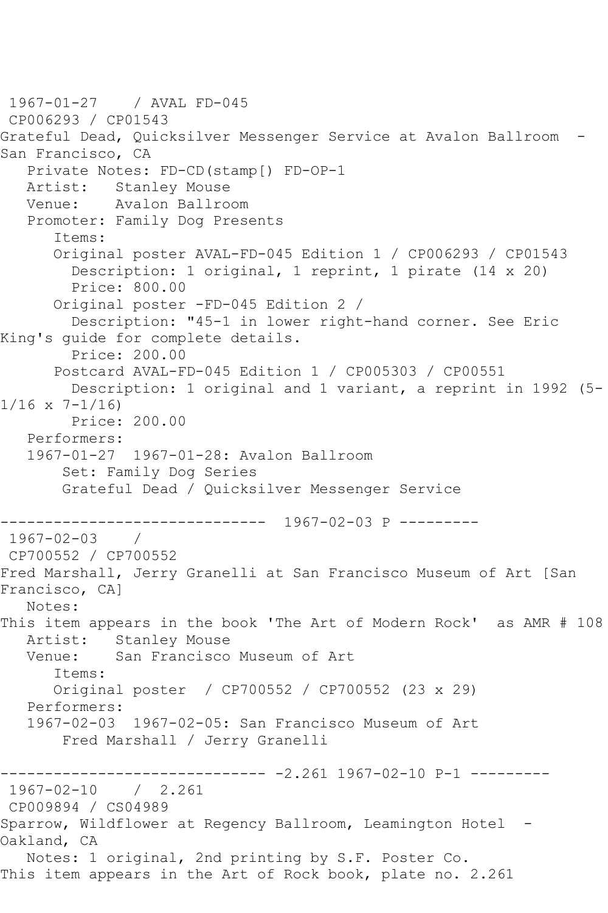1967-01-27 / AVAL FD-045
CP006293 / CP01543
Grateful Dead, Quicksilver Messenger Service at Avalon Ballroom - San Francisco, CA

Private Notes: FD-CD(stamp[) FD-OP-1
Artist: Stanley Mouse
Venue: Avalon Ballroom
Promoter: Family Dog Presents

Items:

Original poster AVAL-FD-045 Edition 1 / CP006293 / CP01543
Description: 1 original, 1 reprint, 1 pirate (14 x 20)
Price: 800.00

Original poster -FD-045 Edition 2 /
Description: "45-1 in lower right-hand corner. See Eric King's guide for complete details.
Price: 200.00

Postcard AVAL-FD-045 Edition 1 / CP005303 / CP00551
Description: 1 original and 1 variant, a reprint in 1992 (5-1/16 x 7-1/16)
Price: 200.00

Performers:
1967-01-27 1967-01-28: Avalon Ballroom
Set: Family Dog Series
Grateful Dead / Quicksilver Messenger Service

------------------------------ 1967-02-03 P ---------

1967-02-03 /
CP700552 / CP700552
Fred Marshall, Jerry Granelli at San Francisco Museum of Art [San Francisco, CA]

Notes:
This item appears in the book 'The Art of Modern Rock' as AMR # 108
Artist: Stanley Mouse
Venue: San Francisco Museum of Art

Items:

Original poster / CP700552 / CP700552 (23 x 29)

Performers:
1967-02-03 1967-02-05: San Francisco Museum of Art
Fred Marshall / Jerry Granelli

------------------------------ -2.261 1967-02-10 P-1 ---------

1967-02-10 / 2.261
CP009894 / CS04989
Sparrow, Wildflower at Regency Ballroom, Leamington Hotel - Oakland, CA

Notes: 1 original, 2nd printing by S.F. Poster Co.
This item appears in the Art of Rock book, plate no. 2.261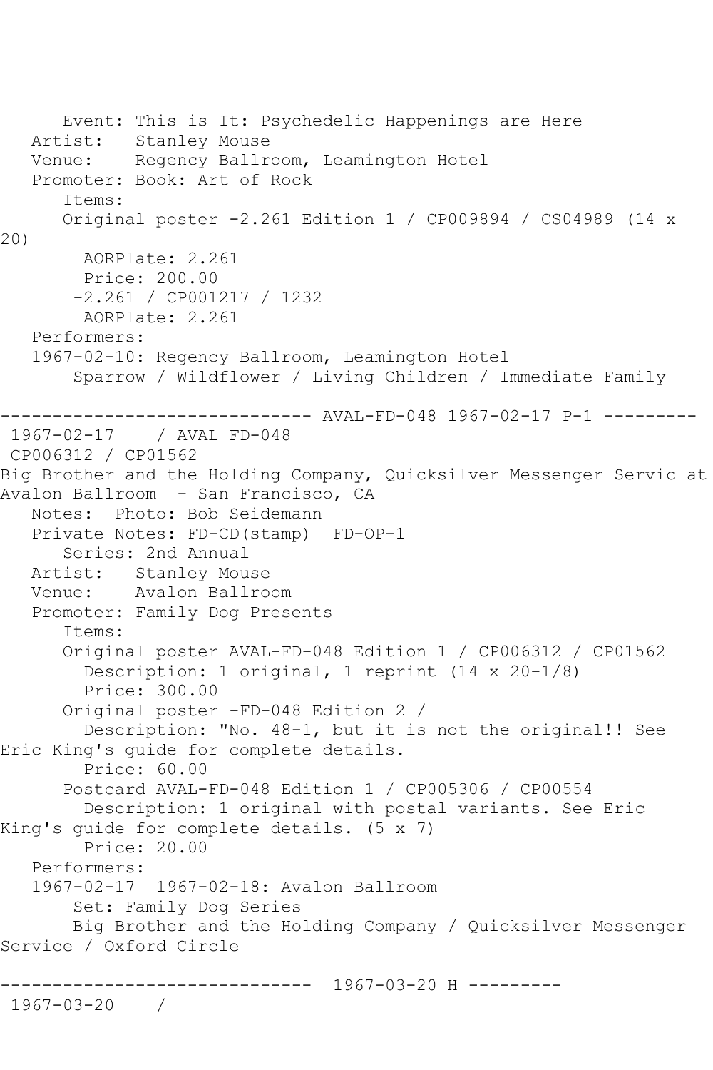Event: This is It: Psychedelic Happenings are Here
Artist: Stanley Mouse
Venue: Regency Ballroom, Leamington Hotel
Promoter: Book: Art of Rock
Items:
Original poster -2.261 Edition 1 / CP009894 / CS04989 (14 x 20)
AORPlate: 2.261
Price: 200.00
-2.261 / CP001217 / 1232
AORPlate: 2.261
Performers:
1967-02-10: Regency Ballroom, Leamington Hotel
Sparrow / Wildflower / Living Children / Immediate Family

------------------------------ AVAL-FD-048 1967-02-17 P-1 ---------

1967-02-17 / AVAL FD-048
CP006312 / CP01562
Big Brother and the Holding Company, Quicksilver Messenger Servic at Avalon Ballroom - San Francisco, CA
Notes: Photo: Bob Seidemann
Private Notes: FD-CD(stamp) FD-OP-1
Series: 2nd Annual
Artist: Stanley Mouse
Venue: Avalon Ballroom
Promoter: Family Dog Presents
Items:
Original poster AVAL-FD-048 Edition 1 / CP006312 / CP01562
Description: 1 original, 1 reprint (14 x 20-1/8)
Price: 300.00
Original poster -FD-048 Edition 2 /
Description: "No. 48-1, but it is not the original!! See Eric King's guide for complete details.
Price: 60.00
Postcard AVAL-FD-048 Edition 1 / CP005306 / CP00554
Description: 1 original with postal variants. See Eric King's guide for complete details. (5 x 7)
Price: 20.00
Performers:
1967-02-17 1967-02-18: Avalon Ballroom
Set: Family Dog Series
Big Brother and the Holding Company / Quicksilver Messenger Service / Oxford Circle

------------------------------ 1967-03-20 H ---------

1967-03-20 /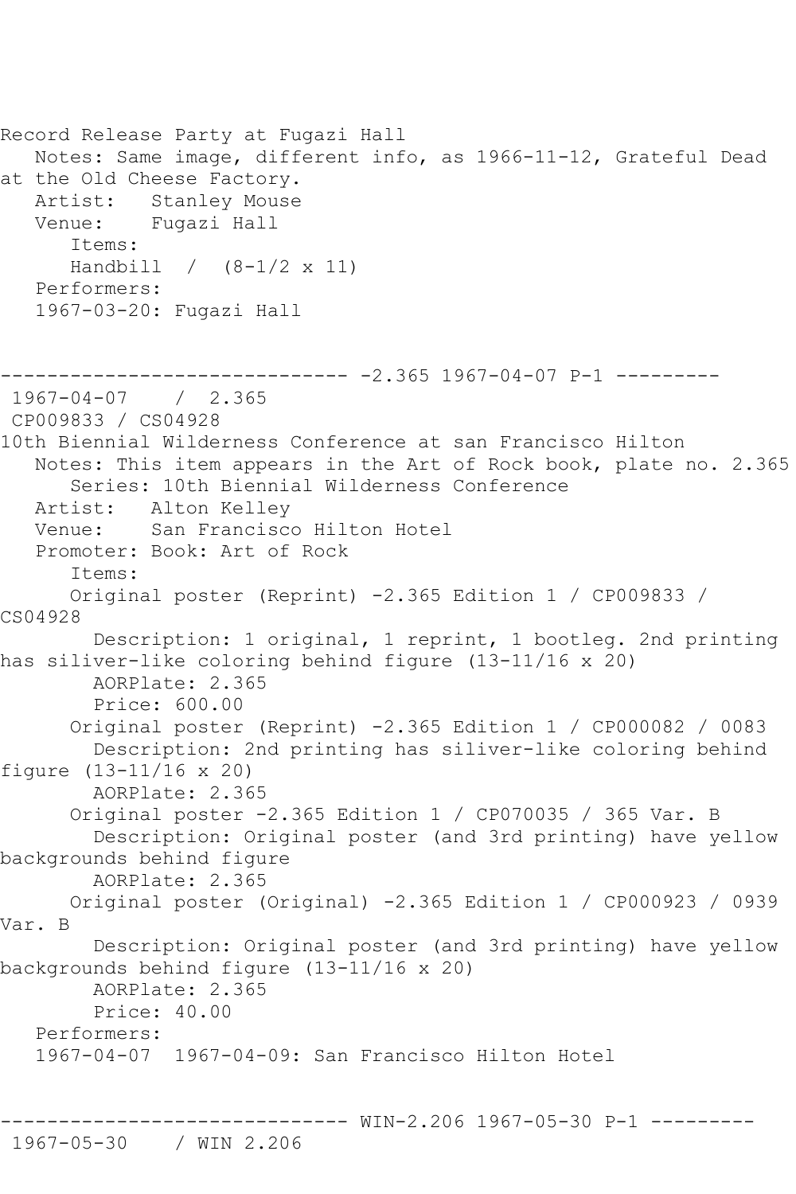Record Release Party at Fugazi Hall
   Notes: Same image, different info, as 1966-11-12, Grateful Dead at the Old Cheese Factory.
   Artist:   Stanley Mouse
   Venue:    Fugazi Hall
      Items:
      Handbill  /  (8-1/2 x 11)
   Performers:
   1967-03-20: Fugazi Hall

------------------------------ -2.365 1967-04-07 P-1 ---------
 1967-04-07    /  2.365
 CP009833 / CS04928
10th Biennial Wilderness Conference at san Francisco Hilton
   Notes: This item appears in the Art of Rock book, plate no. 2.365
      Series: 10th Biennial Wilderness Conference
   Artist:   Alton Kelley
   Venue:    San Francisco Hilton Hotel
   Promoter: Book: Art of Rock
      Items:
      Original poster (Reprint) -2.365 Edition 1 / CP009833 / CS04928
        Description: 1 original, 1 reprint, 1 bootleg. 2nd printing has siliver-like coloring behind figure (13-11/16 x 20)
        AORPlate: 2.365
        Price: 600.00
      Original poster (Reprint) -2.365 Edition 1 / CP000082 / 0083
        Description: 2nd printing has siliver-like coloring behind figure (13-11/16 x 20)
        AORPlate: 2.365
      Original poster -2.365 Edition 1 / CP070035 / 365 Var. B
        Description: Original poster (and 3rd printing) have yellow backgrounds behind figure
        AORPlate: 2.365
      Original poster (Original) -2.365 Edition 1 / CP000923 / 0939 Var. B
        Description: Original poster (and 3rd printing) have yellow backgrounds behind figure (13-11/16 x 20)
        AORPlate: 2.365
        Price: 40.00
   Performers:
   1967-04-07  1967-04-09: San Francisco Hilton Hotel

------------------------------ WIN-2.206 1967-05-30 P-1 ---------
 1967-05-30    / WIN 2.206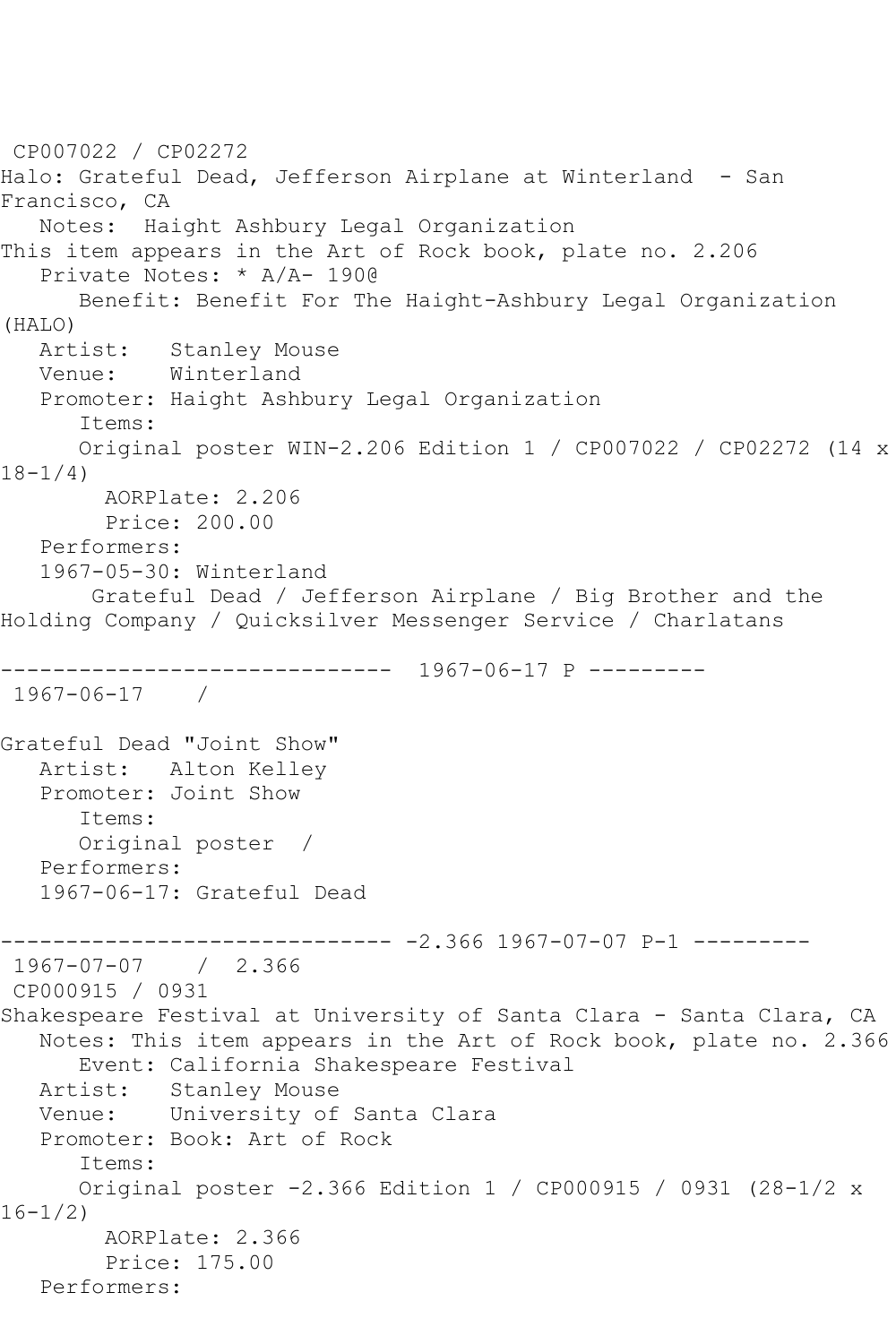CP007022 / CP02272
Halo: Grateful Dead, Jefferson Airplane at Winterland - San Francisco, CA
Notes: Haight Ashbury Legal Organization
This item appears in the Art of Rock book, plate no. 2.206
Private Notes: * A/A- 190@
Benefit: Benefit For The Haight-Ashbury Legal Organization (HALO)
Artist: Stanley Mouse
Venue: Winterland
Promoter: Haight Ashbury Legal Organization
Items:
Original poster WIN-2.206 Edition 1 / CP007022 / CP02272 (14 x 18-1/4)
AORPlate: 2.206
Price: 200.00
Performers:
1967-05-30: Winterland
Grateful Dead / Jefferson Airplane / Big Brother and the Holding Company / Quicksilver Messenger Service / Charlatans

------------------------------ 1967-06-17 P ---------
1967-06-17 /

Grateful Dead "Joint Show"
Artist: Alton Kelley
Promoter: Joint Show
Items:
Original poster /
Performers:
1967-06-17: Grateful Dead

------------------------------ -2.366 1967-07-07 P-1 ---------
1967-07-07 / 2.366
CP000915 / 0931
Shakespeare Festival at University of Santa Clara - Santa Clara, CA
Notes: This item appears in the Art of Rock book, plate no. 2.366
Event: California Shakespeare Festival
Artist: Stanley Mouse
Venue: University of Santa Clara
Promoter: Book: Art of Rock
Items:
Original poster -2.366 Edition 1 / CP000915 / 0931 (28-1/2 x 16-1/2)
AORPlate: 2.366
Price: 175.00
Performers: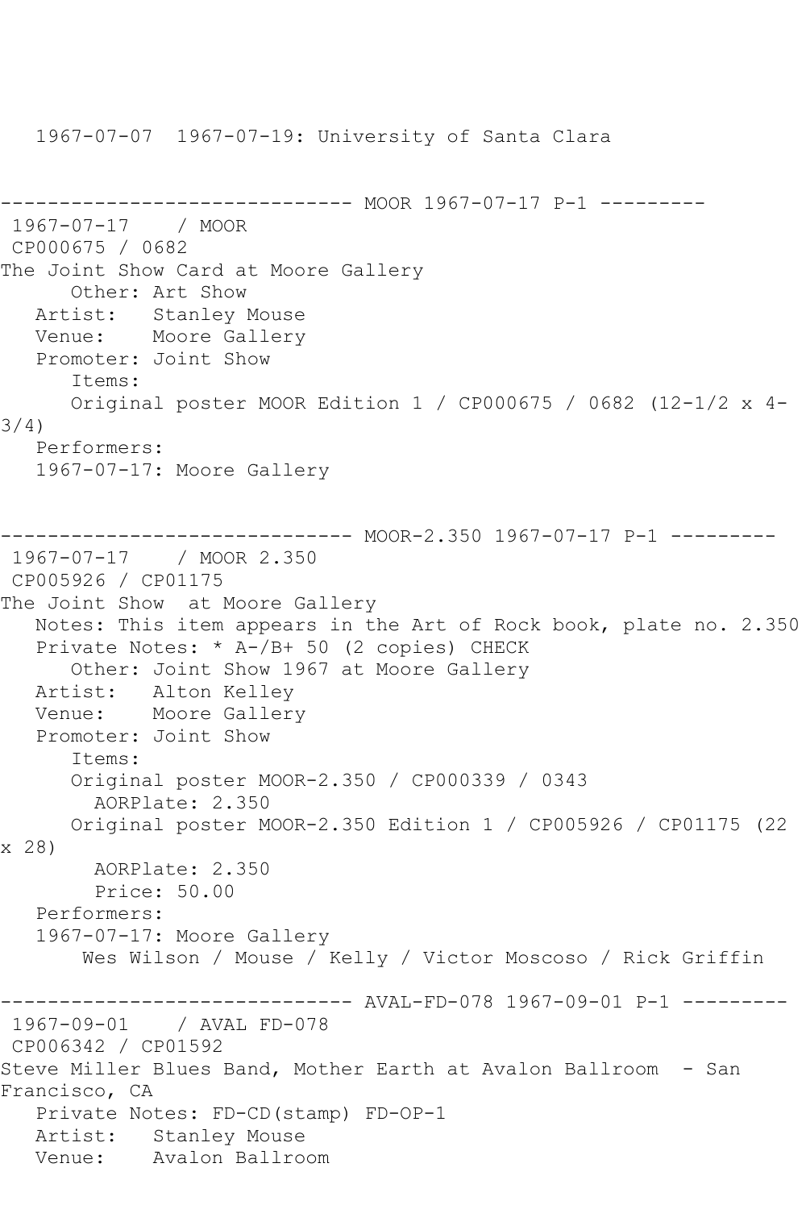1967-07-07 1967-07-19: University of Santa Clara

------------------------------ MOOR 1967-07-17 P-1 ---------

1967-07-17 / MOOR

CP000675 / 0682

The Joint Show Card at Moore Gallery

Other: Art Show

Artist: Stanley Mouse

Venue: Moore Gallery

Promoter: Joint Show

Items:

Original poster MOOR Edition 1 / CP000675 / 0682 (12-1/2 x 4-3/4)

Performers:

1967-07-17: Moore Gallery

------------------------------ MOOR-2.350 1967-07-17 P-1 ---------

1967-07-17 / MOOR 2.350

CP005926 / CP01175

The Joint Show at Moore Gallery

Notes: This item appears in the Art of Rock book, plate no. 2.350

Private Notes: * A-/B+ 50 (2 copies) CHECK

Other: Joint Show 1967 at Moore Gallery

Artist: Alton Kelley

Venue: Moore Gallery

Promoter: Joint Show

Items:

Original poster MOOR-2.350 / CP000339 / 0343

AORPlate: 2.350

Original poster MOOR-2.350 Edition 1 / CP005926 / CP01175 (22 x 28)

AORPlate: 2.350

Price: 50.00

Performers:

1967-07-17: Moore Gallery

Wes Wilson / Mouse / Kelly / Victor Moscoso / Rick Griffin

------------------------------ AVAL-FD-078 1967-09-01 P-1 ---------

1967-09-01 / AVAL FD-078

CP006342 / CP01592

Steve Miller Blues Band, Mother Earth at Avalon Ballroom - San Francisco, CA

Private Notes: FD-CD(stamp) FD-OP-1

Artist: Stanley Mouse

Venue: Avalon Ballroom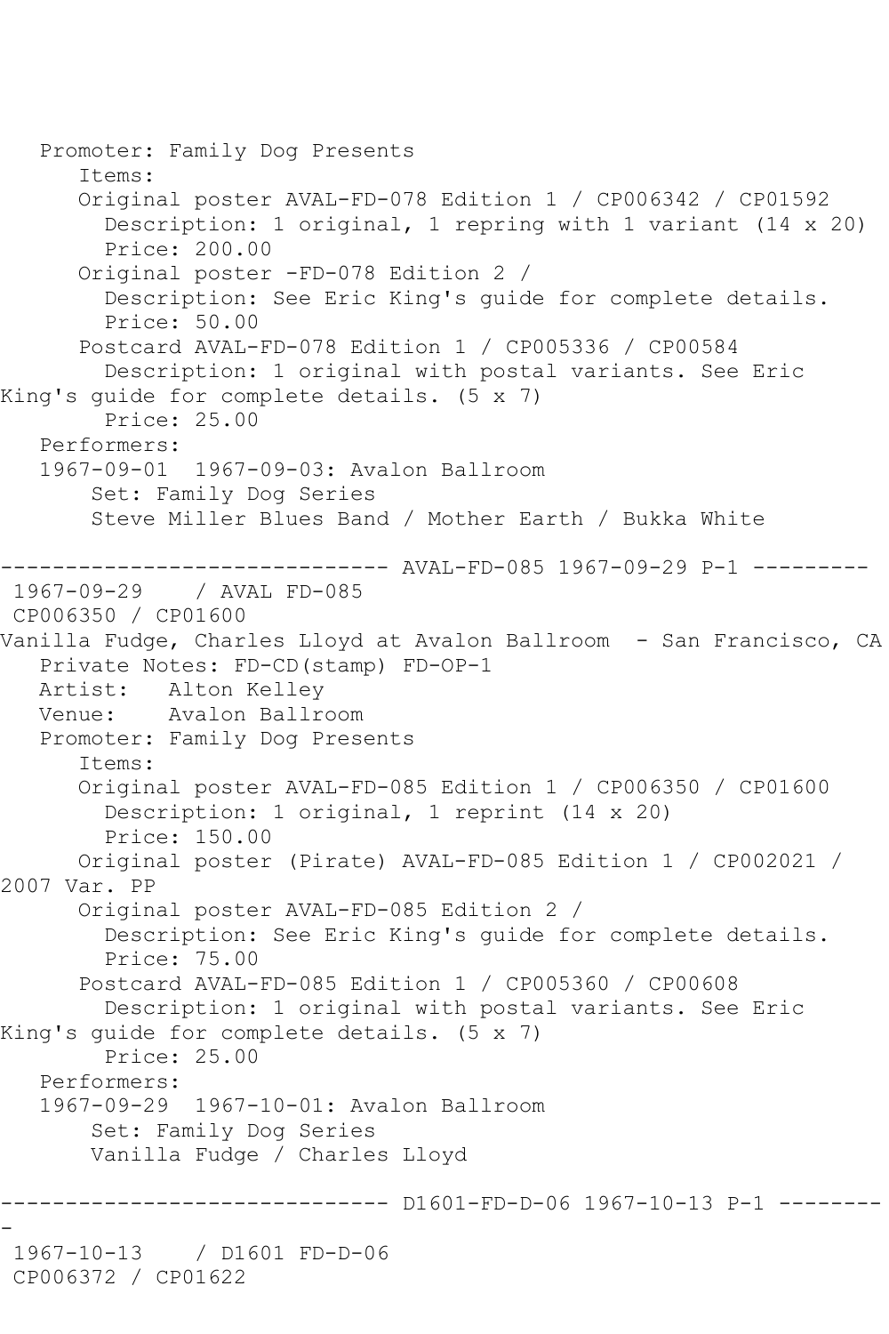```
   Promoter: Family Dog Presents
      Items:
      Original poster AVAL-FD-078 Edition 1 / CP006342 / CP01592
        Description: 1 original, 1 repring with 1 variant (14 x 20)
        Price: 200.00
      Original poster -FD-078 Edition 2 /
        Description: See Eric King's guide for complete details.
        Price: 50.00
      Postcard AVAL-FD-078 Edition 1 / CP005336 / CP00584
        Description: 1 original with postal variants. See Eric 
King's guide for complete details. (5 x 7)
        Price: 25.00
   Performers:
   1967-09-01  1967-09-03: Avalon Ballroom
       Set: Family Dog Series
       Steve Miller Blues Band / Mother Earth / Bukka White

------------------------------ AVAL-FD-085 1967-09-29 P-1 ---------
 1967-09-29    / AVAL FD-085
 CP006350 / CP01600
Vanilla Fudge, Charles Lloyd at Avalon Ballroom  - San Francisco, CA
   Private Notes: FD-CD(stamp) FD-OP-1
   Artist:   Alton Kelley
   Venue:    Avalon Ballroom
   Promoter: Family Dog Presents
      Items:
      Original poster AVAL-FD-085 Edition 1 / CP006350 / CP01600
        Description: 1 original, 1 reprint (14 x 20)
        Price: 150.00
      Original poster (Pirate) AVAL-FD-085 Edition 1 / CP002021 / 
2007 Var. PP
      Original poster AVAL-FD-085 Edition 2 /
        Description: See Eric King's guide for complete details.
        Price: 75.00
      Postcard AVAL-FD-085 Edition 1 / CP005360 / CP00608
        Description: 1 original with postal variants. See Eric 
King's guide for complete details. (5 x 7)
        Price: 25.00
   Performers:
   1967-09-29  1967-10-01: Avalon Ballroom
       Set: Family Dog Series
       Vanilla Fudge / Charles Lloyd

------------------------------ D1601-FD-D-06 1967-10-13 P-1 --------
-
 1967-10-13    / D1601 FD-D-06
 CP006372 / CP01622
```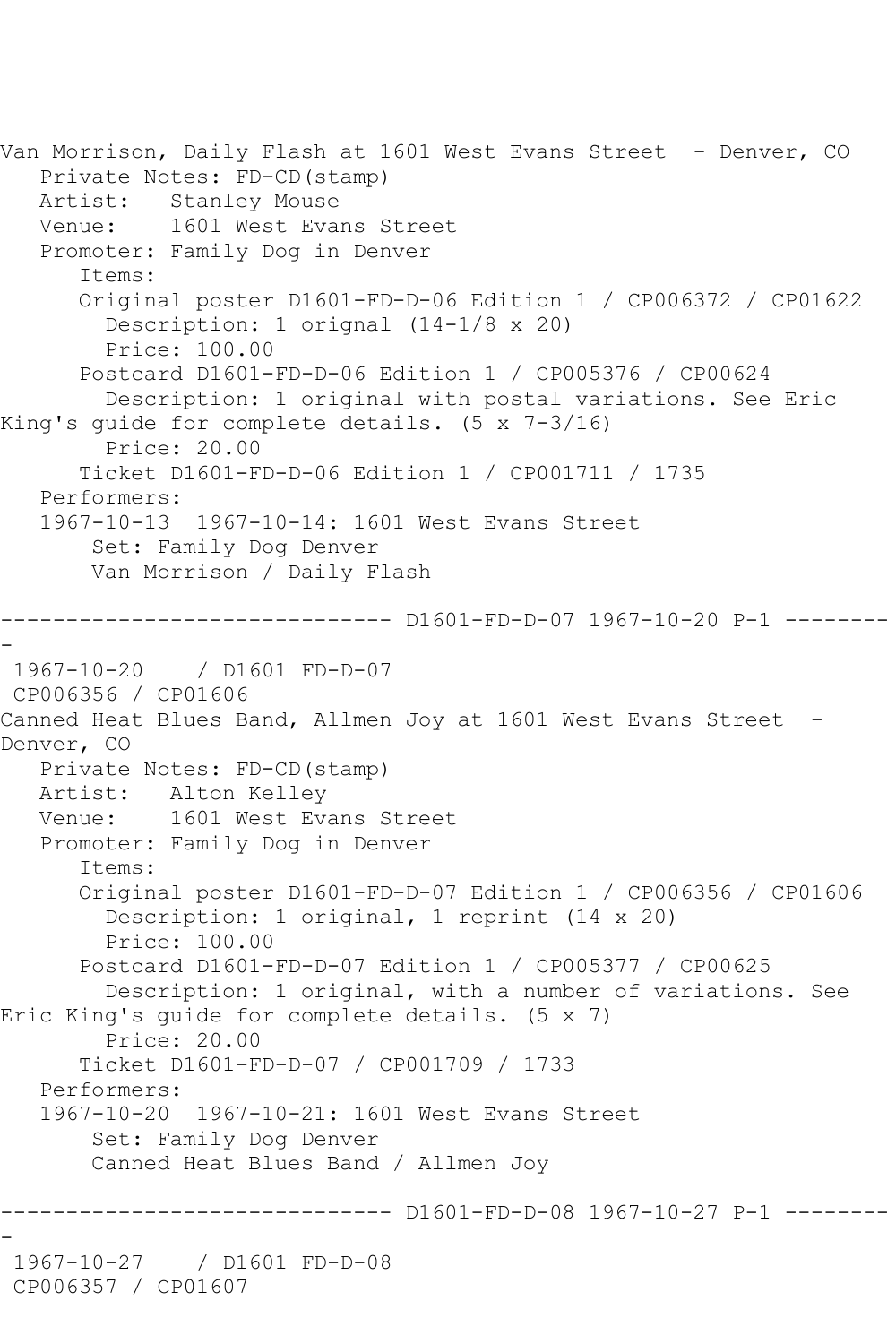Van Morrison, Daily Flash at 1601 West Evans Street - Denver, CO
   Private Notes: FD-CD(stamp)
   Artist: Stanley Mouse
   Venue: 1601 West Evans Street
   Promoter: Family Dog in Denver
      Items:
      Original poster D1601-FD-D-06 Edition 1 / CP006372 / CP01622
        Description: 1 orignal (14-1/8 x 20)
        Price: 100.00
      Postcard D1601-FD-D-06 Edition 1 / CP005376 / CP00624
        Description: 1 original with postal variations. See Eric King's guide for complete details. (5 x 7-3/16)
        Price: 20.00
      Ticket D1601-FD-D-06 Edition 1 / CP001711 / 1735
   Performers:
   1967-10-13 1967-10-14: 1601 West Evans Street
       Set: Family Dog Denver
       Van Morrison / Daily Flash

------------------------------ D1601-FD-D-07 1967-10-20 P-1 ---------

1967-10-20 / D1601 FD-D-07
CP006356 / CP01606
Canned Heat Blues Band, Allmen Joy at 1601 West Evans Street - Denver, CO
   Private Notes: FD-CD(stamp)
   Artist: Alton Kelley
   Venue: 1601 West Evans Street
   Promoter: Family Dog in Denver
      Items:
      Original poster D1601-FD-D-07 Edition 1 / CP006356 / CP01606
        Description: 1 original, 1 reprint (14 x 20)
        Price: 100.00
      Postcard D1601-FD-D-07 Edition 1 / CP005377 / CP00625
        Description: 1 original, with a number of variations. See Eric King's guide for complete details. (5 x 7)
        Price: 20.00
      Ticket D1601-FD-D-07 / CP001709 / 1733
   Performers:
   1967-10-20 1967-10-21: 1601 West Evans Street
       Set: Family Dog Denver
       Canned Heat Blues Band / Allmen Joy

------------------------------ D1601-FD-D-08 1967-10-27 P-1 ---------

1967-10-27 / D1601 FD-D-08
CP006357 / CP01607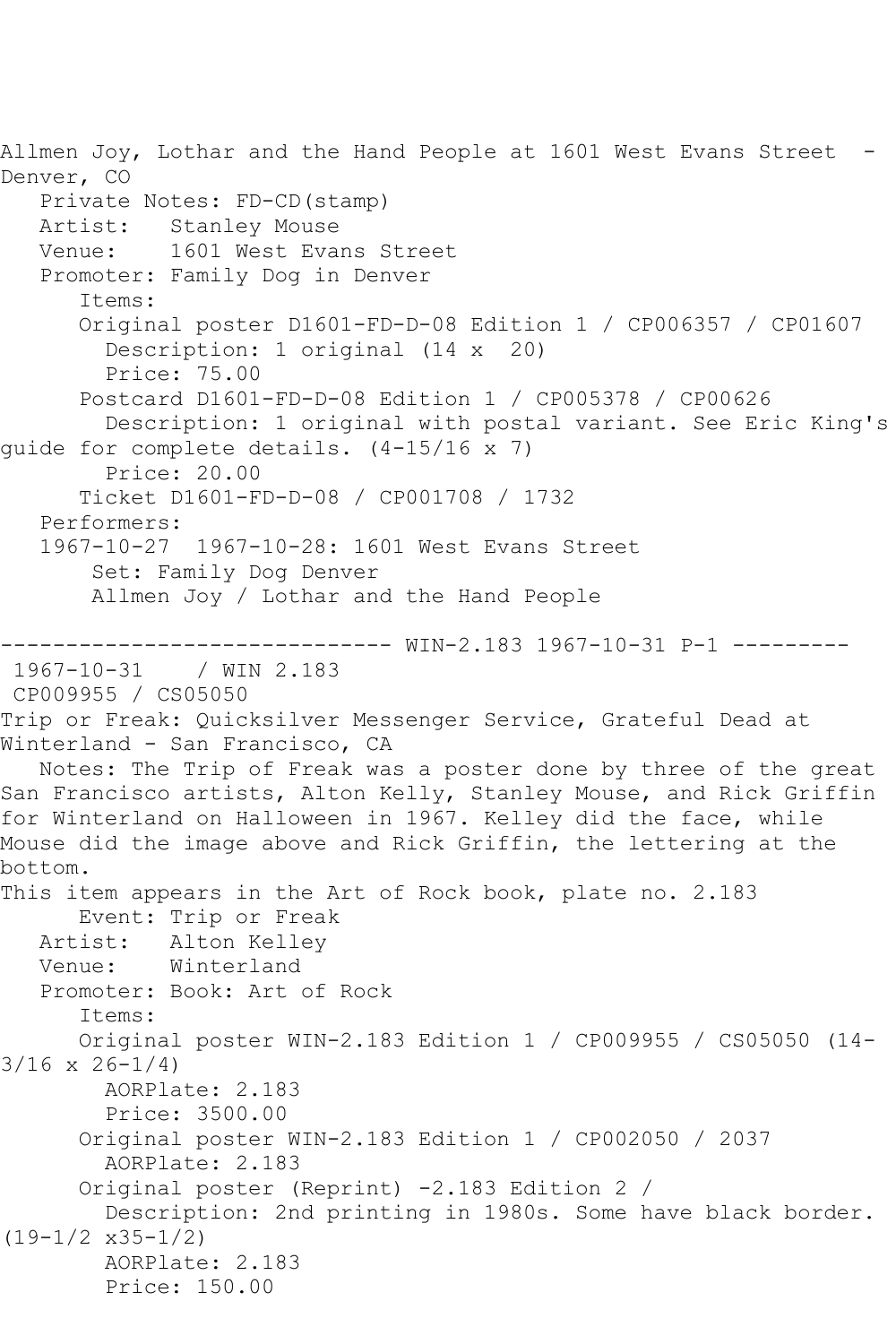Allmen Joy, Lothar and the Hand People at 1601 West Evans Street - Denver, CO

Private Notes: FD-CD(stamp)
Artist: Stanley Mouse
Venue: 1601 West Evans Street
Promoter: Family Dog in Denver

Items:

Original poster D1601-FD-D-08 Edition 1 / CP006357 / CP01607
Description: 1 original (14 x 20)
Price: 75.00

Postcard D1601-FD-D-08 Edition 1 / CP005378 / CP00626
Description: 1 original with postal variant. See Eric King's guide for complete details. (4-15/16 x 7)
Price: 20.00

Ticket D1601-FD-D-08 / CP001708 / 1732

Performers:
1967-10-27 1967-10-28: 1601 West Evans Street
Set: Family Dog Denver
Allmen Joy / Lothar and the Hand People

------------------------------ WIN-2.183 1967-10-31 P-1 ---------

1967-10-31 / WIN 2.183
CP009955 / CS05050

Trip or Freak: Quicksilver Messenger Service, Grateful Dead at Winterland - San Francisco, CA

Notes: The Trip of Freak was a poster done by three of the great San Francisco artists, Alton Kelly, Stanley Mouse, and Rick Griffin for Winterland on Halloween in 1967. Kelley did the face, while Mouse did the image above and Rick Griffin, the lettering at the bottom.
This item appears in the Art of Rock book, plate no. 2.183

Event: Trip or Freak
Artist: Alton Kelley
Venue: Winterland
Promoter: Book: Art of Rock

Items:

Original poster WIN-2.183 Edition 1 / CP009955 / CS05050 (14-3/16 x 26-1/4)
AORPlate: 2.183
Price: 3500.00

Original poster WIN-2.183 Edition 1 / CP002050 / 2037
AORPlate: 2.183

Original poster (Reprint) -2.183 Edition 2 /
Description: 2nd printing in 1980s. Some have black border. (19-1/2 x35-1/2)
AORPlate: 2.183
Price: 150.00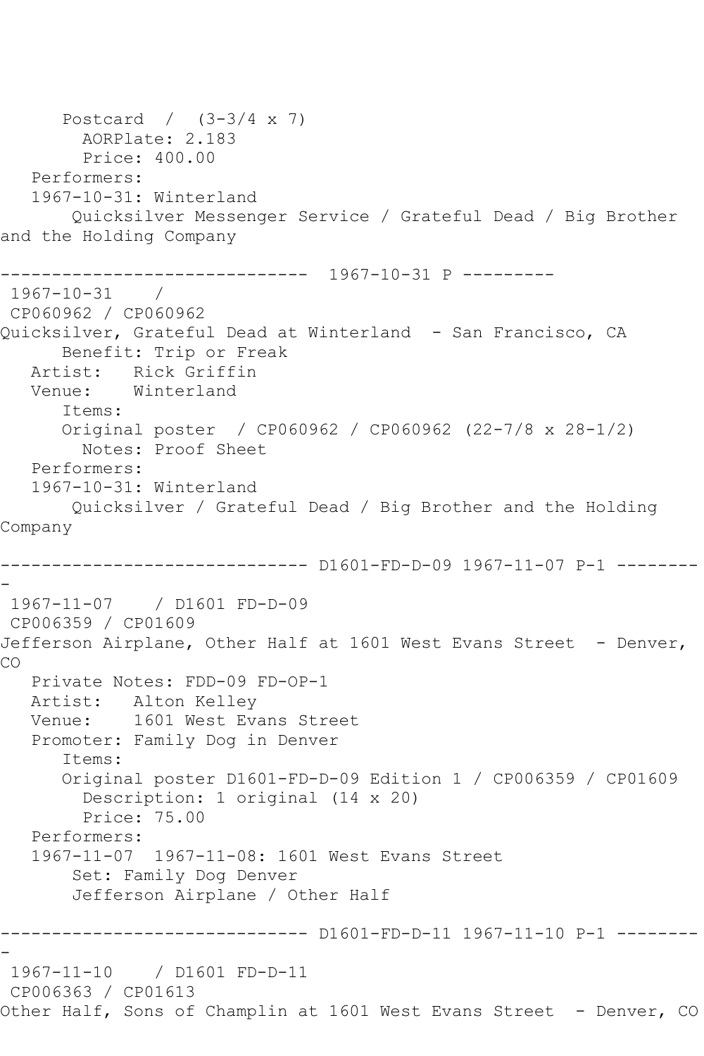Postcard / (3-3/4 x 7)
AORPlate: 2.183
Price: 400.00
Performers:
1967-10-31: Winterland
Quicksilver Messenger Service / Grateful Dead / Big Brother and the Holding Company

------------------------------ 1967-10-31 P ---------

1967-10-31 /
CP060962 / CP060962
Quicksilver, Grateful Dead at Winterland - San Francisco, CA
Benefit: Trip or Freak
Artist: Rick Griffin
Venue: Winterland
Items:
Original poster / CP060962 / CP060962 (22-7/8 x 28-1/2)
Notes: Proof Sheet
Performers:
1967-10-31: Winterland
Quicksilver / Grateful Dead / Big Brother and the Holding Company

------------------------------ D1601-FD-D-09 1967-11-07 P-1 ---------

1967-11-07 / D1601 FD-D-09
CP006359 / CP01609
Jefferson Airplane, Other Half at 1601 West Evans Street - Denver, CO
Private Notes: FDD-09 FD-OP-1
Artist: Alton Kelley
Venue: 1601 West Evans Street
Promoter: Family Dog in Denver
Items:
Original poster D1601-FD-D-09 Edition 1 / CP006359 / CP01609
Description: 1 original (14 x 20)
Price: 75.00
Performers:
1967-11-07 1967-11-08: 1601 West Evans Street
Set: Family Dog Denver
Jefferson Airplane / Other Half

------------------------------ D1601-FD-D-11 1967-11-10 P-1 ---------

1967-11-10 / D1601 FD-D-11
CP006363 / CP01613
Other Half, Sons of Champlin at 1601 West Evans Street - Denver, CO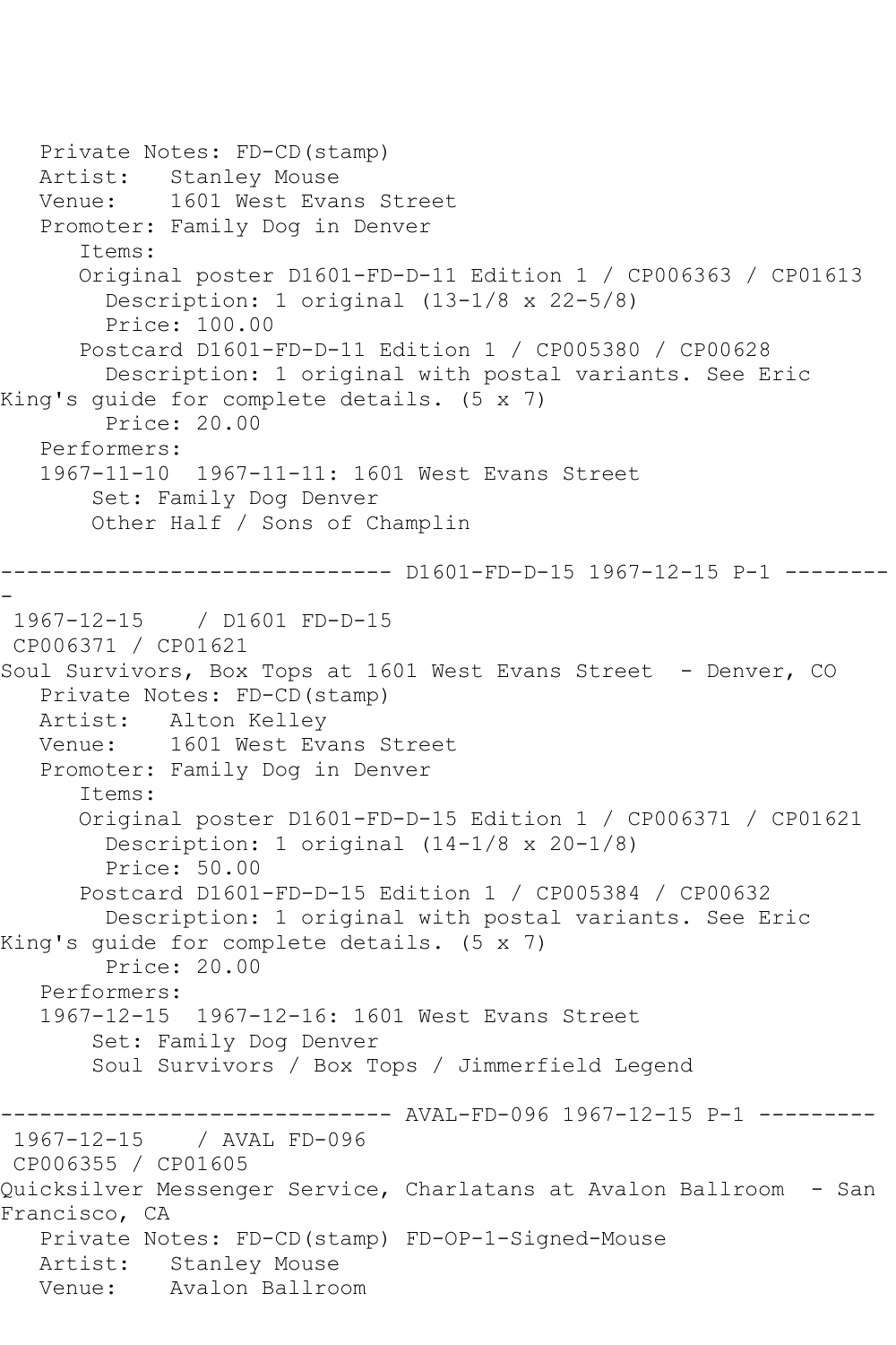Private Notes: FD-CD(stamp)
   Artist:   Stanley Mouse
   Venue:    1601 West Evans Street
   Promoter: Family Dog in Denver
      Items:
      Original poster D1601-FD-D-11 Edition 1 / CP006363 / CP01613
        Description: 1 original (13-1/8 x 22-5/8)
        Price: 100.00
      Postcard D1601-FD-D-11 Edition 1 / CP005380 / CP00628
        Description: 1 original with postal variants. See Eric King's guide for complete details. (5 x 7)
        Price: 20.00
   Performers:
   1967-11-10  1967-11-11: 1601 West Evans Street
       Set: Family Dog Denver
       Other Half / Sons of Champlin

------------------------------ D1601-FD-D-15 1967-12-15 P-1 ---------

1967-12-15    / D1601 FD-D-15
CP006371 / CP01621
Soul Survivors, Box Tops at 1601 West Evans Street  - Denver, CO
   Private Notes: FD-CD(stamp)
   Artist:   Alton Kelley
   Venue:    1601 West Evans Street
   Promoter: Family Dog in Denver
      Items:
      Original poster D1601-FD-D-15 Edition 1 / CP006371 / CP01621
        Description: 1 original (14-1/8 x 20-1/8)
        Price: 50.00
      Postcard D1601-FD-D-15 Edition 1 / CP005384 / CP00632
        Description: 1 original with postal variants. See Eric King's guide for complete details. (5 x 7)
        Price: 20.00
   Performers:
   1967-12-15  1967-12-16: 1601 West Evans Street
       Set: Family Dog Denver
       Soul Survivors / Box Tops / Jimmerfield Legend

------------------------------ AVAL-FD-096 1967-12-15 P-1 ---------

1967-12-15    / AVAL FD-096
CP006355 / CP01605
Quicksilver Messenger Service, Charlatans at Avalon Ballroom  - San Francisco, CA
   Private Notes: FD-CD(stamp) FD-OP-1-Signed-Mouse
   Artist:   Stanley Mouse
   Venue:    Avalon Ballroom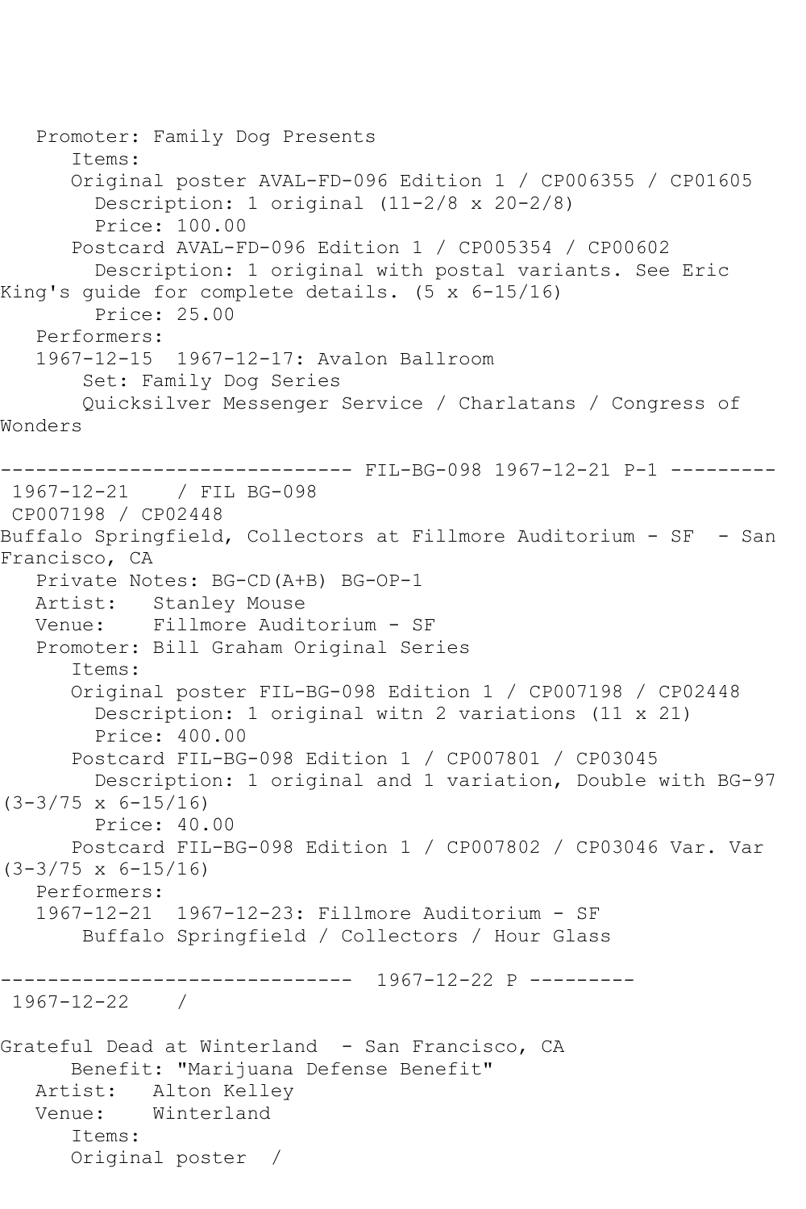```
   Promoter: Family Dog Presents
      Items:
      Original poster AVAL-FD-096 Edition 1 / CP006355 / CP01605
        Description: 1 original (11-2/8 x 20-2/8)
        Price: 100.00
      Postcard AVAL-FD-096 Edition 1 / CP005354 / CP00602
        Description: 1 original with postal variants. See Eric
King's guide for complete details. (5 x 6-15/16)
        Price: 25.00
   Performers:
   1967-12-15  1967-12-17: Avalon Ballroom
       Set: Family Dog Series
       Quicksilver Messenger Service / Charlatans / Congress of
Wonders

------------------------------ FIL-BG-098 1967-12-21 P-1 ---------
 1967-12-21    / FIL BG-098
 CP007198 / CP02448
Buffalo Springfield, Collectors at Fillmore Auditorium - SF  - San
Francisco, CA
   Private Notes: BG-CD(A+B) BG-OP-1
   Artist:   Stanley Mouse
   Venue:    Fillmore Auditorium - SF
   Promoter: Bill Graham Original Series
      Items:
      Original poster FIL-BG-098 Edition 1 / CP007198 / CP02448
        Description: 1 original witn 2 variations (11 x 21)
        Price: 400.00
      Postcard FIL-BG-098 Edition 1 / CP007801 / CP03045
        Description: 1 original and 1 variation, Double with BG-97
(3-3/75 x 6-15/16)
        Price: 40.00
      Postcard FIL-BG-098 Edition 1 / CP007802 / CP03046 Var. Var
(3-3/75 x 6-15/16)
   Performers:
   1967-12-21  1967-12-23: Fillmore Auditorium - SF
       Buffalo Springfield / Collectors / Hour Glass

------------------------------  1967-12-22 P ---------
 1967-12-22    /

Grateful Dead at Winterland  - San Francisco, CA
      Benefit: "Marijuana Defense Benefit"
   Artist:   Alton Kelley
   Venue:    Winterland
      Items:
      Original poster  /
```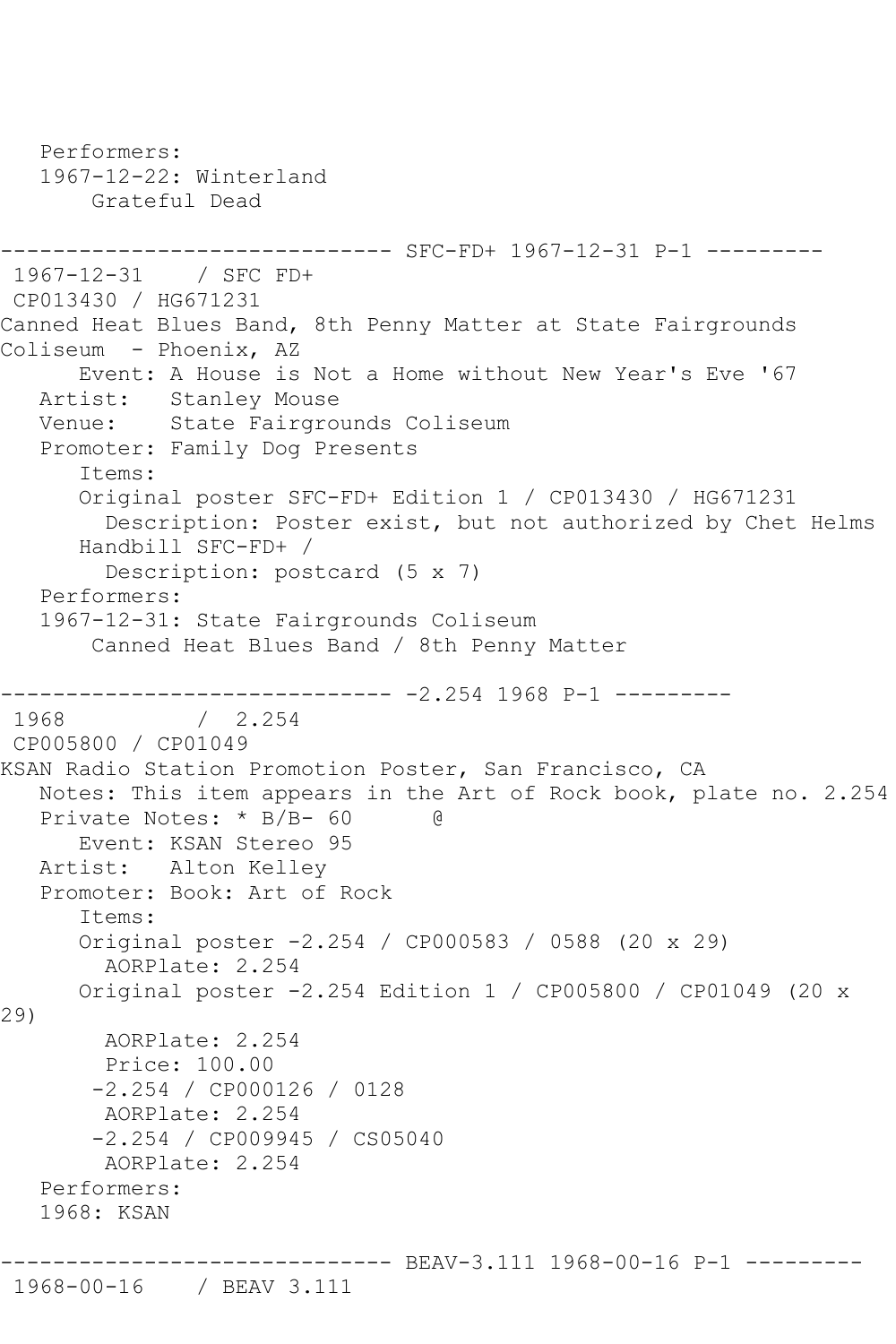```
   Performers:
   1967-12-22: Winterland
       Grateful Dead

------------------------------ SFC-FD+ 1967-12-31 P-1 ---------
 1967-12-31    / SFC FD+
 CP013430 / HG671231
Canned Heat Blues Band, 8th Penny Matter at State Fairgrounds
Coliseum  - Phoenix, AZ
      Event: A House is Not a Home without New Year's Eve '67
   Artist:   Stanley Mouse
   Venue:    State Fairgrounds Coliseum
   Promoter: Family Dog Presents
      Items:
      Original poster SFC-FD+ Edition 1 / CP013430 / HG671231
        Description: Poster exist, but not authorized by Chet Helms
      Handbill SFC-FD+ /
        Description: postcard (5 x 7)
   Performers:
   1967-12-31: State Fairgrounds Coliseum
       Canned Heat Blues Band / 8th Penny Matter

------------------------------ -2.254 1968 P-1 ---------
 1968          /  2.254
 CP005800 / CP01049
KSAN Radio Station Promotion Poster, San Francisco, CA
   Notes: This item appears in the Art of Rock book, plate no. 2.254
   Private Notes: * B/B- 60      @
      Event: KSAN Stereo 95
   Artist:   Alton Kelley
   Promoter: Book: Art of Rock
      Items:
      Original poster -2.254 / CP000583 / 0588 (20 x 29)
        AORPlate: 2.254
      Original poster -2.254 Edition 1 / CP005800 / CP01049 (20 x
29)
        AORPlate: 2.254
        Price: 100.00
       -2.254 / CP000126 / 0128
        AORPlate: 2.254
       -2.254 / CP009945 / CS05040
        AORPlate: 2.254
   Performers:
   1968: KSAN

------------------------------ BEAV-3.111 1968-00-16 P-1 ---------
 1968-00-16    / BEAV 3.111
```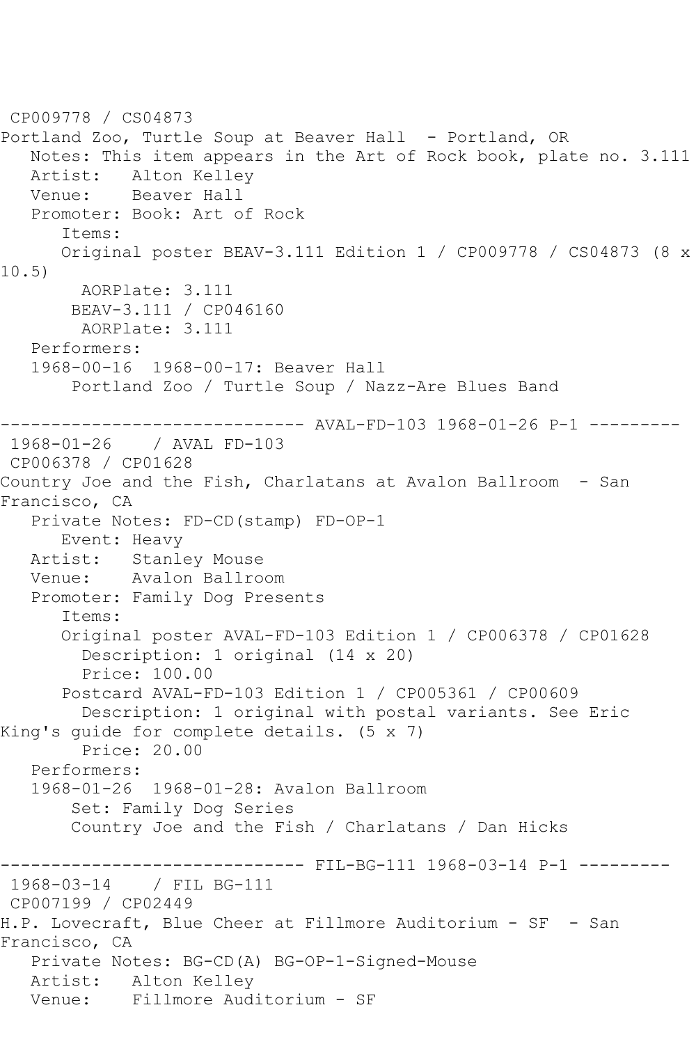CP009778 / CS04873
Portland Zoo, Turtle Soup at Beaver Hall - Portland, OR
Notes: This item appears in the Art of Rock book, plate no. 3.111
Artist: Alton Kelley
Venue: Beaver Hall
Promoter: Book: Art of Rock
Items:
Original poster BEAV-3.111 Edition 1 / CP009778 / CS04873 (8 x 10.5)
AORPlate: 3.111
BEAV-3.111 / CP046160
AORPlate: 3.111
Performers:
1968-00-16 1968-00-17: Beaver Hall
Portland Zoo / Turtle Soup / Nazz-Are Blues Band

------------------------------ AVAL-FD-103 1968-01-26 P-1 ---------

1968-01-26 / AVAL FD-103
CP006378 / CP01628
Country Joe and the Fish, Charlatans at Avalon Ballroom - San Francisco, CA
Private Notes: FD-CD(stamp) FD-OP-1
Event: Heavy
Artist: Stanley Mouse
Venue: Avalon Ballroom
Promoter: Family Dog Presents
Items:
Original poster AVAL-FD-103 Edition 1 / CP006378 / CP01628
Description: 1 original (14 x 20)
Price: 100.00
Postcard AVAL-FD-103 Edition 1 / CP005361 / CP00609
Description: 1 original with postal variants. See Eric King's guide for complete details. (5 x 7)
Price: 20.00
Performers:
1968-01-26 1968-01-28: Avalon Ballroom
Set: Family Dog Series
Country Joe and the Fish / Charlatans / Dan Hicks

------------------------------ FIL-BG-111 1968-03-14 P-1 ---------

1968-03-14 / FIL BG-111
CP007199 / CP02449
H.P. Lovecraft, Blue Cheer at Fillmore Auditorium - SF - San Francisco, CA
Private Notes: BG-CD(A) BG-OP-1-Signed-Mouse
Artist: Alton Kelley
Venue: Fillmore Auditorium - SF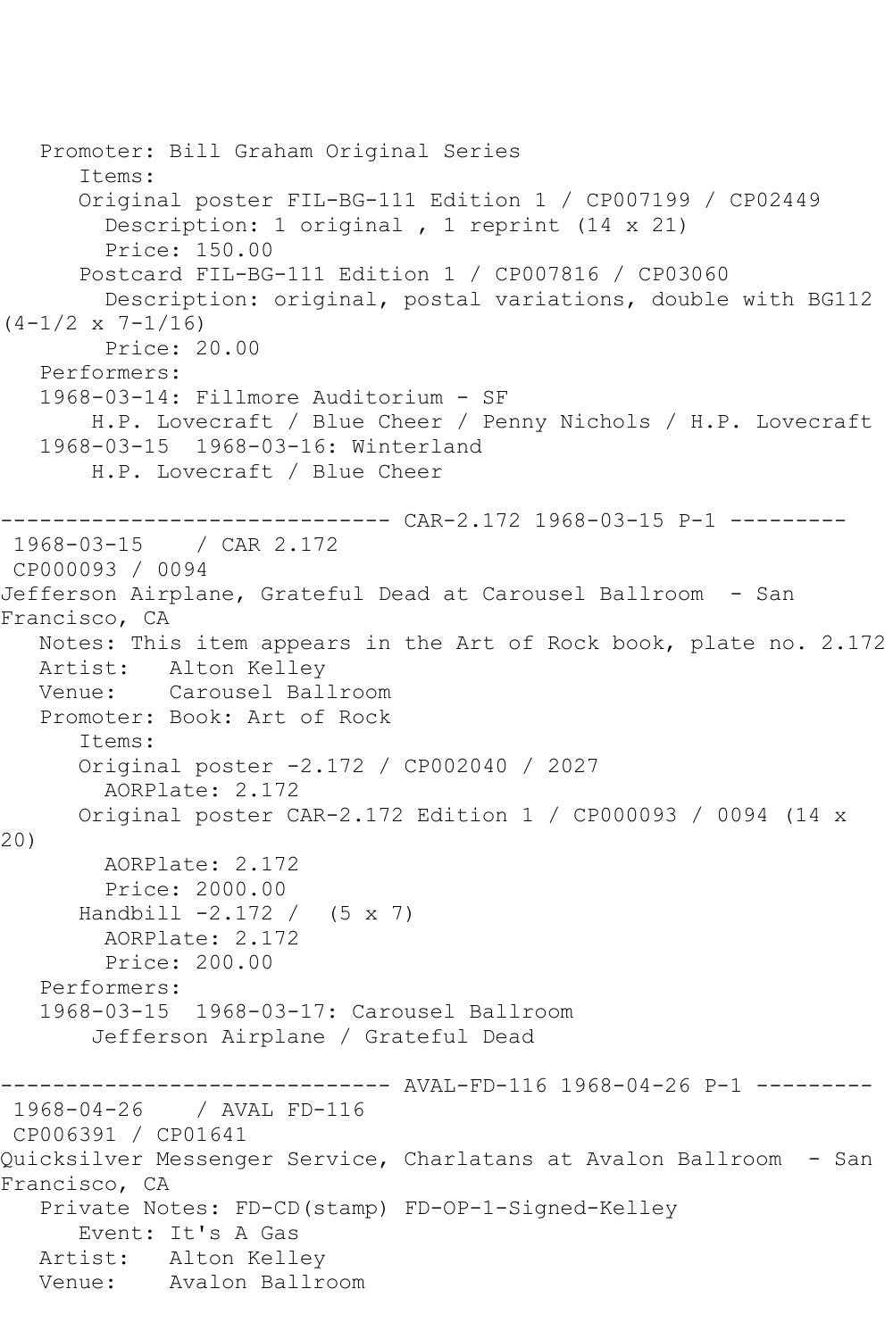```
   Promoter: Bill Graham Original Series
      Items:
      Original poster FIL-BG-111 Edition 1 / CP007199 / CP02449
        Description: 1 original , 1 reprint (14 x 21)
        Price: 150.00
      Postcard FIL-BG-111 Edition 1 / CP007816 / CP03060
        Description: original, postal variations, double with BG112
(4-1/2 x 7-1/16)
        Price: 20.00
   Performers:
   1968-03-14: Fillmore Auditorium - SF
       H.P. Lovecraft / Blue Cheer / Penny Nichols / H.P. Lovecraft
   1968-03-15  1968-03-16: Winterland
       H.P. Lovecraft / Blue Cheer

------------------------------ CAR-2.172 1968-03-15 P-1 ---------
 1968-03-15    / CAR 2.172
 CP000093 / 0094
Jefferson Airplane, Grateful Dead at Carousel Ballroom  - San
Francisco, CA
   Notes: This item appears in the Art of Rock book, plate no. 2.172
   Artist:   Alton Kelley
   Venue:    Carousel Ballroom
   Promoter: Book: Art of Rock
      Items:
      Original poster -2.172 / CP002040 / 2027
        AORPlate: 2.172
      Original poster CAR-2.172 Edition 1 / CP000093 / 0094 (14 x
20)
        AORPlate: 2.172
        Price: 2000.00
      Handbill -2.172 /  (5 x 7)
        AORPlate: 2.172
        Price: 200.00
   Performers:
   1968-03-15  1968-03-17: Carousel Ballroom
       Jefferson Airplane / Grateful Dead

------------------------------ AVAL-FD-116 1968-04-26 P-1 ---------
 1968-04-26    / AVAL FD-116
 CP006391 / CP01641
Quicksilver Messenger Service, Charlatans at Avalon Ballroom  - San
Francisco, CA
   Private Notes: FD-CD(stamp) FD-OP-1-Signed-Kelley
      Event: It's A Gas
   Artist:   Alton Kelley
   Venue:    Avalon Ballroom
```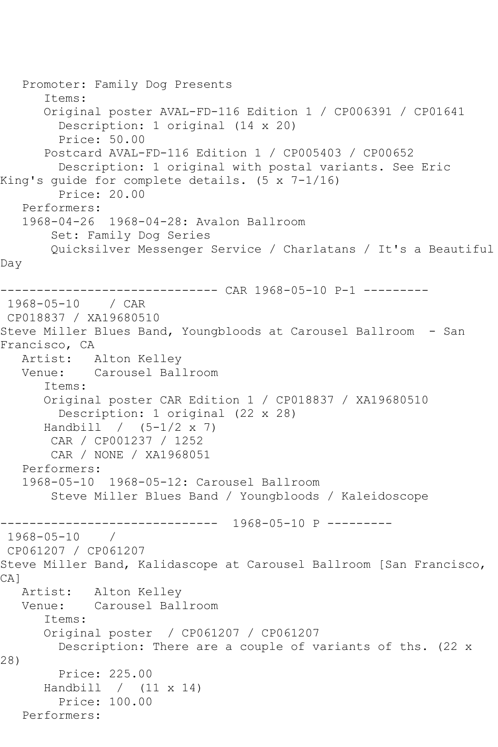Promoter: Family Dog Presents
Items:
Original poster AVAL-FD-116 Edition 1 / CP006391 / CP01641
Description: 1 original (14 x 20)
Price: 50.00
Postcard AVAL-FD-116 Edition 1 / CP005403 / CP00652
Description: 1 original with postal variants. See Eric King's guide for complete details. (5 x 7-1/16)
Price: 20.00
Performers:
1968-04-26 1968-04-28: Avalon Ballroom
Set: Family Dog Series
Quicksilver Messenger Service / Charlatans / It's a Beautiful Day

------------------------------ CAR 1968-05-10 P-1 ---------

1968-05-10 / CAR
CP018837 / XA19680510
Steve Miller Blues Band, Youngbloods at Carousel Ballroom - San Francisco, CA
Artist: Alton Kelley
Venue: Carousel Ballroom
Items:
Original poster CAR Edition 1 / CP018837 / XA19680510
Description: 1 original (22 x 28)
Handbill / (5-1/2 x 7)
CAR / CP001237 / 1252
CAR / NONE / XA1968051
Performers:
1968-05-10 1968-05-12: Carousel Ballroom
Steve Miller Blues Band / Youngbloods / Kaleidoscope

------------------------------ 1968-05-10 P ---------

1968-05-10 /
CP061207 / CP061207
Steve Miller Band, Kalidascope at Carousel Ballroom [San Francisco, CA]
Artist: Alton Kelley
Venue: Carousel Ballroom
Items:
Original poster / CP061207 / CP061207
Description: There are a couple of variants of ths. (22 x 28)
Price: 225.00
Handbill / (11 x 14)
Price: 100.00
Performers: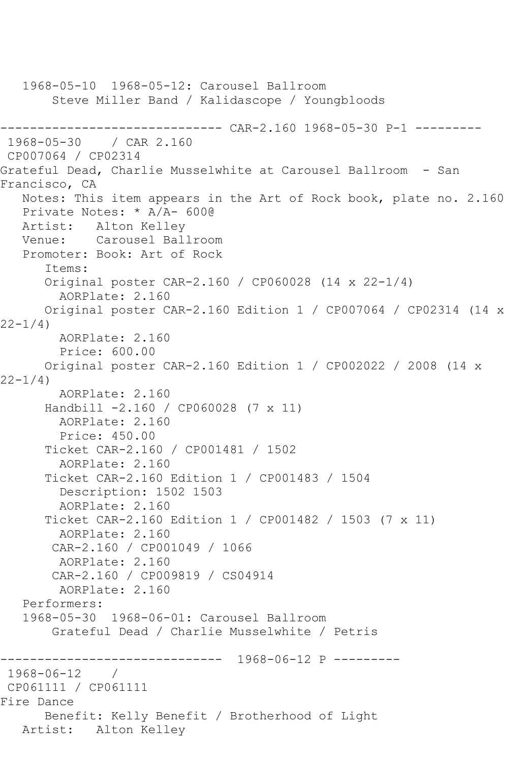1968-05-10  1968-05-12: Carousel Ballroom
    Steve Miller Band / Kalidascope / Youngbloods

------------------------------ CAR-2.160 1968-05-30 P-1 ---------

1968-05-30    / CAR 2.160
CP007064 / CP02314
Grateful Dead, Charlie Musselwhite at Carousel Ballroom  - San Francisco, CA

Notes: This item appears in the Art of Rock book, plate no. 2.160
Private Notes: * A/A- 600@
Artist:   Alton Kelley
Venue:    Carousel Ballroom
Promoter: Book: Art of Rock

Items:

- Original poster CAR-2.160 / CP060028 (14 x 22-1/4)
  - AORPlate: 2.160
- Original poster CAR-2.160 Edition 1 / CP007064 / CP02314 (14 x 22-1/4)
  - AORPlate: 2.160
  - Price: 600.00
- Original poster CAR-2.160 Edition 1 / CP002022 / 2008 (14 x 22-1/4)
  - AORPlate: 2.160
- Handbill -2.160 / CP060028 (7 x 11)
  - AORPlate: 2.160
  - Price: 450.00
- Ticket CAR-2.160 / CP001481 / 1502
  - AORPlate: 2.160
- Ticket CAR-2.160 Edition 1 / CP001483 / 1504
  - Description: 1502 1503
  - AORPlate: 2.160
- Ticket CAR-2.160 Edition 1 / CP001482 / 1503 (7 x 11)
  - AORPlate: 2.160
- CAR-2.160 / CP001049 / 1066
  - AORPlate: 2.160
- CAR-2.160 / CP009819 / CS04914
  - AORPlate: 2.160

Performers:
1968-05-30  1968-06-01: Carousel Ballroom
    Grateful Dead / Charlie Musselwhite / Petris

------------------------------  1968-06-12 P ---------

1968-06-12    /
CP061111 / CP061111
Fire Dance
    Benefit: Kelly Benefit / Brotherhood of Light
Artist:   Alton Kelley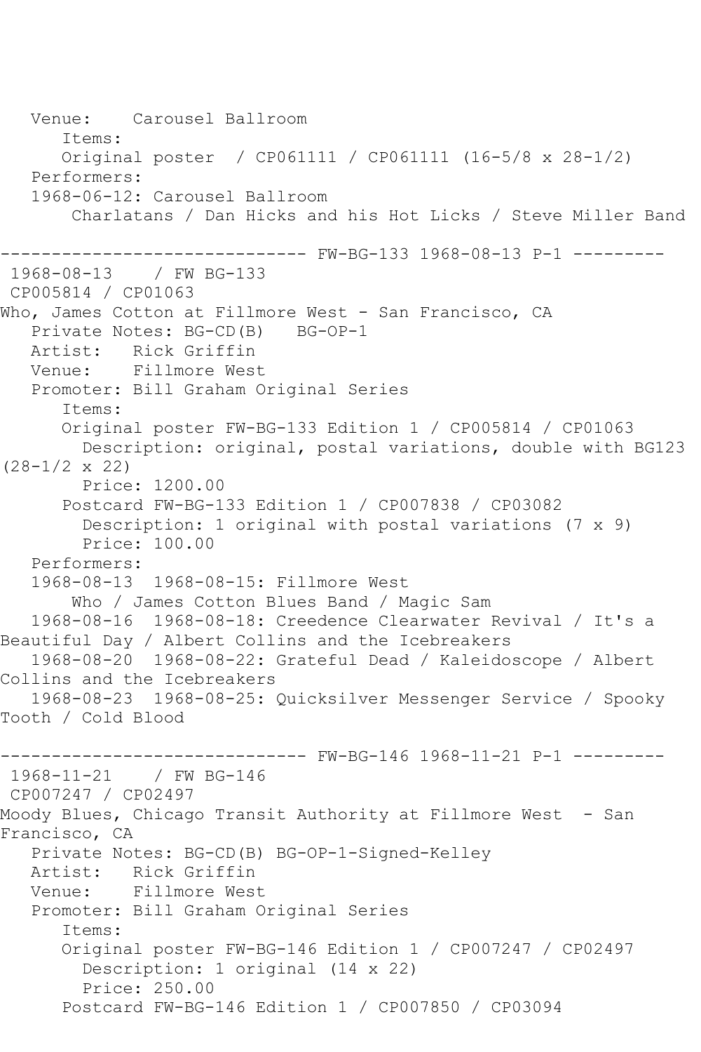```
   Venue:    Carousel Ballroom
      Items:
      Original poster  / CP061111 / CP061111 (16-5/8 x 28-1/2)
   Performers:
   1968-06-12: Carousel Ballroom
       Charlatans / Dan Hicks and his Hot Licks / Steve Miller Band

------------------------------ FW-BG-133 1968-08-13 P-1 ---------
 1968-08-13    / FW BG-133
 CP005814 / CP01063
Who, James Cotton at Fillmore West - San Francisco, CA
   Private Notes: BG-CD(B)   BG-OP-1
   Artist:   Rick Griffin
   Venue:    Fillmore West
   Promoter: Bill Graham Original Series
      Items:
      Original poster FW-BG-133 Edition 1 / CP005814 / CP01063
        Description: original, postal variations, double with BG123
(28-1/2 x 22)
        Price: 1200.00
      Postcard FW-BG-133 Edition 1 / CP007838 / CP03082
        Description: 1 original with postal variations (7 x 9)
        Price: 100.00
   Performers:
   1968-08-13  1968-08-15: Fillmore West
       Who / James Cotton Blues Band / Magic Sam
   1968-08-16  1968-08-18: Creedence Clearwater Revival / It's a
Beautiful Day / Albert Collins and the Icebreakers
   1968-08-20  1968-08-22: Grateful Dead / Kaleidoscope / Albert
Collins and the Icebreakers
   1968-08-23  1968-08-25: Quicksilver Messenger Service / Spooky
Tooth / Cold Blood

------------------------------ FW-BG-146 1968-11-21 P-1 ---------
 1968-11-21    / FW BG-146
 CP007247 / CP02497
Moody Blues, Chicago Transit Authority at Fillmore West  - San
Francisco, CA
   Private Notes: BG-CD(B) BG-OP-1-Signed-Kelley
   Artist:   Rick Griffin
   Venue:    Fillmore West
   Promoter: Bill Graham Original Series
      Items:
      Original poster FW-BG-146 Edition 1 / CP007247 / CP02497
        Description: 1 original (14 x 22)
        Price: 250.00
      Postcard FW-BG-146 Edition 1 / CP007850 / CP03094
```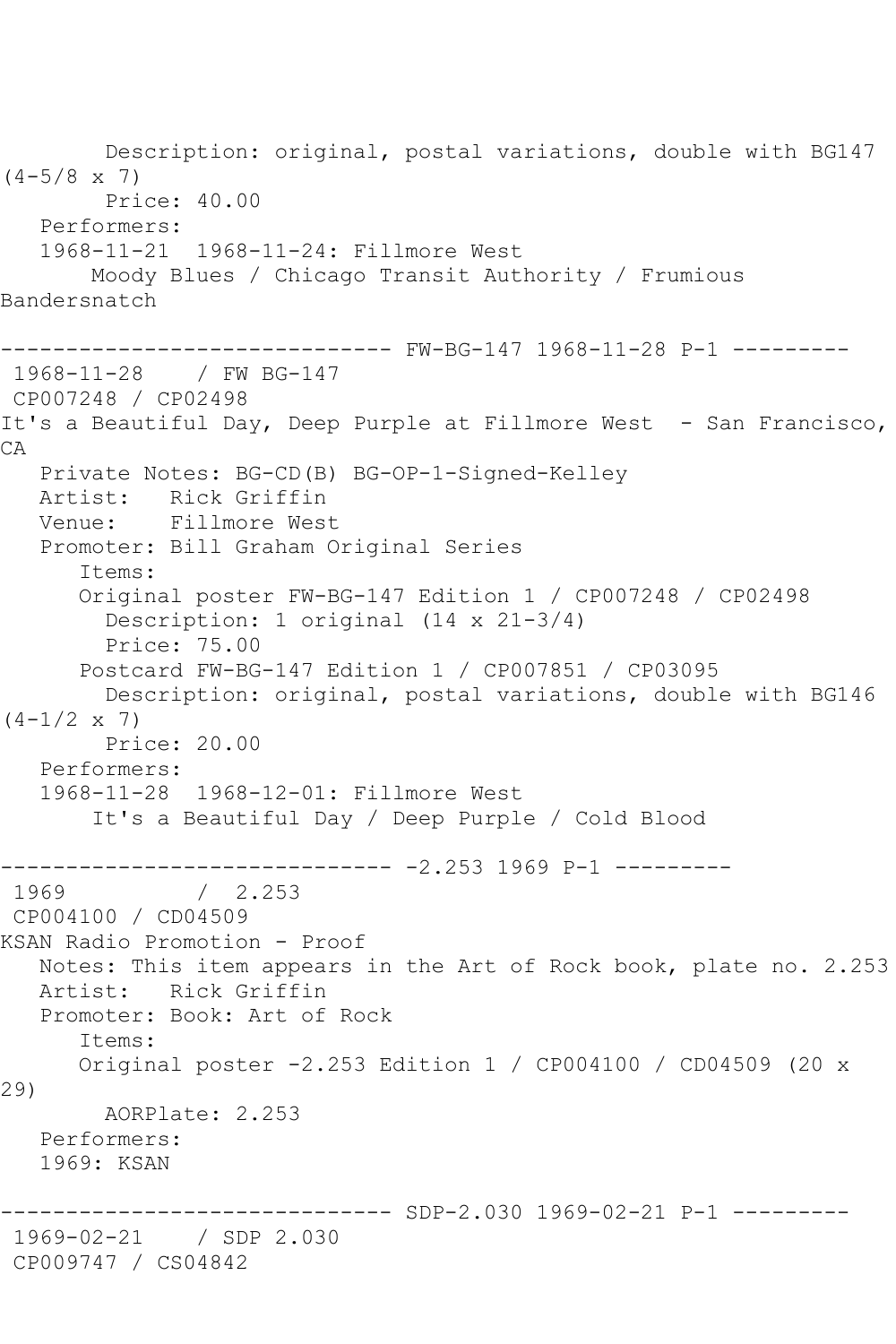Description: original, postal variations, double with BG147 (4-5/8 x 7)
Price: 40.00
Performers:
1968-11-21 1968-11-24: Fillmore West
Moody Blues / Chicago Transit Authority / Frumious Bandersnatch

------------------------------ FW-BG-147 1968-11-28 P-1 ---------

1968-11-28 / FW BG-147
CP007248 / CP02498
It's a Beautiful Day, Deep Purple at Fillmore West - San Francisco, CA
Private Notes: BG-CD(B) BG-OP-1-Signed-Kelley
Artist: Rick Griffin
Venue: Fillmore West
Promoter: Bill Graham Original Series
Items:
Original poster FW-BG-147 Edition 1 / CP007248 / CP02498
Description: 1 original (14 x 21-3/4)
Price: 75.00
Postcard FW-BG-147 Edition 1 / CP007851 / CP03095
Description: original, postal variations, double with BG146 (4-1/2 x 7)
Price: 20.00
Performers:
1968-11-28 1968-12-01: Fillmore West
It's a Beautiful Day / Deep Purple / Cold Blood

------------------------------ -2.253 1969 P-1 ---------

1969 / 2.253
CP004100 / CD04509
KSAN Radio Promotion - Proof
Notes: This item appears in the Art of Rock book, plate no. 2.253
Artist: Rick Griffin
Promoter: Book: Art of Rock
Items:
Original poster -2.253 Edition 1 / CP004100 / CD04509 (20 x 29)
AORPlate: 2.253
Performers:
1969: KSAN

------------------------------ SDP-2.030 1969-02-21 P-1 ---------

1969-02-21 / SDP 2.030
CP009747 / CS04842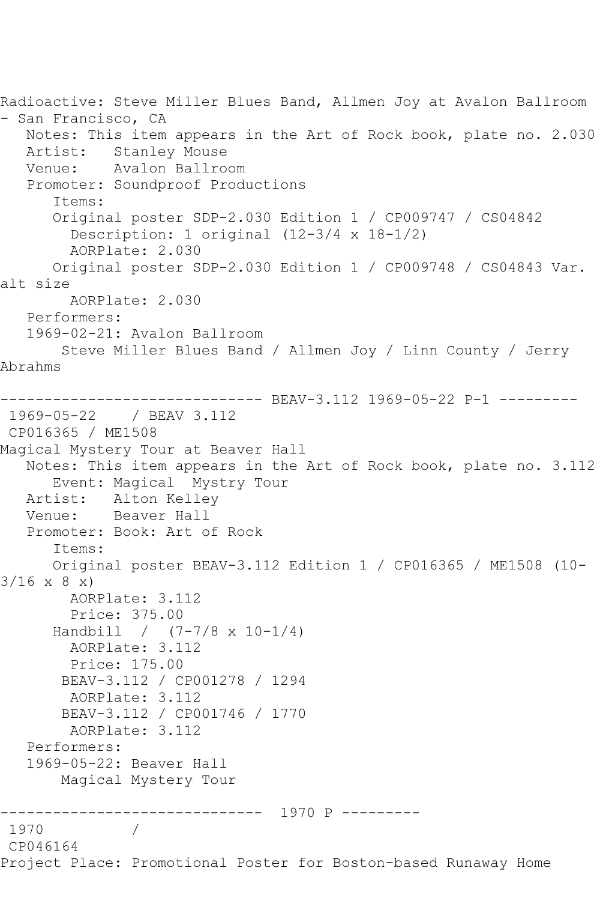Radioactive: Steve Miller Blues Band, Allmen Joy at Avalon Ballroom - San Francisco, CA

Notes: This item appears in the Art of Rock book, plate no. 2.030
Artist: Stanley Mouse
Venue: Avalon Ballroom
Promoter: Soundproof Productions
Items:
Original poster SDP-2.030 Edition 1 / CP009747 / CS04842
Description: 1 original (12-3/4 x 18-1/2)
AORPlate: 2.030
Original poster SDP-2.030 Edition 1 / CP009748 / CS04843 Var. alt size
AORPlate: 2.030
Performers:
1969-02-21: Avalon Ballroom
Steve Miller Blues Band / Allmen Joy / Linn County / Jerry Abrahms

------------------------------ BEAV-3.112 1969-05-22 P-1 ---------

1969-05-22 / BEAV 3.112
CP016365 / ME1508
Magical Mystery Tour at Beaver Hall

Notes: This item appears in the Art of Rock book, plate no. 3.112
Event: Magical Mystry Tour
Artist: Alton Kelley
Venue: Beaver Hall
Promoter: Book: Art of Rock
Items:
Original poster BEAV-3.112 Edition 1 / CP016365 / ME1508 (10-3/16 x 8 x)
AORPlate: 3.112
Price: 375.00
Handbill / (7-7/8 x 10-1/4)
AORPlate: 3.112
Price: 175.00
BEAV-3.112 / CP001278 / 1294
AORPlate: 3.112
BEAV-3.112 / CP001746 / 1770
AORPlate: 3.112
Performers:
1969-05-22: Beaver Hall
Magical Mystery Tour

------------------------------ 1970 P ---------

1970 /
CP046164
Project Place: Promotional Poster for Boston-based Runaway Home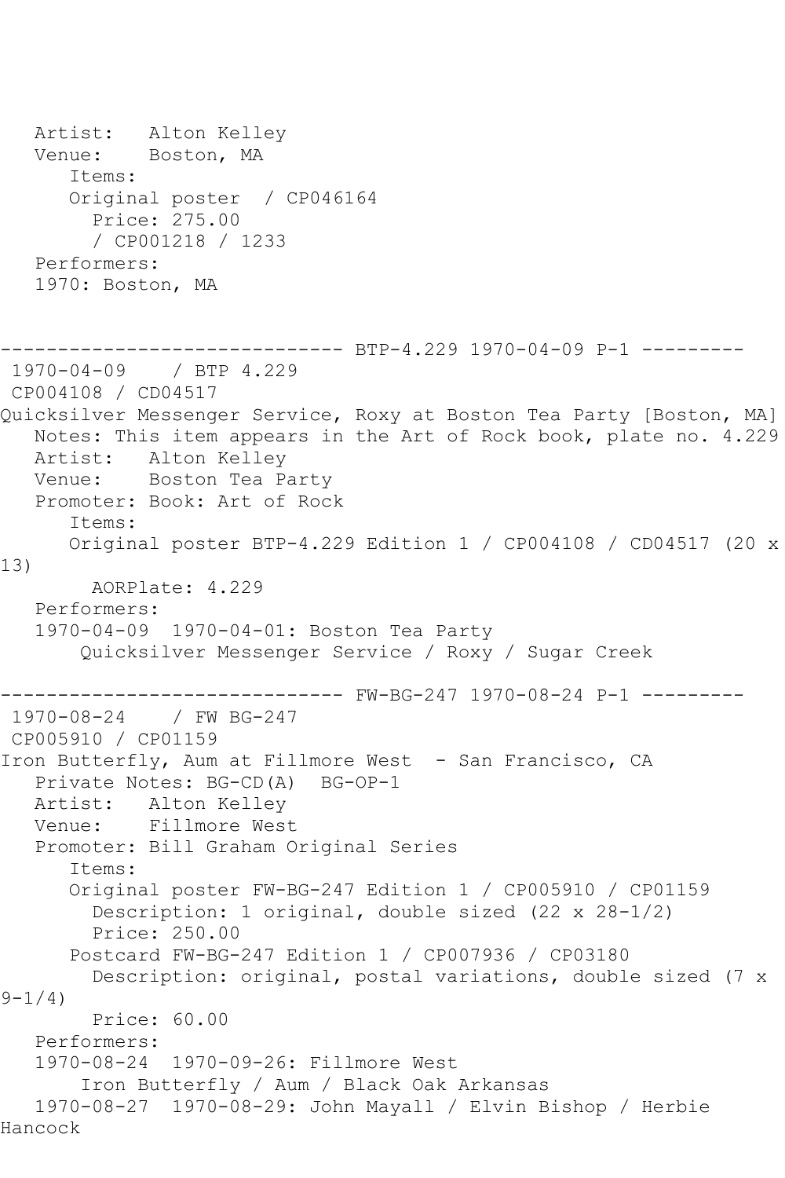```
   Artist:   Alton Kelley
   Venue:    Boston, MA
      Items:
      Original poster  / CP046164
        Price: 275.00
        / CP001218 / 1233
   Performers:
   1970: Boston, MA


------------------------------ BTP-4.229 1970-04-09 P-1 ---------
 1970-04-09    / BTP 4.229
 CP004108 / CD04517
Quicksilver Messenger Service, Roxy at Boston Tea Party [Boston, MA]
   Notes: This item appears in the Art of Rock book, plate no. 4.229
   Artist:   Alton Kelley
   Venue:    Boston Tea Party
   Promoter: Book: Art of Rock
      Items:
      Original poster BTP-4.229 Edition 1 / CP004108 / CD04517 (20 x 
13)
        AORPlate: 4.229
   Performers:
   1970-04-09  1970-04-01: Boston Tea Party
       Quicksilver Messenger Service / Roxy / Sugar Creek

------------------------------ FW-BG-247 1970-08-24 P-1 ---------
 1970-08-24    / FW BG-247
 CP005910 / CP01159
Iron Butterfly, Aum at Fillmore West  - San Francisco, CA
   Private Notes: BG-CD(A)  BG-OP-1
   Artist:   Alton Kelley
   Venue:    Fillmore West
   Promoter: Bill Graham Original Series
      Items:
      Original poster FW-BG-247 Edition 1 / CP005910 / CP01159
        Description: 1 original, double sized (22 x 28-1/2)
        Price: 250.00
      Postcard FW-BG-247 Edition 1 / CP007936 / CP03180
        Description: original, postal variations, double sized (7 x 
9-1/4)
        Price: 60.00
   Performers:
   1970-08-24  1970-09-26: Fillmore West
       Iron Butterfly / Aum / Black Oak Arkansas
   1970-08-27  1970-08-29: John Mayall / Elvin Bishop / Herbie 
Hancock
```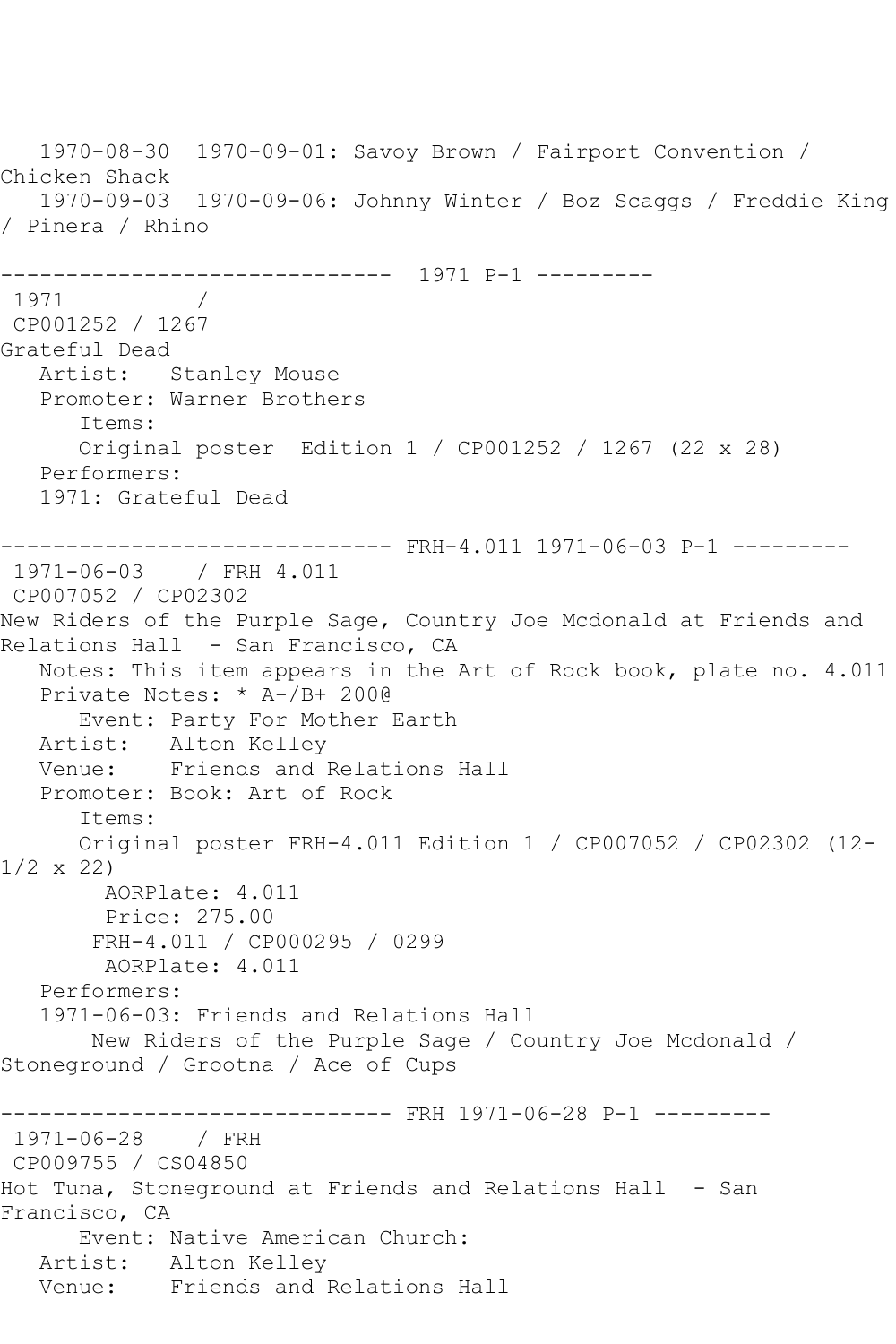1970-08-30  1970-09-01: Savoy Brown / Fairport Convention / Chicken Shack
   1970-09-03  1970-09-06: Johnny Winter / Boz Scaggs / Freddie King / Pinera / Rhino

------------------------------  1971 P-1 ---------
 1971           /
 CP001252 / 1267
Grateful Dead
   Artist:   Stanley Mouse
   Promoter: Warner Brothers
      Items:
      Original poster  Edition 1 / CP001252 / 1267 (22 x 28)
   Performers:
   1971: Grateful Dead

------------------------------ FRH-4.011 1971-06-03 P-1 ---------
 1971-06-03    / FRH 4.011
 CP007052 / CP02302
New Riders of the Purple Sage, Country Joe Mcdonald at Friends and Relations Hall  - San Francisco, CA
   Notes: This item appears in the Art of Rock book, plate no. 4.011
   Private Notes: * A-/B+ 200@
      Event: Party For Mother Earth
   Artist:   Alton Kelley
   Venue:    Friends and Relations Hall
   Promoter: Book: Art of Rock
      Items:
      Original poster FRH-4.011 Edition 1 / CP007052 / CP02302 (12-1/2 x 22)
        AORPlate: 4.011
        Price: 275.00
       FRH-4.011 / CP000295 / 0299
        AORPlate: 4.011
   Performers:
   1971-06-03: Friends and Relations Hall
       New Riders of the Purple Sage / Country Joe Mcdonald / Stoneground / Grootna / Ace of Cups

------------------------------ FRH 1971-06-28 P-1 ---------
 1971-06-28    / FRH
 CP009755 / CS04850
Hot Tuna, Stoneground at Friends and Relations Hall  - San Francisco, CA
      Event: Native American Church:
   Artist:   Alton Kelley
   Venue:    Friends and Relations Hall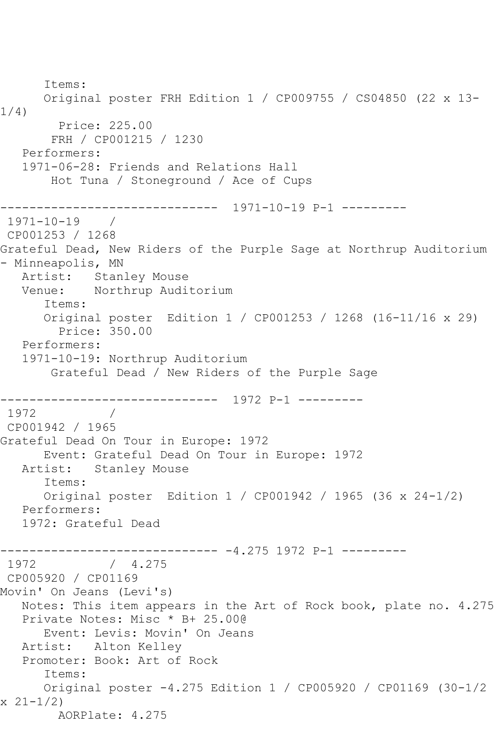Items:
Original poster FRH Edition 1 / CP009755 / CS04850 (22 x 13-1/4)
Price: 225.00
FRH / CP001215 / 1230
Performers:
1971-06-28: Friends and Relations Hall
Hot Tuna / Stoneground / Ace of Cups

------------------------------ 1971-10-19 P-1 ---------

1971-10-19 /
CP001253 / 1268
Grateful Dead, New Riders of the Purple Sage at Northrup Auditorium - Minneapolis, MN
Artist: Stanley Mouse
Venue: Northrup Auditorium
Items:
Original poster Edition 1 / CP001253 / 1268 (16-11/16 x 29)
Price: 350.00
Performers:
1971-10-19: Northrup Auditorium
Grateful Dead / New Riders of the Purple Sage

------------------------------ 1972 P-1 ---------

1972 /
CP001942 / 1965
Grateful Dead On Tour in Europe: 1972
Event: Grateful Dead On Tour in Europe: 1972
Artist: Stanley Mouse
Items:
Original poster Edition 1 / CP001942 / 1965 (36 x 24-1/2)
Performers:
1972: Grateful Dead

------------------------------ -4.275 1972 P-1 ---------

1972 / 4.275
CP005920 / CP01169
Movin' On Jeans (Levi's)
Notes: This item appears in the Art of Rock book, plate no. 4.275
Private Notes: Misc * B+ 25.00@
Event: Levis: Movin' On Jeans
Artist: Alton Kelley
Promoter: Book: Art of Rock
Items:
Original poster -4.275 Edition 1 / CP005920 / CP01169 (30-1/2 x 21-1/2)
AORPlate: 4.275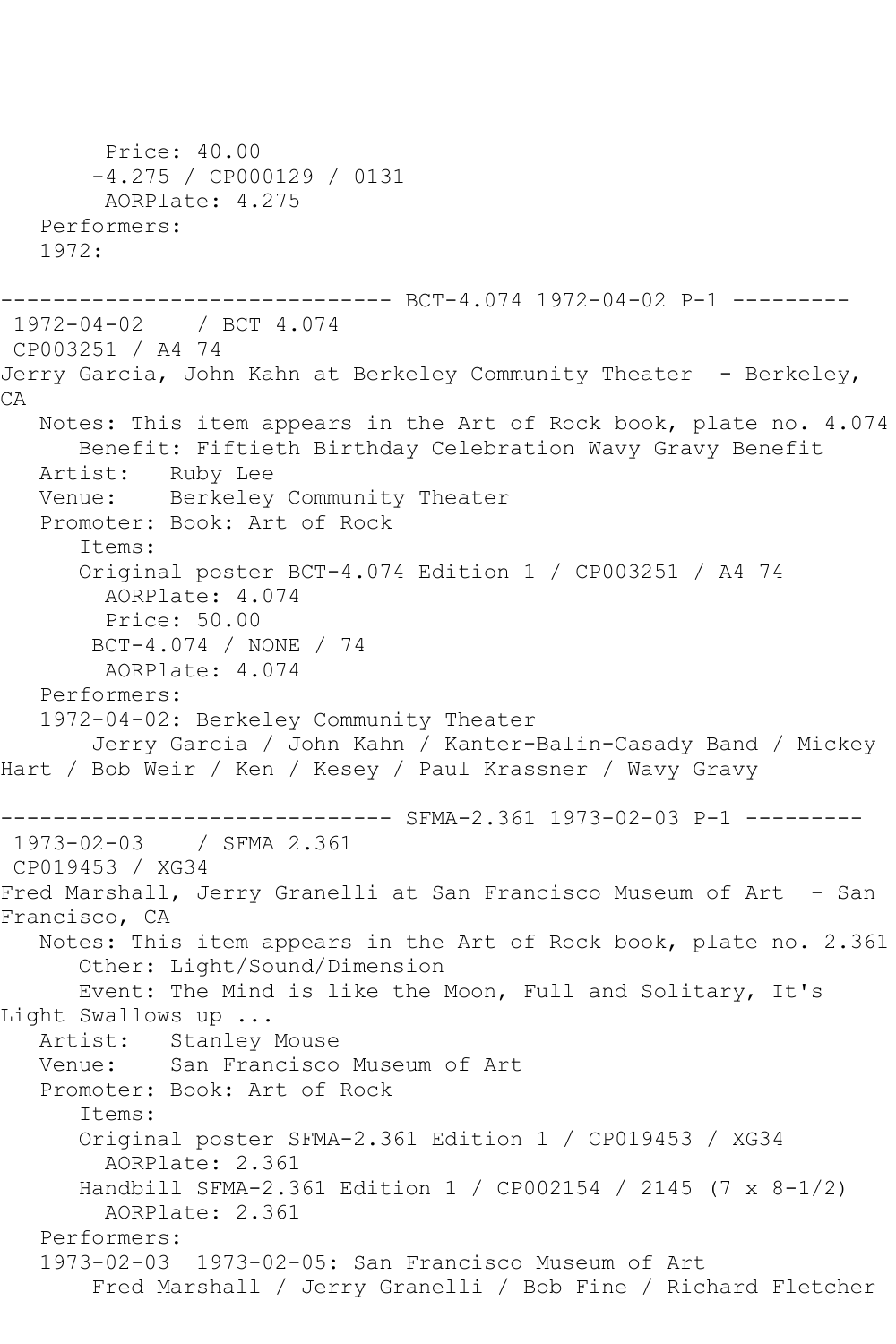```
       Price: 40.00
      -4.275 / CP000129 / 0131
       AORPlate: 4.275
   Performers:
   1972:

------------------------------ BCT-4.074 1972-04-02 P-1 ---------
 1972-04-02    / BCT 4.074
 CP003251 / A4 74
Jerry Garcia, John Kahn at Berkeley Community Theater  - Berkeley,
CA
   Notes: This item appears in the Art of Rock book, plate no. 4.074
      Benefit: Fiftieth Birthday Celebration Wavy Gravy Benefit
   Artist:   Ruby Lee
   Venue:    Berkeley Community Theater
   Promoter: Book: Art of Rock
      Items:
      Original poster BCT-4.074 Edition 1 / CP003251 / A4 74
        AORPlate: 4.074
        Price: 50.00
       BCT-4.074 / NONE / 74
        AORPlate: 4.074
   Performers:
   1972-04-02: Berkeley Community Theater
       Jerry Garcia / John Kahn / Kanter-Balin-Casady Band / Mickey
Hart / Bob Weir / Ken / Kesey / Paul Krassner / Wavy Gravy

------------------------------ SFMA-2.361 1973-02-03 P-1 ---------
 1973-02-03    / SFMA 2.361
 CP019453 / XG34
Fred Marshall, Jerry Granelli at San Francisco Museum of Art  - San
Francisco, CA
   Notes: This item appears in the Art of Rock book, plate no. 2.361
      Other: Light/Sound/Dimension
      Event: The Mind is like the Moon, Full and Solitary, It's
Light Swallows up ...
   Artist:   Stanley Mouse
   Venue:    San Francisco Museum of Art
   Promoter: Book: Art of Rock
      Items:
      Original poster SFMA-2.361 Edition 1 / CP019453 / XG34
        AORPlate: 2.361
      Handbill SFMA-2.361 Edition 1 / CP002154 / 2145 (7 x 8-1/2)
        AORPlate: 2.361
   Performers:
   1973-02-03  1973-02-05: San Francisco Museum of Art
       Fred Marshall / Jerry Granelli / Bob Fine / Richard Fletcher
```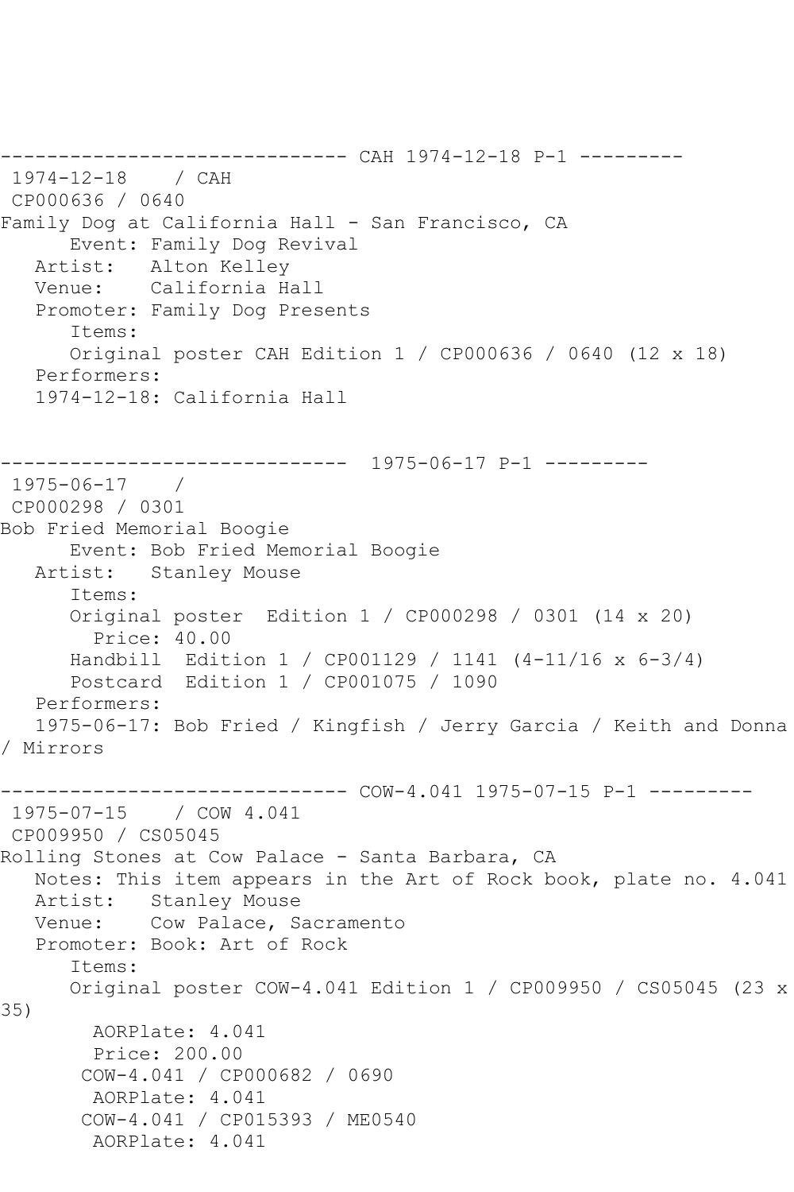------------------------------ CAH 1974-12-18 P-1 ---------

1974-12-18    / CAH
CP000636 / 0640
Family Dog at California Hall - San Francisco, CA
      Event: Family Dog Revival
   Artist:   Alton Kelley
   Venue:    California Hall
   Promoter: Family Dog Presents
      Items:
      Original poster CAH Edition 1 / CP000636 / 0640 (12 x 18)
   Performers:
   1974-12-18: California Hall

------------------------------  1975-06-17 P-1 ---------

1975-06-17    /
CP000298 / 0301
Bob Fried Memorial Boogie
      Event: Bob Fried Memorial Boogie
   Artist:   Stanley Mouse
      Items:
      Original poster  Edition 1 / CP000298 / 0301 (14 x 20)
        Price: 40.00
      Handbill  Edition 1 / CP001129 / 1141 (4-11/16 x 6-3/4)
      Postcard  Edition 1 / CP001075 / 1090
   Performers:
   1975-06-17: Bob Fried / Kingfish / Jerry Garcia / Keith and Donna / Mirrors

------------------------------ COW-4.041 1975-07-15 P-1 ---------

1975-07-15    / COW 4.041
CP009950 / CS05045
Rolling Stones at Cow Palace - Santa Barbara, CA
   Notes: This item appears in the Art of Rock book, plate no. 4.041
   Artist:   Stanley Mouse
   Venue:    Cow Palace, Sacramento
   Promoter: Book: Art of Rock
      Items:
      Original poster COW-4.041 Edition 1 / CP009950 / CS05045 (23 x 35)
        AORPlate: 4.041
        Price: 200.00
       COW-4.041 / CP000682 / 0690
        AORPlate: 4.041
       COW-4.041 / CP015393 / ME0540
        AORPlate: 4.041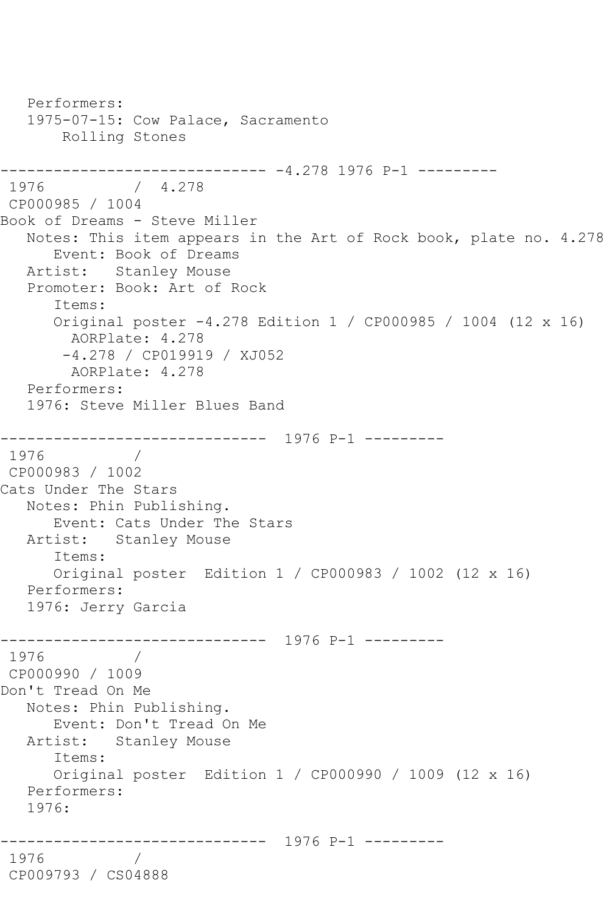```
   Performers:
   1975-07-15: Cow Palace, Sacramento
       Rolling Stones

------------------------------ -4.278 1976 P-1 ---------
 1976          /  4.278
 CP000985 / 1004
Book of Dreams - Steve Miller
   Notes: This item appears in the Art of Rock book, plate no. 4.278
      Event: Book of Dreams
   Artist:   Stanley Mouse
   Promoter: Book: Art of Rock
      Items:
      Original poster -4.278 Edition 1 / CP000985 / 1004 (12 x 16)
        AORPlate: 4.278
       -4.278 / CP019919 / XJ052
        AORPlate: 4.278
   Performers:
   1976: Steve Miller Blues Band

------------------------------  1976 P-1 ---------
 1976          /
 CP000983 / 1002
Cats Under The Stars
   Notes: Phin Publishing.
      Event: Cats Under The Stars
   Artist:   Stanley Mouse
      Items:
      Original poster  Edition 1 / CP000983 / 1002 (12 x 16)
   Performers:
   1976: Jerry Garcia

------------------------------  1976 P-1 ---------
 1976          /
 CP000990 / 1009
Don't Tread On Me
   Notes: Phin Publishing.
      Event: Don't Tread On Me
   Artist:   Stanley Mouse
      Items:
      Original poster  Edition 1 / CP000990 / 1009 (12 x 16)
   Performers:
   1976:

------------------------------  1976 P-1 ---------
 1976          /
 CP009793 / CS04888
```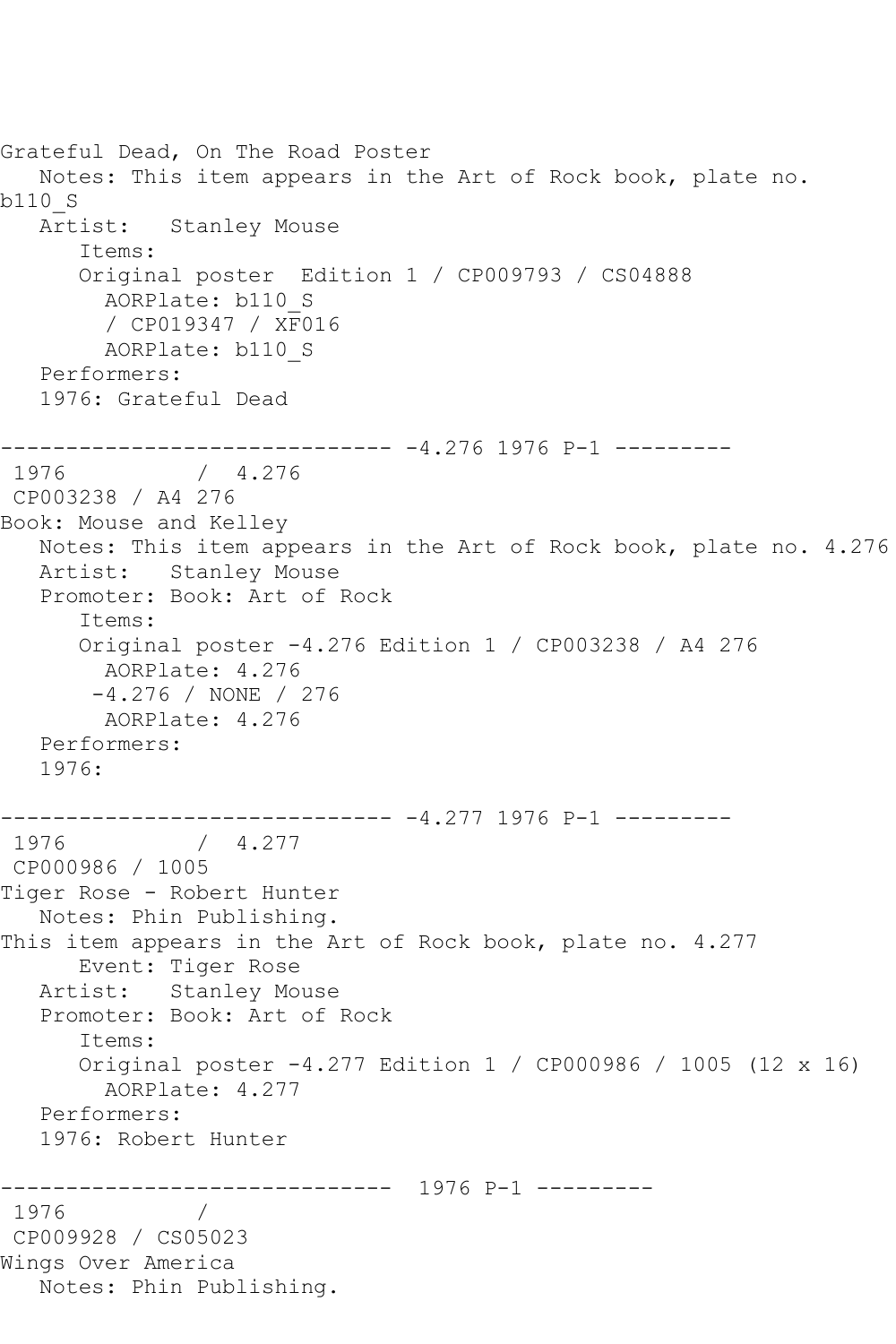```
Grateful Dead, On The Road Poster
   Notes: This item appears in the Art of Rock book, plate no. 
b110_S
   Artist:   Stanley Mouse
      Items:
      Original poster  Edition 1 / CP009793 / CS04888
        AORPlate: b110_S
        / CP019347 / XF016
        AORPlate: b110_S
   Performers:
   1976: Grateful Dead

------------------------------ -4.276 1976 P-1 ---------
 1976          /  4.276
 CP003238 / A4 276
Book: Mouse and Kelley
   Notes: This item appears in the Art of Rock book, plate no. 4.276
   Artist:   Stanley Mouse
   Promoter: Book: Art of Rock
      Items:
      Original poster -4.276 Edition 1 / CP003238 / A4 276
        AORPlate: 4.276
       -4.276 / NONE / 276
        AORPlate: 4.276
   Performers:
   1976:

------------------------------ -4.277 1976 P-1 ---------
 1976          /  4.277
 CP000986 / 1005
Tiger Rose - Robert Hunter
   Notes: Phin Publishing.
This item appears in the Art of Rock book, plate no. 4.277
      Event: Tiger Rose
   Artist:   Stanley Mouse
   Promoter: Book: Art of Rock
      Items:
      Original poster -4.277 Edition 1 / CP000986 / 1005 (12 x 16)
        AORPlate: 4.277
   Performers:
   1976: Robert Hunter

------------------------------  1976 P-1 ---------
 1976          /
 CP009928 / CS05023
Wings Over America
   Notes: Phin Publishing.
```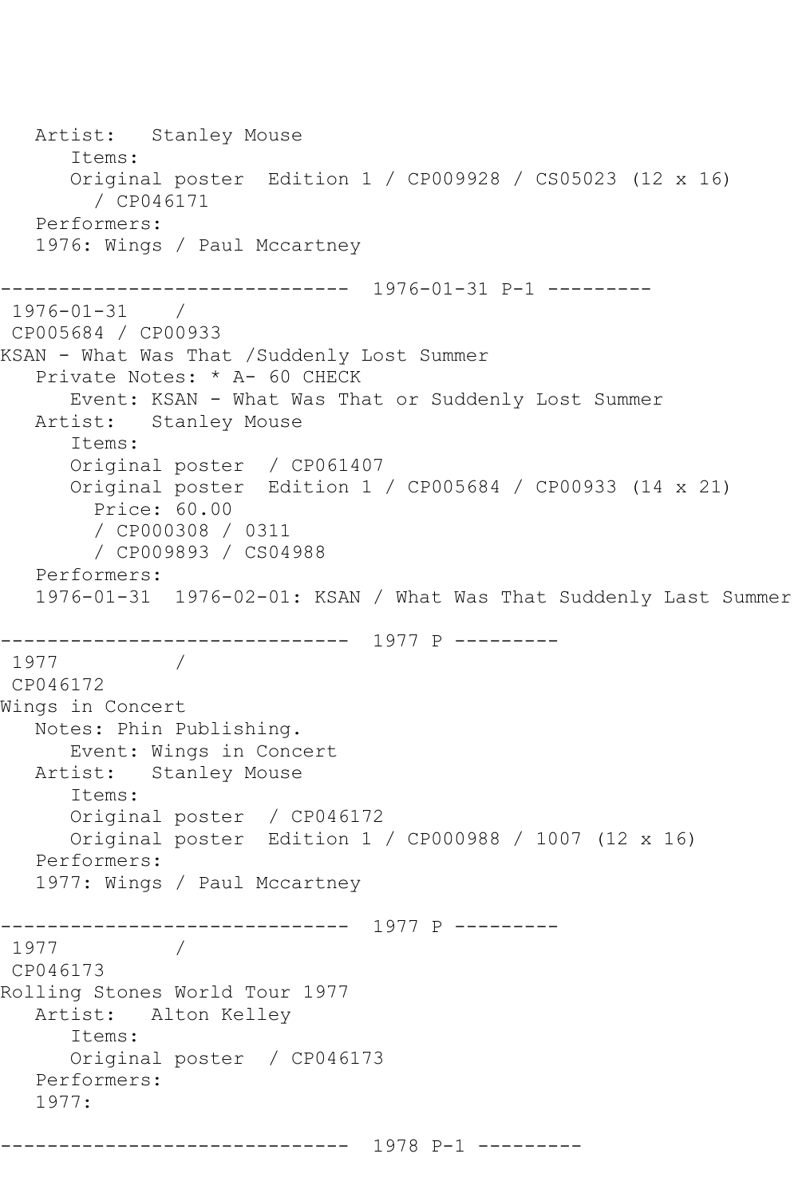```
   Artist:   Stanley Mouse
      Items:
      Original poster  Edition 1 / CP009928 / CS05023 (12 x 16)
        / CP046171
   Performers:
   1976: Wings / Paul Mccartney

------------------------------  1976-01-31 P-1 ---------
 1976-01-31    /
 CP005684 / CP00933
KSAN - What Was That /Suddenly Lost Summer
   Private Notes: * A- 60 CHECK
      Event: KSAN - What Was That or Suddenly Lost Summer
   Artist:   Stanley Mouse
      Items:
      Original poster  / CP061407
      Original poster  Edition 1 / CP005684 / CP00933 (14 x 21)
        Price: 60.00
        / CP000308 / 0311
        / CP009893 / CS04988
   Performers:
   1976-01-31  1976-02-01: KSAN / What Was That Suddenly Last Summer

------------------------------  1977 P ---------
 1977          /
 CP046172
Wings in Concert
   Notes: Phin Publishing.
      Event: Wings in Concert
   Artist:   Stanley Mouse
      Items:
      Original poster  / CP046172
      Original poster  Edition 1 / CP000988 / 1007 (12 x 16)
   Performers:
   1977: Wings / Paul Mccartney

------------------------------  1977 P ---------
 1977          /
 CP046173
Rolling Stones World Tour 1977
   Artist:   Alton Kelley
      Items:
      Original poster  / CP046173
   Performers:
   1977:

------------------------------  1978 P-1 ---------
```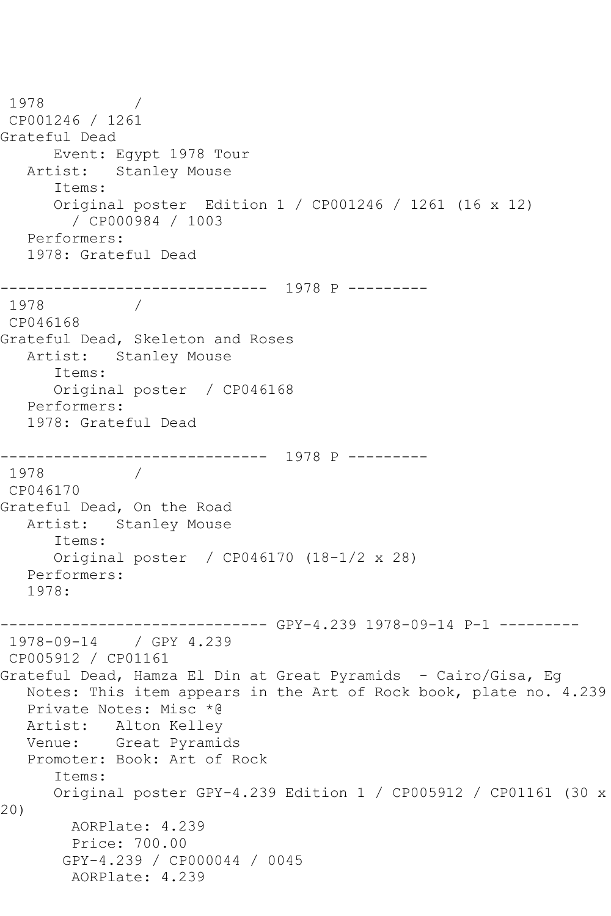```
1978          /
 CP001246 / 1261
Grateful Dead
      Event: Egypt 1978 Tour
   Artist:   Stanley Mouse
      Items:
      Original poster  Edition 1 / CP001246 / 1261 (16 x 12)
        / CP000984 / 1003
   Performers:
   1978: Grateful Dead

------------------------------  1978 P ---------
 1978          /
 CP046168
Grateful Dead, Skeleton and Roses
   Artist:   Stanley Mouse
      Items:
      Original poster  / CP046168
   Performers:
   1978: Grateful Dead

------------------------------  1978 P ---------
 1978          /
 CP046170
Grateful Dead, On the Road
   Artist:   Stanley Mouse
      Items:
      Original poster  / CP046170 (18-1/2 x 28)
   Performers:
   1978:

------------------------------ GPY-4.239 1978-09-14 P-1 ---------
 1978-09-14    / GPY 4.239
 CP005912 / CP01161
Grateful Dead, Hamza El Din at Great Pyramids  - Cairo/Gisa, Eg
   Notes: This item appears in the Art of Rock book, plate no. 4.239
   Private Notes: Misc *@
   Artist:   Alton Kelley
   Venue:    Great Pyramids
   Promoter: Book: Art of Rock
      Items:
      Original poster GPY-4.239 Edition 1 / CP005912 / CP01161 (30 x
20)
        AORPlate: 4.239
        Price: 700.00
       GPY-4.239 / CP000044 / 0045
        AORPlate: 4.239
```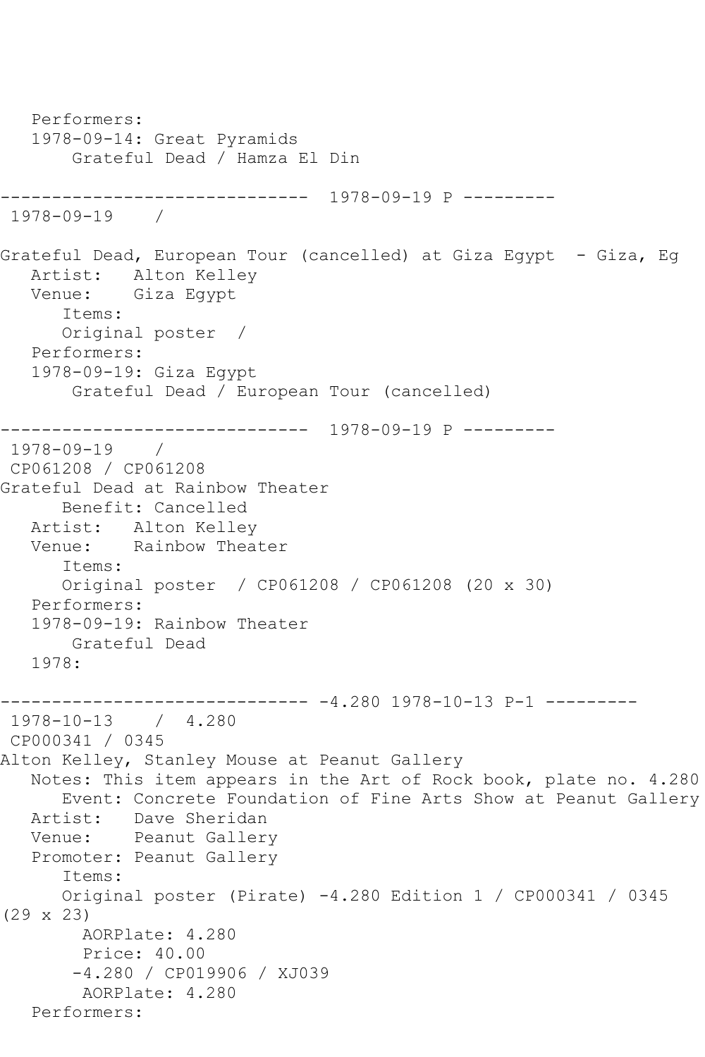```
   Performers:
   1978-09-14: Great Pyramids
       Grateful Dead / Hamza El Din

------------------------------  1978-09-19 P ---------
 1978-09-19    /

Grateful Dead, European Tour (cancelled) at Giza Egypt  - Giza, Eg
   Artist:   Alton Kelley
   Venue:    Giza Egypt
      Items:
      Original poster  /
   Performers:
   1978-09-19: Giza Egypt
       Grateful Dead / European Tour (cancelled)

------------------------------  1978-09-19 P ---------
 1978-09-19    /
 CP061208 / CP061208
Grateful Dead at Rainbow Theater
      Benefit: Cancelled
   Artist:   Alton Kelley
   Venue:    Rainbow Theater
      Items:
      Original poster  / CP061208 / CP061208 (20 x 30)
   Performers:
   1978-09-19: Rainbow Theater
       Grateful Dead
   1978:

------------------------------ -4.280 1978-10-13 P-1 ---------
 1978-10-13    /  4.280
 CP000341 / 0345
Alton Kelley, Stanley Mouse at Peanut Gallery
   Notes: This item appears in the Art of Rock book, plate no. 4.280
      Event: Concrete Foundation of Fine Arts Show at Peanut Gallery
   Artist:   Dave Sheridan
   Venue:    Peanut Gallery
   Promoter: Peanut Gallery
      Items:
      Original poster (Pirate) -4.280 Edition 1 / CP000341 / 0345
(29 x 23)
        AORPlate: 4.280
        Price: 40.00
       -4.280 / CP019906 / XJ039
        AORPlate: 4.280
   Performers:
```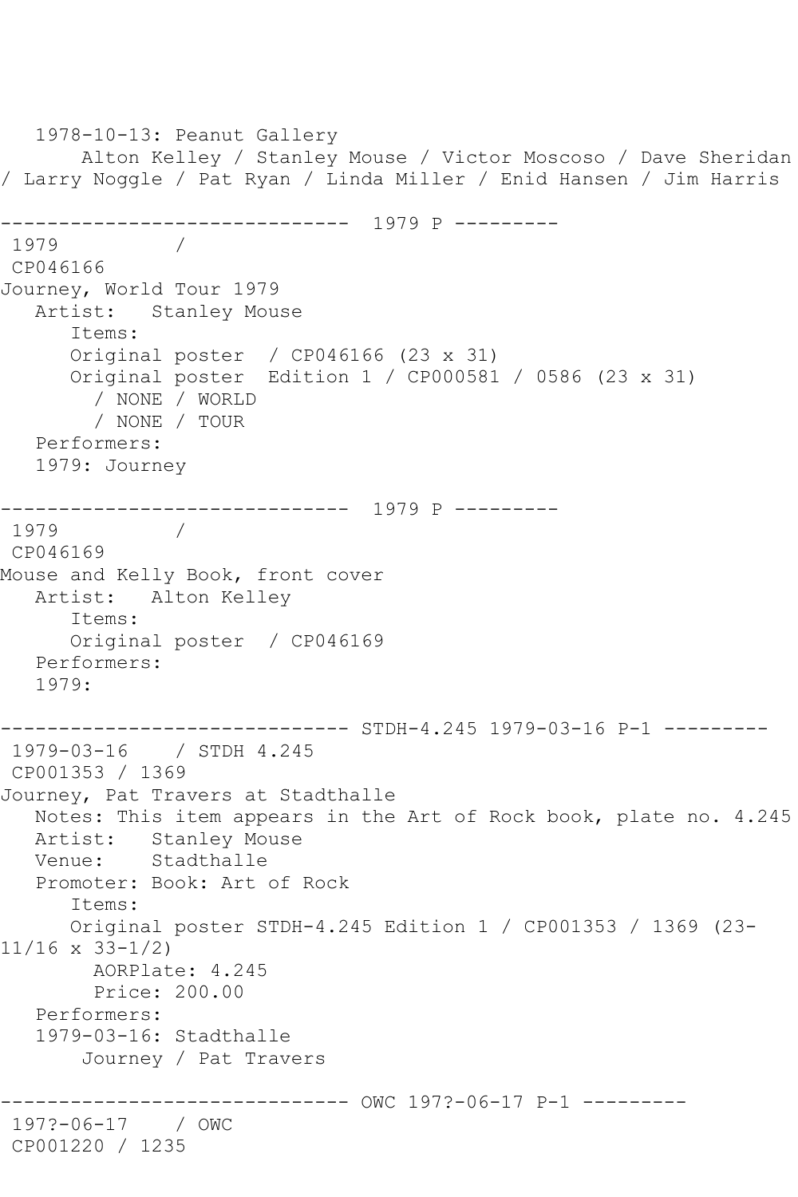1978-10-13: Peanut Gallery
    Alton Kelley / Stanley Mouse / Victor Moscoso / Dave Sheridan / Larry Noggle / Pat Ryan / Linda Miller / Enid Hansen / Jim Harris

------------------------------ 1979 P ---------

1979 /
CP046166
Journey, World Tour 1979
   Artist: Stanley Mouse
      Items:
      Original poster / CP046166 (23 x 31)
      Original poster Edition 1 / CP000581 / 0586 (23 x 31)
        / NONE / WORLD
        / NONE / TOUR
   Performers:
   1979: Journey

------------------------------ 1979 P ---------

1979 /
CP046169
Mouse and Kelly Book, front cover
   Artist: Alton Kelley
      Items:
      Original poster / CP046169
   Performers:
   1979:

------------------------------ STDH-4.245 1979-03-16 P-1 ---------

1979-03-16 / STDH 4.245
CP001353 / 1369
Journey, Pat Travers at Stadthalle
   Notes: This item appears in the Art of Rock book, plate no. 4.245
   Artist: Stanley Mouse
   Venue: Stadthalle
   Promoter: Book: Art of Rock
      Items:
      Original poster STDH-4.245 Edition 1 / CP001353 / 1369 (23-11/16 x 33-1/2)
        AORPlate: 4.245
        Price: 200.00
   Performers:
   1979-03-16: Stadthalle
      Journey / Pat Travers

------------------------------ OWC 197?-06-17 P-1 ---------

197?-06-17 / OWC
CP001220 / 1235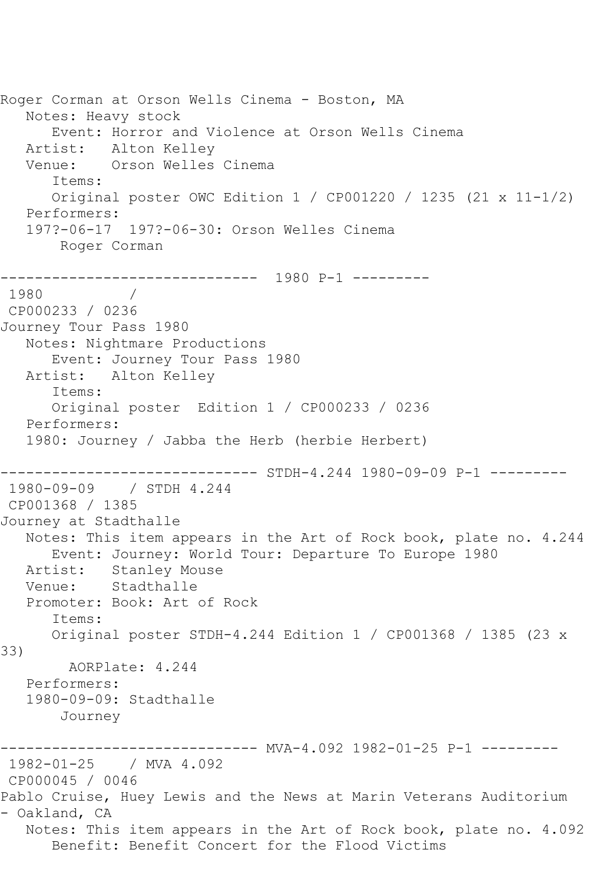Roger Corman at Orson Wells Cinema - Boston, MA
   Notes: Heavy stock
      Event: Horror and Violence at Orson Wells Cinema
   Artist:   Alton Kelley
   Venue:    Orson Welles Cinema
      Items:
      Original poster OWC Edition 1 / CP001220 / 1235 (21 x 11-1/2)
   Performers:
   197?-06-17  197?-06-30: Orson Welles Cinema
       Roger Corman

------------------------------ 1980 P-1 ---------
 1980          /
 CP000233 / 0236
Journey Tour Pass 1980
   Notes: Nightmare Productions
      Event: Journey Tour Pass 1980
   Artist:   Alton Kelley
      Items:
      Original poster  Edition 1 / CP000233 / 0236
   Performers:
   1980: Journey / Jabba the Herb (herbie Herbert)

------------------------------ STDH-4.244 1980-09-09 P-1 ---------
 1980-09-09    / STDH 4.244
 CP001368 / 1385
Journey at Stadthalle
   Notes: This item appears in the Art of Rock book, plate no. 4.244
      Event: Journey: World Tour: Departure To Europe 1980
   Artist:   Stanley Mouse
   Venue:    Stadthalle
   Promoter: Book: Art of Rock
      Items:
      Original poster STDH-4.244 Edition 1 / CP001368 / 1385 (23 x 33)
        AORPlate: 4.244
   Performers:
   1980-09-09: Stadthalle
       Journey

------------------------------ MVA-4.092 1982-01-25 P-1 ---------
 1982-01-25    / MVA 4.092
 CP000045 / 0046
Pablo Cruise, Huey Lewis and the News at Marin Veterans Auditorium - Oakland, CA
   Notes: This item appears in the Art of Rock book, plate no. 4.092
      Benefit: Benefit Concert for the Flood Victims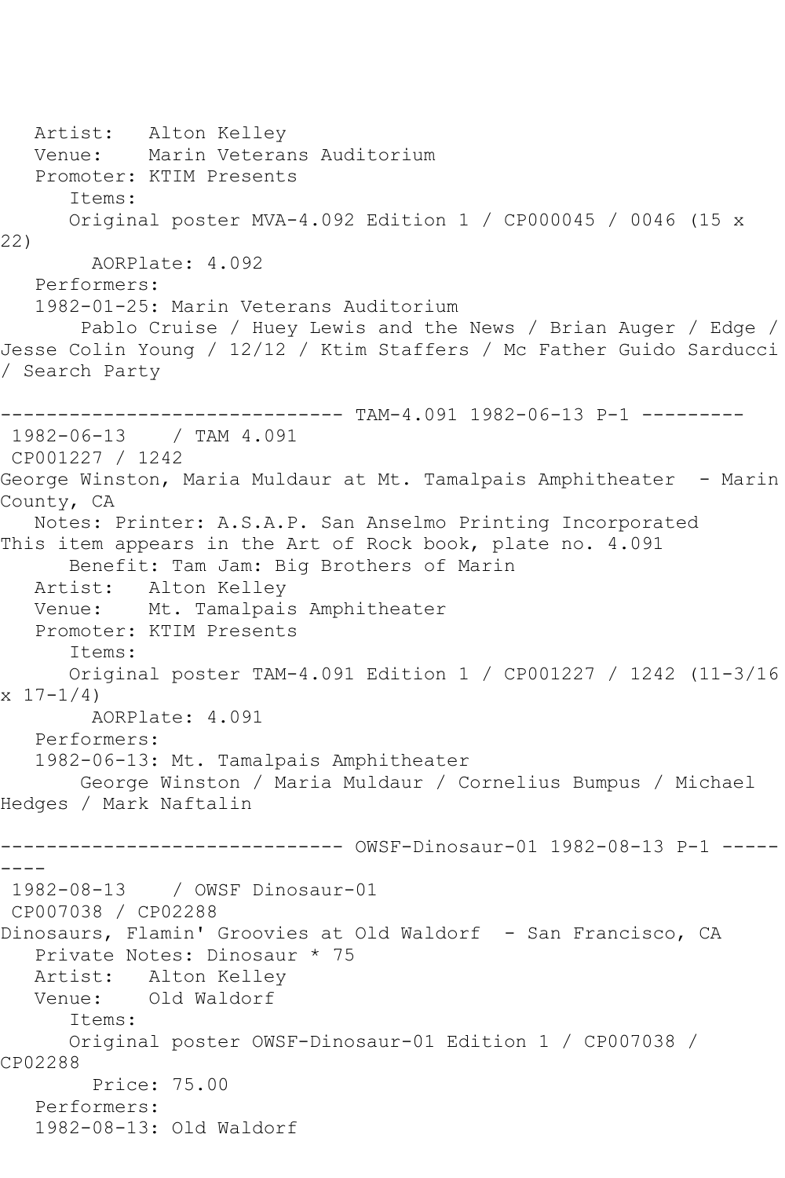Artist:   Alton Kelley
   Venue:    Marin Veterans Auditorium
   Promoter: KTIM Presents
      Items:
      Original poster MVA-4.092 Edition 1 / CP000045 / 0046 (15 x 22)
        AORPlate: 4.092
   Performers:
   1982-01-25: Marin Veterans Auditorium
       Pablo Cruise / Huey Lewis and the News / Brian Auger / Edge / Jesse Colin Young / 12/12 / Ktim Staffers / Mc Father Guido Sarducci / Search Party

------------------------------ TAM-4.091 1982-06-13 P-1 ---------
 1982-06-13    / TAM 4.091
 CP001227 / 1242
George Winston, Maria Muldaur at Mt. Tamalpais Amphitheater  - Marin County, CA
   Notes: Printer: A.S.A.P. San Anselmo Printing Incorporated
This item appears in the Art of Rock book, plate no. 4.091
      Benefit: Tam Jam: Big Brothers of Marin
   Artist:   Alton Kelley
   Venue:    Mt. Tamalpais Amphitheater
   Promoter: KTIM Presents
      Items:
      Original poster TAM-4.091 Edition 1 / CP001227 / 1242 (11-3/16 x 17-1/4)
        AORPlate: 4.091
   Performers:
   1982-06-13: Mt. Tamalpais Amphitheater
       George Winston / Maria Muldaur / Cornelius Bumpus / Michael Hedges / Mark Naftalin

------------------------------ OWSF-Dinosaur-01 1982-08-13 P-1 ---------
 1982-08-13    / OWSF Dinosaur-01
 CP007038 / CP02288
Dinosaurs, Flamin' Groovies at Old Waldorf  - San Francisco, CA
   Private Notes: Dinosaur * 75
   Artist:   Alton Kelley
   Venue:    Old Waldorf
      Items:
      Original poster OWSF-Dinosaur-01 Edition 1 / CP007038 / CP02288
        Price: 75.00
   Performers:
   1982-08-13: Old Waldorf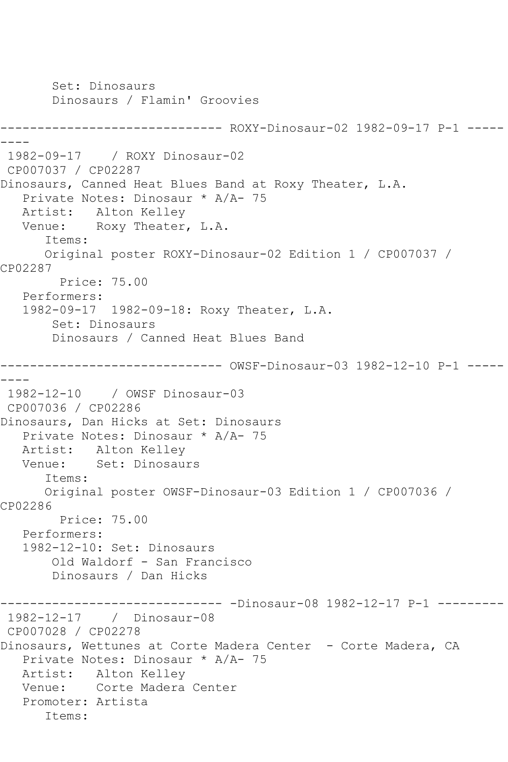Set: Dinosaurs
Dinosaurs / Flamin' Groovies

------------------------------ ROXY-Dinosaur-02 1982-09-17 P-1 ---------

1982-09-17 / ROXY Dinosaur-02
CP007037 / CP02287
Dinosaurs, Canned Heat Blues Band at Roxy Theater, L.A.
Private Notes: Dinosaur * A/A- 75
Artist: Alton Kelley
Venue: Roxy Theater, L.A.
Items:
Original poster ROXY-Dinosaur-02 Edition 1 / CP007037 / CP02287
Price: 75.00
Performers:
1982-09-17 1982-09-18: Roxy Theater, L.A.
Set: Dinosaurs
Dinosaurs / Canned Heat Blues Band

------------------------------ OWSF-Dinosaur-03 1982-12-10 P-1 ---------

1982-12-10 / OWSF Dinosaur-03
CP007036 / CP02286
Dinosaurs, Dan Hicks at Set: Dinosaurs
Private Notes: Dinosaur * A/A- 75
Artist: Alton Kelley
Venue: Set: Dinosaurs
Items:
Original poster OWSF-Dinosaur-03 Edition 1 / CP007036 / CP02286
Price: 75.00
Performers:
1982-12-10: Set: Dinosaurs
Old Waldorf - San Francisco
Dinosaurs / Dan Hicks

------------------------------ -Dinosaur-08 1982-12-17 P-1 ---------

1982-12-17 / Dinosaur-08
CP007028 / CP02278
Dinosaurs, Wettunes at Corte Madera Center - Corte Madera, CA
Private Notes: Dinosaur * A/A- 75
Artist: Alton Kelley
Venue: Corte Madera Center
Promoter: Artista
Items: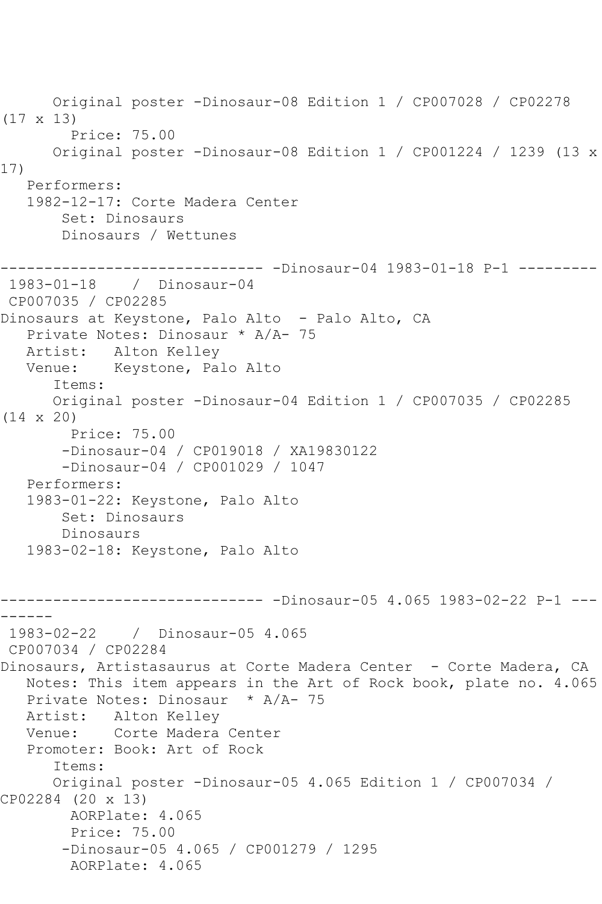```
      Original poster -Dinosaur-08 Edition 1 / CP007028 / CP02278
(17 x 13)
        Price: 75.00
      Original poster -Dinosaur-08 Edition 1 / CP001224 / 1239 (13 x
17)
   Performers:
   1982-12-17: Corte Madera Center
       Set: Dinosaurs
       Dinosaurs / Wettunes

------------------------------ -Dinosaur-04 1983-01-18 P-1 ---------
 1983-01-18    /  Dinosaur-04
 CP007035 / CP02285
Dinosaurs at Keystone, Palo Alto  - Palo Alto, CA
   Private Notes: Dinosaur * A/A- 75
   Artist:   Alton Kelley
   Venue:    Keystone, Palo Alto
      Items:
      Original poster -Dinosaur-04 Edition 1 / CP007035 / CP02285
(14 x 20)
        Price: 75.00
       -Dinosaur-04 / CP019018 / XA19830122
       -Dinosaur-04 / CP001029 / 1047
   Performers:
   1983-01-22: Keystone, Palo Alto
       Set: Dinosaurs
       Dinosaurs
   1983-02-18: Keystone, Palo Alto


------------------------------ -Dinosaur-05 4.065 1983-02-22 P-1 ---
------
 1983-02-22    /  Dinosaur-05 4.065
 CP007034 / CP02284
Dinosaurs, Artistasaurus at Corte Madera Center  - Corte Madera, CA
   Notes: This item appears in the Art of Rock book, plate no. 4.065
   Private Notes: Dinosaur  * A/A- 75
   Artist:   Alton Kelley
   Venue:    Corte Madera Center
   Promoter: Book: Art of Rock
      Items:
      Original poster -Dinosaur-05 4.065 Edition 1 / CP007034 /
CP02284 (20 x 13)
        AORPlate: 4.065
        Price: 75.00
       -Dinosaur-05 4.065 / CP001279 / 1295
        AORPlate: 4.065
```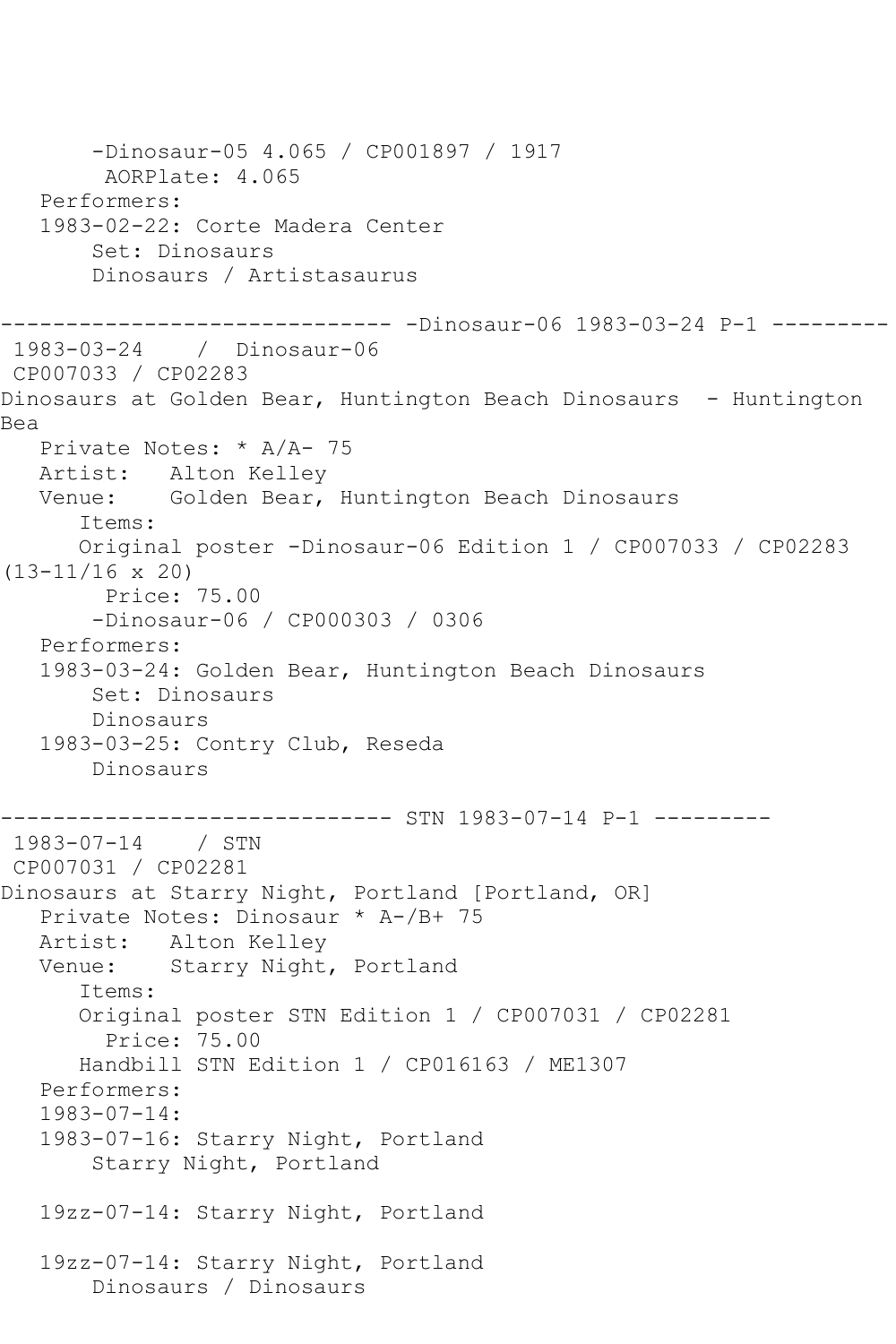```
       -Dinosaur-05 4.065 / CP001897 / 1917
        AORPlate: 4.065 
   Performers:
   1983-02-22: Corte Madera Center
       Set: Dinosaurs
       Dinosaurs / Artistasaurus

------------------------------ -Dinosaur-06 1983-03-24 P-1 ---------
 1983-03-24    /  Dinosaur-06
 CP007033 / CP02283
Dinosaurs at Golden Bear, Huntington Beach Dinosaurs  - Huntington 
Bea
   Private Notes: * A/A- 75
   Artist:   Alton Kelley
   Venue:    Golden Bear, Huntington Beach Dinosaurs
      Items:
      Original poster -Dinosaur-06 Edition 1 / CP007033 / CP02283 
(13-11/16 x 20)
        Price: 75.00
       -Dinosaur-06 / CP000303 / 0306
   Performers:
   1983-03-24: Golden Bear, Huntington Beach Dinosaurs
       Set: Dinosaurs
       Dinosaurs
   1983-03-25: Contry Club, Reseda
       Dinosaurs

------------------------------ STN 1983-07-14 P-1 ---------
 1983-07-14    / STN
 CP007031 / CP02281
Dinosaurs at Starry Night, Portland [Portland, OR]
   Private Notes: Dinosaur * A-/B+ 75
   Artist:   Alton Kelley
   Venue:    Starry Night, Portland
      Items:
      Original poster STN Edition 1 / CP007031 / CP02281
        Price: 75.00
      Handbill STN Edition 1 / CP016163 / ME1307
   Performers:
   1983-07-14:
   1983-07-16: Starry Night, Portland
       Starry Night, Portland

   19zz-07-14: Starry Night, Portland

   19zz-07-14: Starry Night, Portland
       Dinosaurs / Dinosaurs
```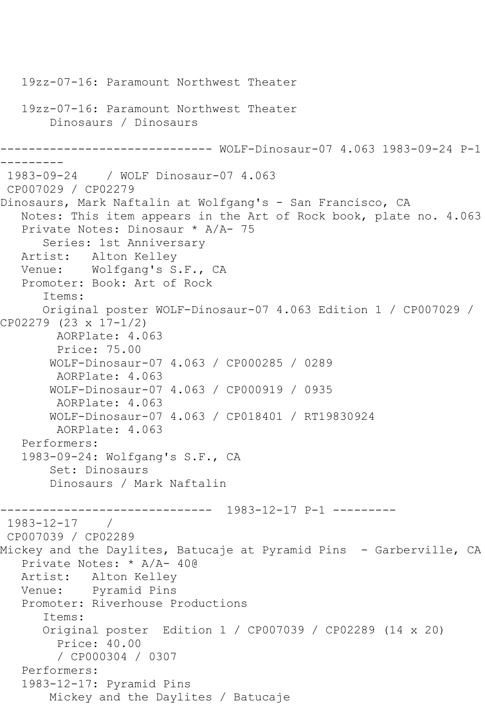19zz-07-16: Paramount Northwest Theater

19zz-07-16: Paramount Northwest Theater
Dinosaurs / Dinosaurs

------------------------------ WOLF-Dinosaur-07 4.063 1983-09-24 P-1 ---------

1983-09-24 / WOLF Dinosaur-07 4.063
CP007029 / CP02279
Dinosaurs, Mark Naftalin at Wolfgang's - San Francisco, CA
Notes: This item appears in the Art of Rock book, plate no. 4.063
Private Notes: Dinosaur * A/A- 75
Series: 1st Anniversary
Artist: Alton Kelley
Venue: Wolfgang's S.F., CA
Promoter: Book: Art of Rock
Items:
Original poster WOLF-Dinosaur-07 4.063 Edition 1 / CP007029 / CP02279 (23 x 17-1/2)
AORPlate: 4.063
Price: 75.00
WOLF-Dinosaur-07 4.063 / CP000285 / 0289
AORPlate: 4.063
WOLF-Dinosaur-07 4.063 / CP000919 / 0935
AORPlate: 4.063
WOLF-Dinosaur-07 4.063 / CP018401 / RT19830924
AORPlate: 4.063
Performers:
1983-09-24: Wolfgang's S.F., CA
Set: Dinosaurs
Dinosaurs / Mark Naftalin

------------------------------ 1983-12-17 P-1 ---------

1983-12-17 /
CP007039 / CP02289
Mickey and the Daylites, Batucaje at Pyramid Pins - Garberville, CA
Private Notes: * A/A- 40@
Artist: Alton Kelley
Venue: Pyramid Pins
Promoter: Riverhouse Productions
Items:
Original poster Edition 1 / CP007039 / CP02289 (14 x 20)
Price: 40.00
/ CP000304 / 0307
Performers:
1983-12-17: Pyramid Pins
Mickey and the Daylites / Batucaje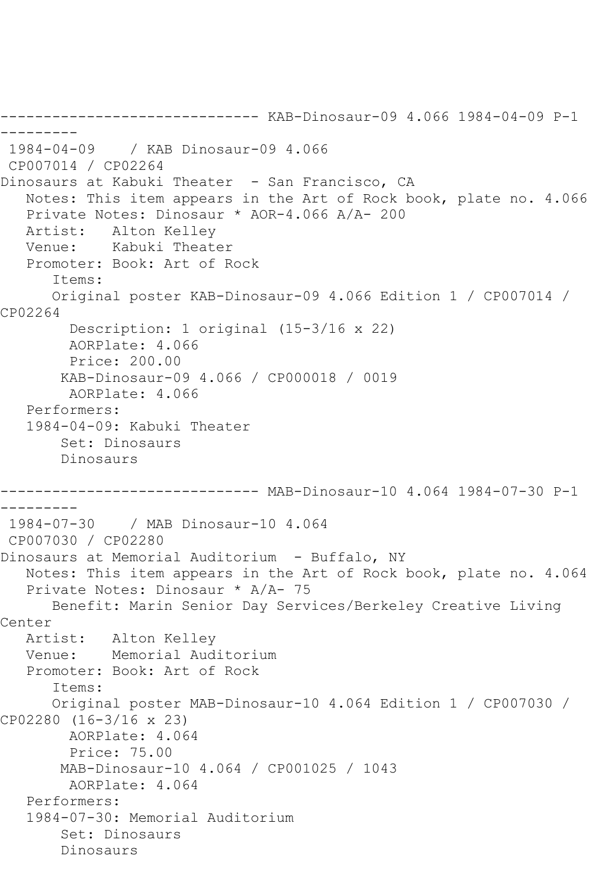------------------------------ KAB-Dinosaur-09 4.066 1984-04-09 P-1
---------
 1984-04-09    / KAB Dinosaur-09 4.066
 CP007014 / CP02264
Dinosaurs at Kabuki Theater  - San Francisco, CA
   Notes: This item appears in the Art of Rock book, plate no. 4.066
   Private Notes: Dinosaur * AOR-4.066 A/A- 200
   Artist:   Alton Kelley
   Venue:    Kabuki Theater
   Promoter: Book: Art of Rock
      Items:
      Original poster KAB-Dinosaur-09 4.066 Edition 1 / CP007014 / CP02264
        Description: 1 original (15-3/16 x 22)
        AORPlate: 4.066
        Price: 200.00
       KAB-Dinosaur-09 4.066 / CP000018 / 0019
        AORPlate: 4.066
   Performers:
   1984-04-09: Kabuki Theater
       Set: Dinosaurs
       Dinosaurs

------------------------------ MAB-Dinosaur-10 4.064 1984-07-30 P-1
---------
 1984-07-30    / MAB Dinosaur-10 4.064
 CP007030 / CP02280
Dinosaurs at Memorial Auditorium  - Buffalo, NY
   Notes: This item appears in the Art of Rock book, plate no. 4.064
   Private Notes: Dinosaur * A/A- 75
      Benefit: Marin Senior Day Services/Berkeley Creative Living Center
   Artist:   Alton Kelley
   Venue:    Memorial Auditorium
   Promoter: Book: Art of Rock
      Items:
      Original poster MAB-Dinosaur-10 4.064 Edition 1 / CP007030 / CP02280 (16-3/16 x 23)
        AORPlate: 4.064
        Price: 75.00
       MAB-Dinosaur-10 4.064 / CP001025 / 1043
        AORPlate: 4.064
   Performers:
   1984-07-30: Memorial Auditorium
       Set: Dinosaurs
       Dinosaurs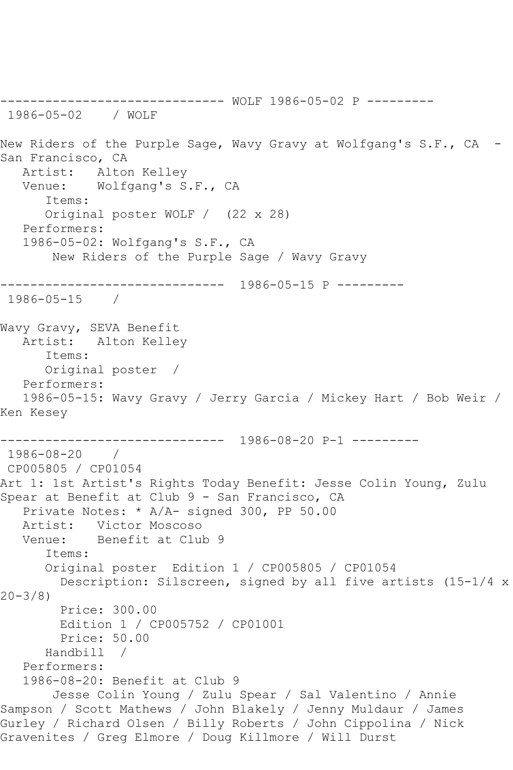------------------------------ WOLF 1986-05-02 P ---------
1986-05-02 / WOLF

New Riders of the Purple Sage, Wavy Gravy at Wolfgang's S.F., CA - San Francisco, CA
Artist: Alton Kelley
Venue: Wolfgang's S.F., CA
Items:
Original poster WOLF / (22 x 28)
Performers:
1986-05-02: Wolfgang's S.F., CA
New Riders of the Purple Sage / Wavy Gravy

------------------------------ 1986-05-15 P ---------
1986-05-15 /

Wavy Gravy, SEVA Benefit
Artist: Alton Kelley
Items:
Original poster /
Performers:
1986-05-15: Wavy Gravy / Jerry Garcia / Mickey Hart / Bob Weir / Ken Kesey

------------------------------ 1986-08-20 P-1 ---------
1986-08-20 /
CP005805 / CP01054
Art 1: 1st Artist's Rights Today Benefit: Jesse Colin Young, Zulu Spear at Benefit at Club 9 - San Francisco, CA
Private Notes: * A/A- signed 300, PP 50.00
Artist: Victor Moscoso
Venue: Benefit at Club 9
Items:
Original poster Edition 1 / CP005805 / CP01054
Description: Silscreen, signed by all five artists (15-1/4 x 20-3/8)
Price: 300.00
Edition 1 / CP005752 / CP01001
Price: 50.00
Handbill /
Performers:
1986-08-20: Benefit at Club 9
Jesse Colin Young / Zulu Spear / Sal Valentino / Annie Sampson / Scott Mathews / John Blakely / Jenny Muldaur / James Gurley / Richard Olsen / Billy Roberts / John Cippolina / Nick Gravenites / Greg Elmore / Doug Killmore / Will Durst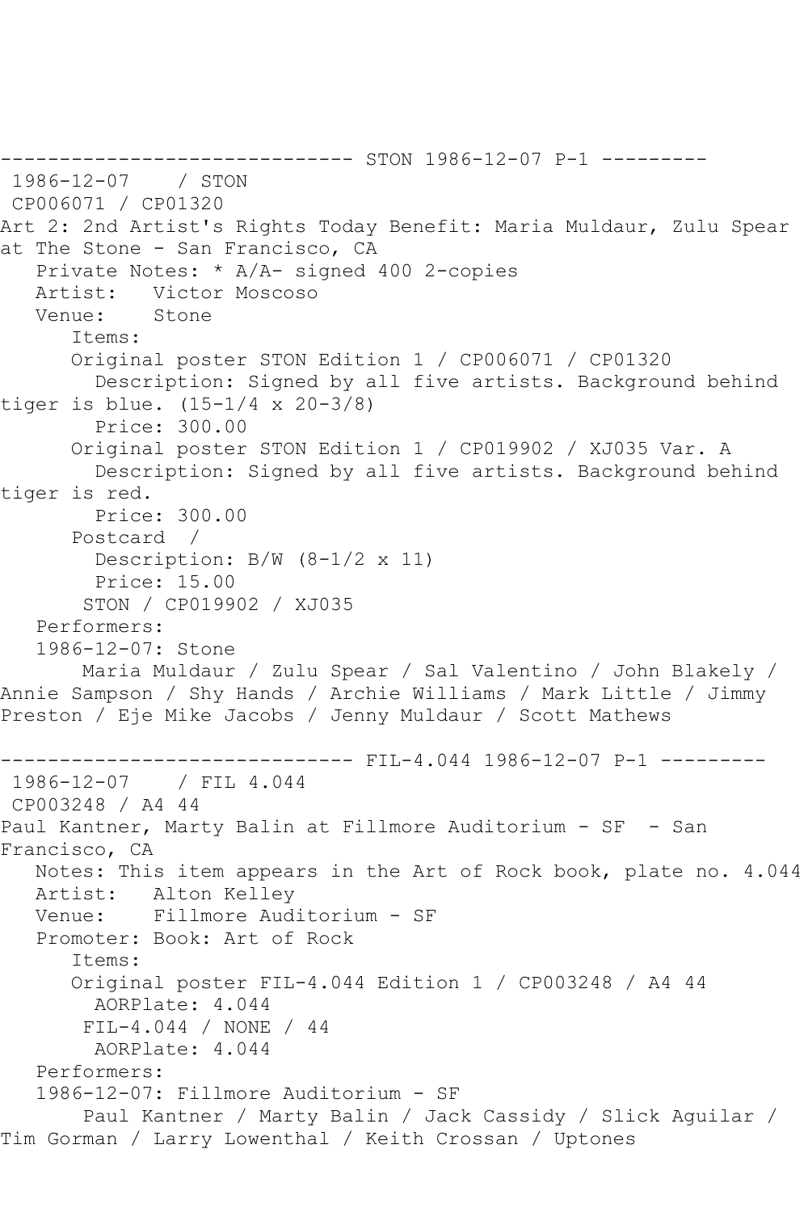------------------------------ STON 1986-12-07 P-1 ---------

1986-12-07 / STON

CP006071 / CP01320

Art 2: 2nd Artist's Rights Today Benefit: Maria Muldaur, Zulu Spear at The Stone - San Francisco, CA

Private Notes: * A/A- signed 400 2-copies

Artist: Victor Moscoso

Venue: Stone

Items:

Original poster STON Edition 1 / CP006071 / CP01320

Description: Signed by all five artists. Background behind tiger is blue. (15-1/4 x 20-3/8)

Price: 300.00

Original poster STON Edition 1 / CP019902 / XJ035 Var. A

Description: Signed by all five artists. Background behind tiger is red.

Price: 300.00

Postcard /

Description: B/W (8-1/2 x 11)

Price: 15.00

STON / CP019902 / XJ035

Performers:

1986-12-07: Stone

Maria Muldaur / Zulu Spear / Sal Valentino / John Blakely / Annie Sampson / Shy Hands / Archie Williams / Mark Little / Jimmy Preston / Eje Mike Jacobs / Jenny Muldaur / Scott Mathews

------------------------------ FIL-4.044 1986-12-07 P-1 ---------

1986-12-07 / FIL 4.044

CP003248 / A4 44

Paul Kantner, Marty Balin at Fillmore Auditorium - SF - San Francisco, CA

Notes: This item appears in the Art of Rock book, plate no. 4.044

Artist: Alton Kelley

Venue: Fillmore Auditorium - SF

Promoter: Book: Art of Rock

Items:

Original poster FIL-4.044 Edition 1 / CP003248 / A4 44

AORPlate: 4.044

FIL-4.044 / NONE / 44

AORPlate: 4.044

Performers:

1986-12-07: Fillmore Auditorium - SF

Paul Kantner / Marty Balin / Jack Cassidy / Slick Aguilar / Tim Gorman / Larry Lowenthal / Keith Crossan / Uptones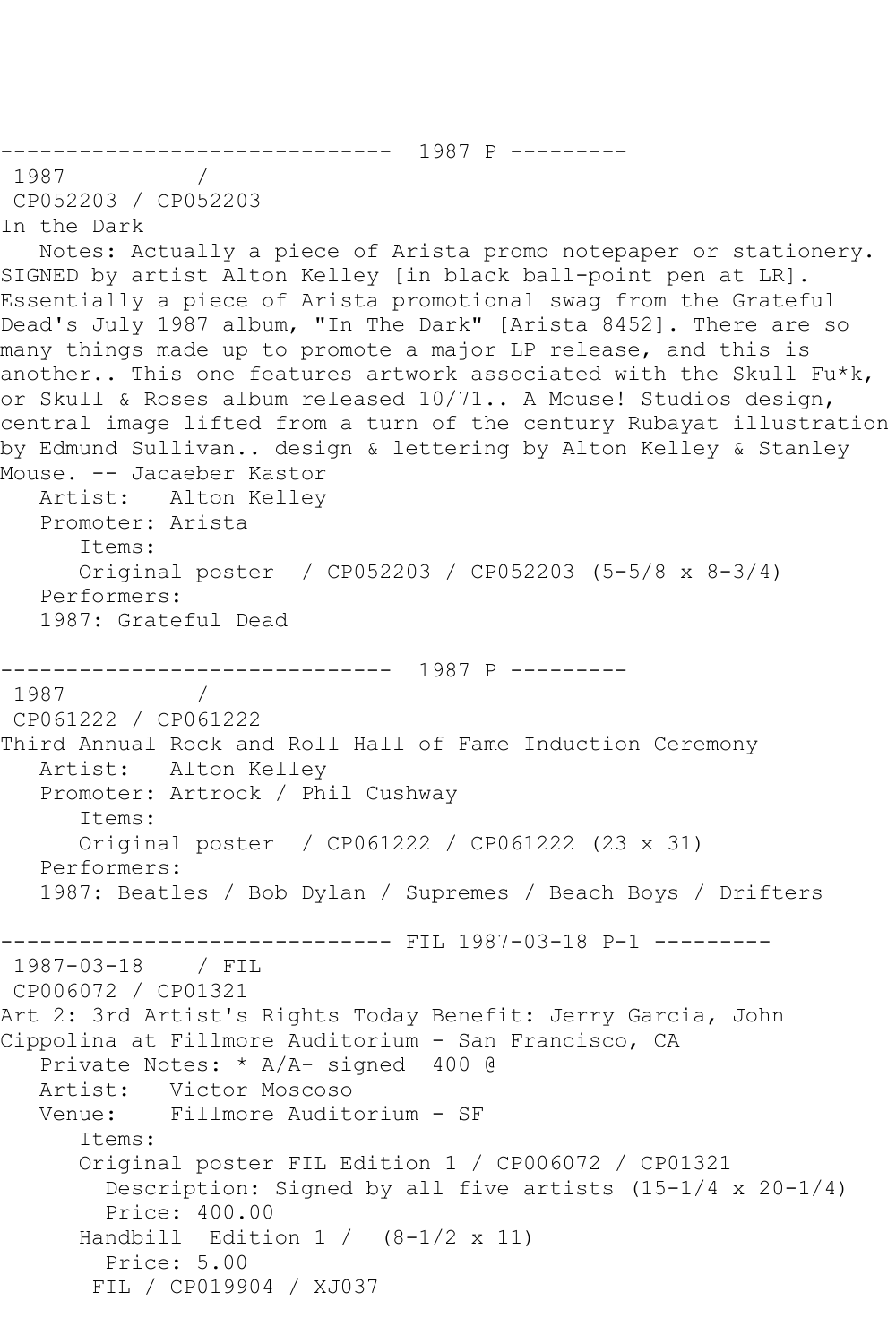------------------------------  1987 P ---------
 1987          /
 CP052203 / CP052203
In the Dark
   Notes: Actually a piece of Arista promo notepaper or stationery. SIGNED by artist Alton Kelley [in black ball-point pen at LR]. Essentially a piece of Arista promotional swag from the Grateful Dead's July 1987 album, "In The Dark" [Arista 8452]. There are so many things made up to promote a major LP release, and this is another.. This one features artwork associated with the Skull Fu*k, or Skull & Roses album released 10/71.. A Mouse! Studios design, central image lifted from a turn of the century Rubayat illustration by Edmund Sullivan.. design & lettering by Alton Kelley & Stanley Mouse. -- Jacaeber Kastor
   Artist:   Alton Kelley
   Promoter: Arista
      Items:
      Original poster  / CP052203 / CP052203 (5-5/8 x 8-3/4)
   Performers:
   1987: Grateful Dead

------------------------------  1987 P ---------
 1987          /
 CP061222 / CP061222
Third Annual Rock and Roll Hall of Fame Induction Ceremony
   Artist:   Alton Kelley
   Promoter: Artrock / Phil Cushway
      Items:
      Original poster  / CP061222 / CP061222 (23 x 31)
   Performers:
   1987: Beatles / Bob Dylan / Supremes / Beach Boys / Drifters

------------------------------ FIL 1987-03-18 P-1 ---------
 1987-03-18    / FIL
 CP006072 / CP01321
Art 2: 3rd Artist's Rights Today Benefit: Jerry Garcia, John Cippolina at Fillmore Auditorium - San Francisco, CA
   Private Notes: * A/A- signed  400 @
   Artist:   Victor Moscoso
   Venue:    Fillmore Auditorium - SF
      Items:
      Original poster FIL Edition 1 / CP006072 / CP01321
        Description: Signed by all five artists (15-1/4 x 20-1/4)
        Price: 400.00
      Handbill  Edition 1 /  (8-1/2 x 11)
        Price: 5.00
       FIL / CP019904 / XJ037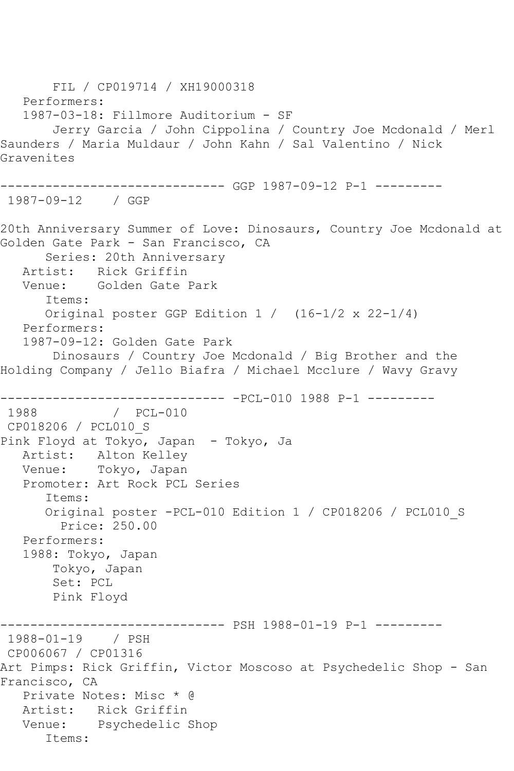FIL / CP019714 / XH19000318
   Performers:
   1987-03-18: Fillmore Auditorium - SF
       Jerry Garcia / John Cippolina / Country Joe Mcdonald / Merl Saunders / Maria Muldaur / John Kahn / Sal Valentino / Nick Gravenites

------------------------------ GGP 1987-09-12 P-1 ---------
1987-09-12    / GGP

20th Anniversary Summer of Love: Dinosaurs, Country Joe Mcdonald at Golden Gate Park - San Francisco, CA
   Series: 20th Anniversary
   Artist:   Rick Griffin
   Venue:    Golden Gate Park
   Items:
   Original poster GGP Edition 1 /  (16-1/2 x 22-1/4)
   Performers:
   1987-09-12: Golden Gate Park
       Dinosaurs / Country Joe Mcdonald / Big Brother and the Holding Company / Jello Biafra / Michael Mcclure / Wavy Gravy

------------------------------ -PCL-010 1988 P-1 ---------
1988          /  PCL-010
CP018206 / PCL010_S
Pink Floyd at Tokyo, Japan  - Tokyo, Ja
   Artist:   Alton Kelley
   Venue:    Tokyo, Japan
   Promoter: Art Rock PCL Series
   Items:
   Original poster -PCL-010 Edition 1 / CP018206 / PCL010_S
     Price: 250.00
   Performers:
   1988: Tokyo, Japan
       Tokyo, Japan
       Set: PCL
       Pink Floyd

------------------------------ PSH 1988-01-19 P-1 ---------
1988-01-19    / PSH
CP006067 / CP01316
Art Pimps: Rick Griffin, Victor Moscoso at Psychedelic Shop - San Francisco, CA
   Private Notes: Misc * @
   Artist:   Rick Griffin
   Venue:    Psychedelic Shop
   Items: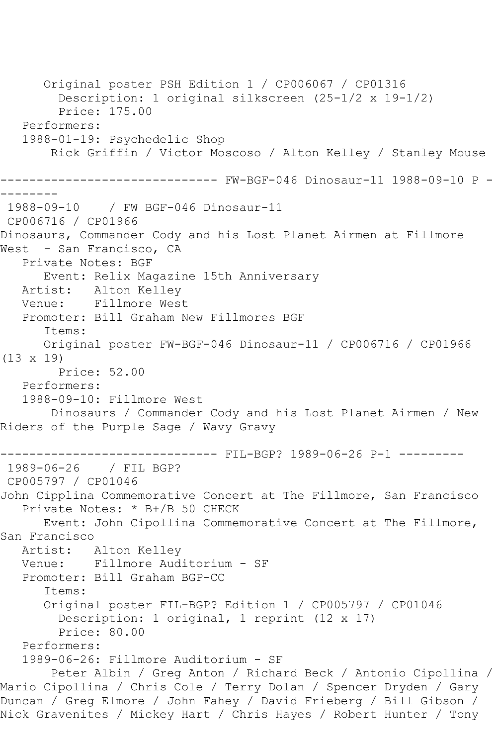Original poster PSH Edition 1 / CP006067 / CP01316
Description: 1 original silkscreen (25-1/2 x 19-1/2)
Price: 175.00
Performers:
1988-01-19: Psychedelic Shop
Rick Griffin / Victor Moscoso / Alton Kelley / Stanley Mouse

------------------------------ FW-BGF-046 Dinosaur-11 1988-09-10 P - --------

1988-09-10 / FW BGF-046 Dinosaur-11
CP006716 / CP01966
Dinosaurs, Commander Cody and his Lost Planet Airmen at Fillmore West - San Francisco, CA
Private Notes: BGF
Event: Relix Magazine 15th Anniversary
Artist: Alton Kelley
Venue: Fillmore West
Promoter: Bill Graham New Fillmores BGF
Items:
Original poster FW-BGF-046 Dinosaur-11 / CP006716 / CP01966 (13 x 19)
Price: 52.00
Performers:
1988-09-10: Fillmore West
Dinosaurs / Commander Cody and his Lost Planet Airmen / New Riders of the Purple Sage / Wavy Gravy

------------------------------ FIL-BGP? 1989-06-26 P-1 ---------

1989-06-26 / FIL BGP?
CP005797 / CP01046
John Cipplina Commemorative Concert at The Fillmore, San Francisco
Private Notes: * B+/B 50 CHECK
Event: John Cipollina Commemorative Concert at The Fillmore, San Francisco
Artist: Alton Kelley
Venue: Fillmore Auditorium - SF
Promoter: Bill Graham BGP-CC
Items:
Original poster FIL-BGP? Edition 1 / CP005797 / CP01046
Description: 1 original, 1 reprint (12 x 17)
Price: 80.00
Performers:
1989-06-26: Fillmore Auditorium - SF
Peter Albin / Greg Anton / Richard Beck / Antonio Cipollina / Mario Cipollina / Chris Cole / Terry Dolan / Spencer Dryden / Gary Duncan / Greg Elmore / John Fahey / David Frieberg / Bill Gibson / Nick Gravenites / Mickey Hart / Chris Hayes / Robert Hunter / Tony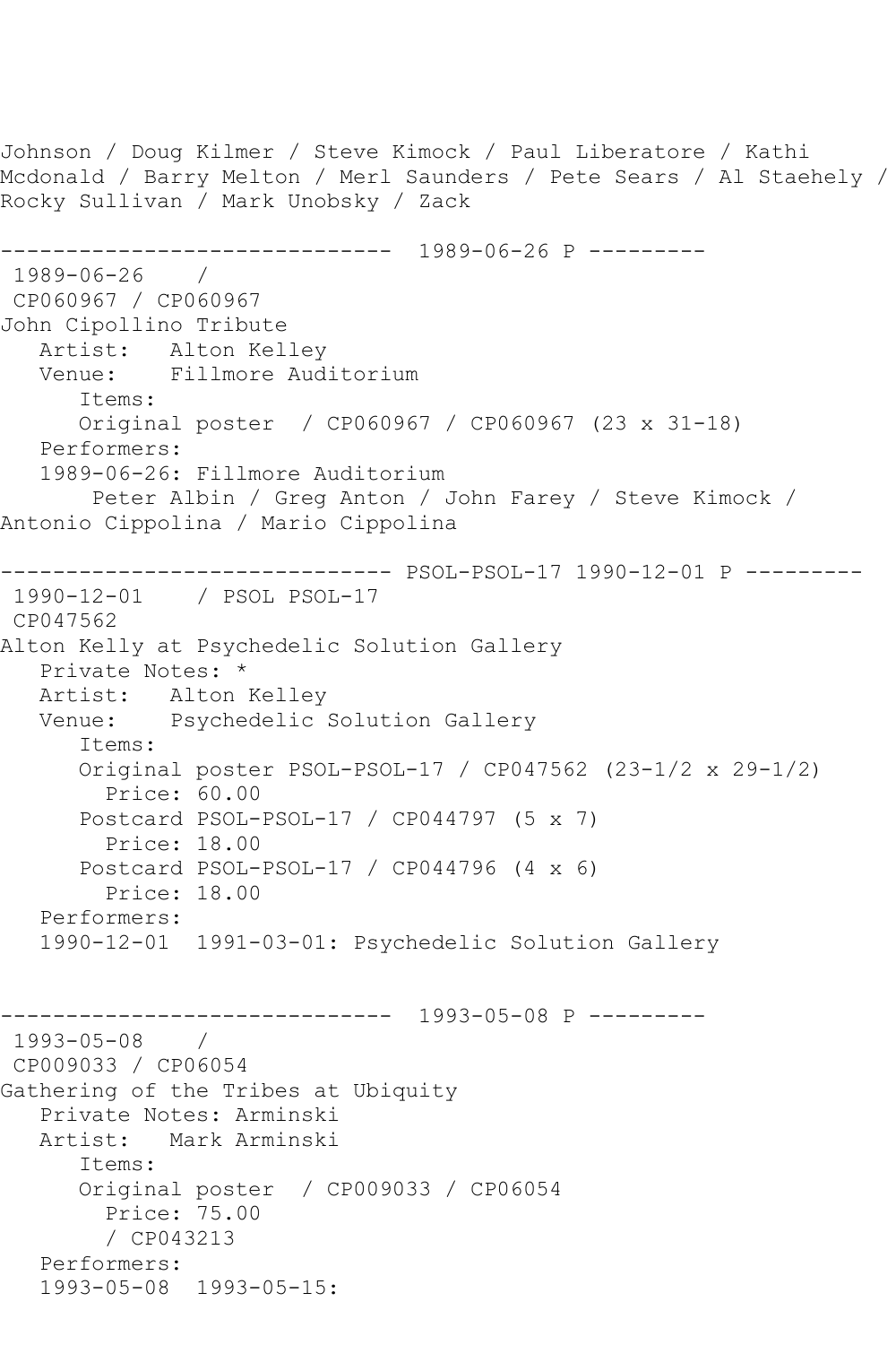Johnson / Doug Kilmer / Steve Kimock / Paul Liberatore / Kathi Mcdonald / Barry Melton / Merl Saunders / Pete Sears / Al Staehely / Rocky Sullivan / Mark Unobsky / Zack

------------------------------ 1989-06-26 P ---------

1989-06-26 /
CP060967 / CP060967
John Cipollino Tribute
Artist: Alton Kelley
Venue: Fillmore Auditorium
Items:
Original poster / CP060967 / CP060967 (23 x 31-18)
Performers:
1989-06-26: Fillmore Auditorium
Peter Albin / Greg Anton / John Farey / Steve Kimock / Antonio Cippolina / Mario Cippolina

------------------------------ PSOL-PSOL-17 1990-12-01 P ---------

1990-12-01 / PSOL PSOL-17
CP047562
Alton Kelly at Psychedelic Solution Gallery
Private Notes: *
Artist: Alton Kelley
Venue: Psychedelic Solution Gallery
Items:
Original poster PSOL-PSOL-17 / CP047562 (23-1/2 x 29-1/2)
Price: 60.00
Postcard PSOL-PSOL-17 / CP044797 (5 x 7)
Price: 18.00
Postcard PSOL-PSOL-17 / CP044796 (4 x 6)
Price: 18.00
Performers:
1990-12-01 1991-03-01: Psychedelic Solution Gallery

------------------------------ 1993-05-08 P ---------

1993-05-08 /
CP009033 / CP06054
Gathering of the Tribes at Ubiquity
Private Notes: Arminski
Artist: Mark Arminski
Items:
Original poster / CP009033 / CP06054
Price: 75.00
/ CP043213
Performers:
1993-05-08 1993-05-15: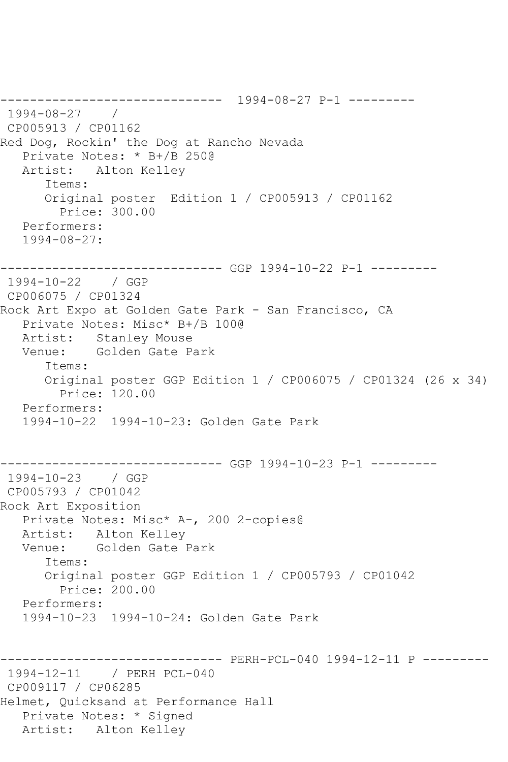------------------------------ 1994-08-27 P-1 ---------
1994-08-27 /
CP005913 / CP01162
Red Dog, Rockin' the Dog at Rancho Nevada
Private Notes: * B+/B 250@
Artist: Alton Kelley
Items:
Original poster Edition 1 / CP005913 / CP01162
Price: 300.00
Performers:
1994-08-27:

------------------------------ GGP 1994-10-22 P-1 ---------
1994-10-22 / GGP
CP006075 / CP01324
Rock Art Expo at Golden Gate Park - San Francisco, CA
Private Notes: Misc* B+/B 100@
Artist: Stanley Mouse
Venue: Golden Gate Park
Items:
Original poster GGP Edition 1 / CP006075 / CP01324 (26 x 34)
Price: 120.00
Performers:
1994-10-22 1994-10-23: Golden Gate Park

------------------------------ GGP 1994-10-23 P-1 ---------
1994-10-23 / GGP
CP005793 / CP01042
Rock Art Exposition
Private Notes: Misc* A-, 200 2-copies@
Artist: Alton Kelley
Venue: Golden Gate Park
Items:
Original poster GGP Edition 1 / CP005793 / CP01042
Price: 200.00
Performers:
1994-10-23 1994-10-24: Golden Gate Park

------------------------------ PERH-PCL-040 1994-12-11 P ---------
1994-12-11 / PERH PCL-040
CP009117 / CP06285
Helmet, Quicksand at Performance Hall
Private Notes: * Signed
Artist: Alton Kelley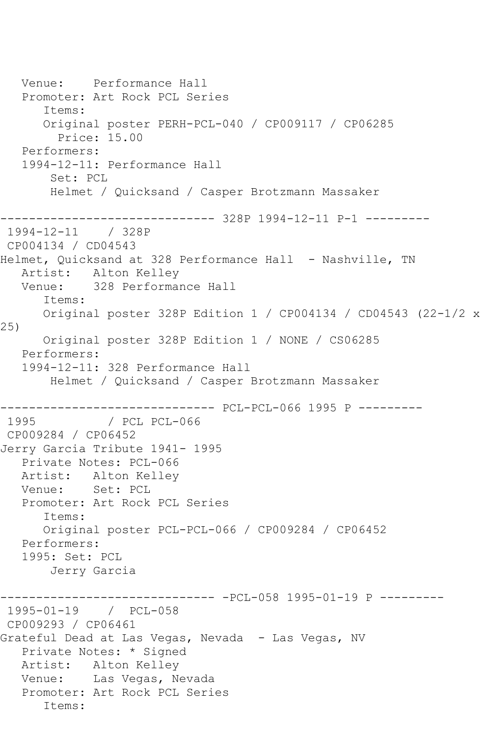```
   Venue:    Performance Hall
   Promoter: Art Rock PCL Series
      Items:
      Original poster PERH-PCL-040 / CP009117 / CP06285
        Price: 15.00
   Performers:
   1994-12-11: Performance Hall
       Set: PCL
       Helmet / Quicksand / Casper Brotzmann Massaker

------------------------------ 328P 1994-12-11 P-1 ---------
 1994-12-11    / 328P
 CP004134 / CD04543
Helmet, Quicksand at 328 Performance Hall  - Nashville, TN
   Artist:   Alton Kelley
   Venue:    328 Performance Hall
      Items:
      Original poster 328P Edition 1 / CP004134 / CD04543 (22-1/2 x 
25)
      Original poster 328P Edition 1 / NONE / CS06285
   Performers:
   1994-12-11: 328 Performance Hall
       Helmet / Quicksand / Casper Brotzmann Massaker

------------------------------ PCL-PCL-066 1995 P ---------
 1995          / PCL PCL-066
 CP009284 / CP06452
Jerry Garcia Tribute 1941- 1995
   Private Notes: PCL-066
   Artist:   Alton Kelley
   Venue:    Set: PCL
   Promoter: Art Rock PCL Series
      Items:
      Original poster PCL-PCL-066 / CP009284 / CP06452
   Performers:
   1995: Set: PCL
       Jerry Garcia

------------------------------ -PCL-058 1995-01-19 P ---------
 1995-01-19    /  PCL-058
 CP009293 / CP06461
Grateful Dead at Las Vegas, Nevada  - Las Vegas, NV
   Private Notes: * Signed
   Artist:   Alton Kelley
   Venue:    Las Vegas, Nevada
   Promoter: Art Rock PCL Series
      Items:
```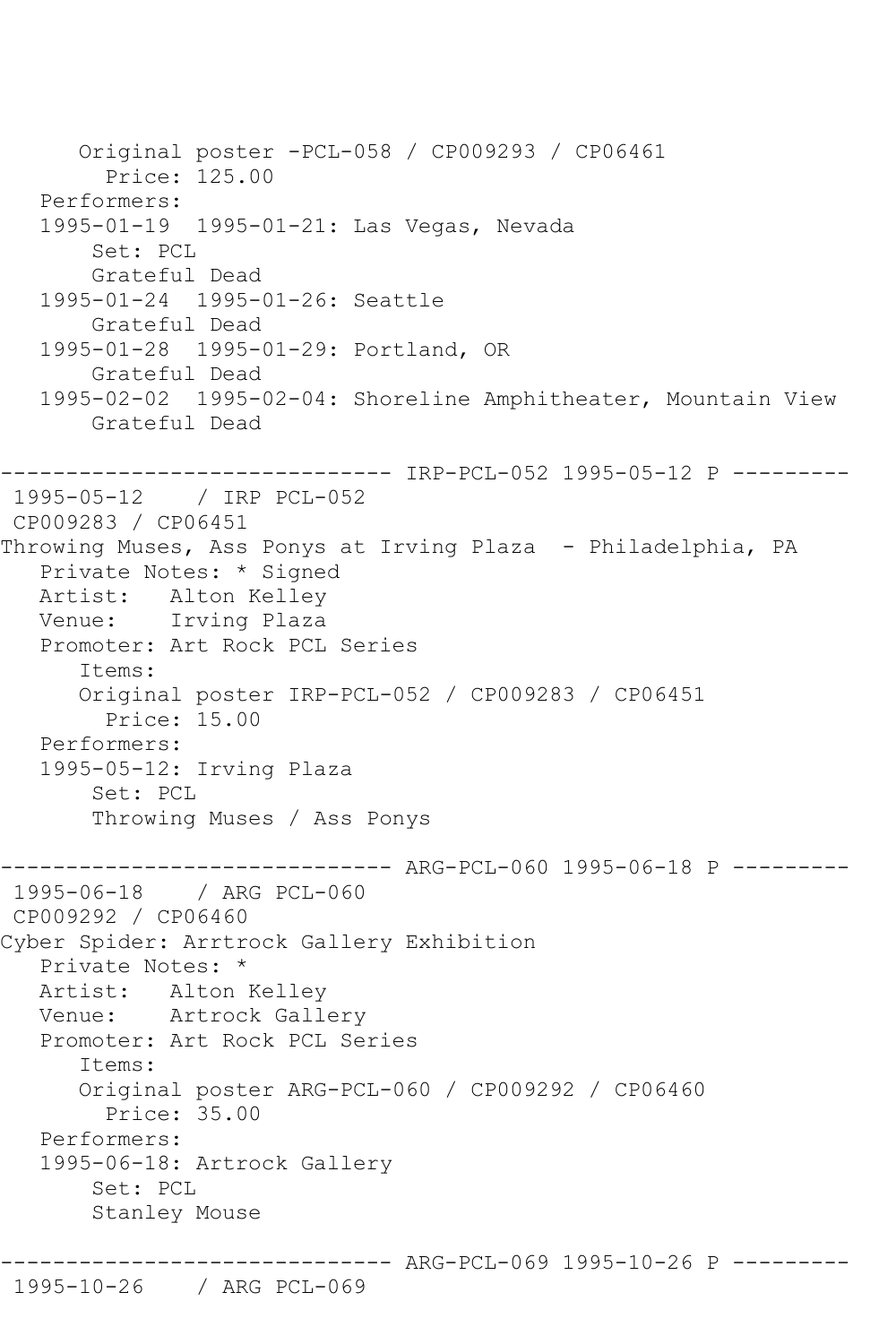```
      Original poster -PCL-058 / CP009293 / CP06461
        Price: 125.00
   Performers:
   1995-01-19  1995-01-21: Las Vegas, Nevada
       Set: PCL
       Grateful Dead
   1995-01-24  1995-01-26: Seattle
       Grateful Dead
   1995-01-28  1995-01-29: Portland, OR
       Grateful Dead
   1995-02-02  1995-02-04: Shoreline Amphitheater, Mountain View
       Grateful Dead

------------------------------ IRP-PCL-052 1995-05-12 P ---------
 1995-05-12    / IRP PCL-052
 CP009283 / CP06451
Throwing Muses, Ass Ponys at Irving Plaza  - Philadelphia, PA
   Private Notes: * Signed
   Artist:   Alton Kelley
   Venue:    Irving Plaza
   Promoter: Art Rock PCL Series
      Items:
      Original poster IRP-PCL-052 / CP009283 / CP06451
        Price: 15.00
   Performers:
   1995-05-12: Irving Plaza
       Set: PCL
       Throwing Muses / Ass Ponys

------------------------------ ARG-PCL-060 1995-06-18 P ---------
 1995-06-18    / ARG PCL-060
 CP009292 / CP06460
Cyber Spider: Arrtrock Gallery Exhibition
   Private Notes: *
   Artist:   Alton Kelley
   Venue:    Artrock Gallery
   Promoter: Art Rock PCL Series
      Items:
      Original poster ARG-PCL-060 / CP009292 / CP06460
        Price: 35.00
   Performers:
   1995-06-18: Artrock Gallery
       Set: PCL
       Stanley Mouse

------------------------------ ARG-PCL-069 1995-10-26 P ---------
 1995-10-26    / ARG PCL-069
```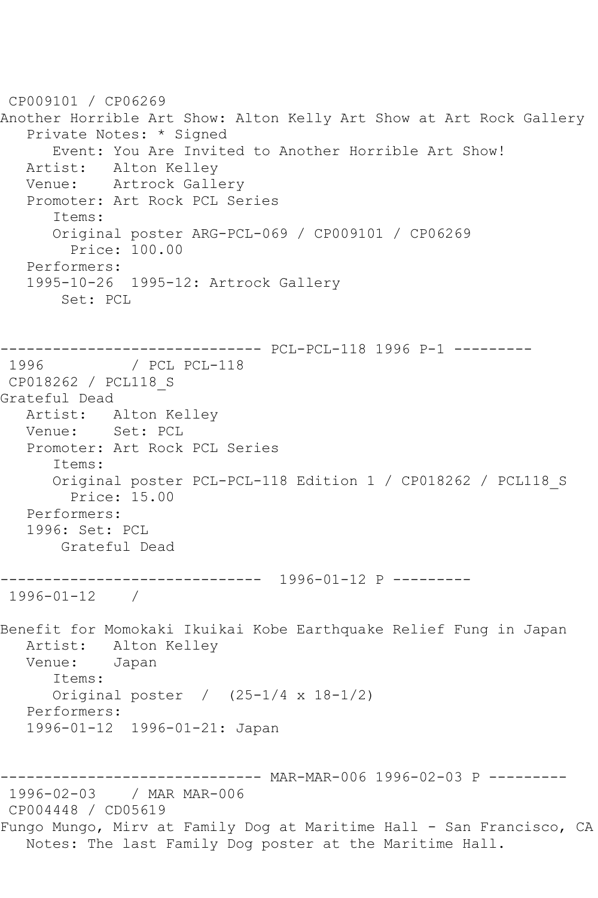```
CP009101 / CP06269
Another Horrible Art Show: Alton Kelly Art Show at Art Rock Gallery
   Private Notes: * Signed
      Event: You Are Invited to Another Horrible Art Show!
   Artist:   Alton Kelley
   Venue:    Artrock Gallery
   Promoter: Art Rock PCL Series
      Items:
      Original poster ARG-PCL-069 / CP009101 / CP06269
        Price: 100.00
   Performers:
   1995-10-26  1995-12: Artrock Gallery
       Set: PCL


------------------------------ PCL-PCL-118 1996 P-1 ---------
 1996          / PCL PCL-118
 CP018262 / PCL118_S
Grateful Dead
   Artist:   Alton Kelley
   Venue:    Set: PCL
   Promoter: Art Rock PCL Series
      Items:
      Original poster PCL-PCL-118 Edition 1 / CP018262 / PCL118_S
        Price: 15.00
   Performers:
   1996: Set: PCL
       Grateful Dead

------------------------------  1996-01-12 P ---------
 1996-01-12    /

Benefit for Momokaki Ikuikai Kobe Earthquake Relief Fung in Japan
   Artist:   Alton Kelley
   Venue:    Japan
      Items:
      Original poster  /  (25-1/4 x 18-1/2)
   Performers:
   1996-01-12  1996-01-21: Japan


------------------------------ MAR-MAR-006 1996-02-03 P ---------
 1996-02-03    / MAR MAR-006
 CP004448 / CD05619
Fungo Mungo, Mirv at Family Dog at Maritime Hall - San Francisco, CA
   Notes: The last Family Dog poster at the Maritime Hall.
```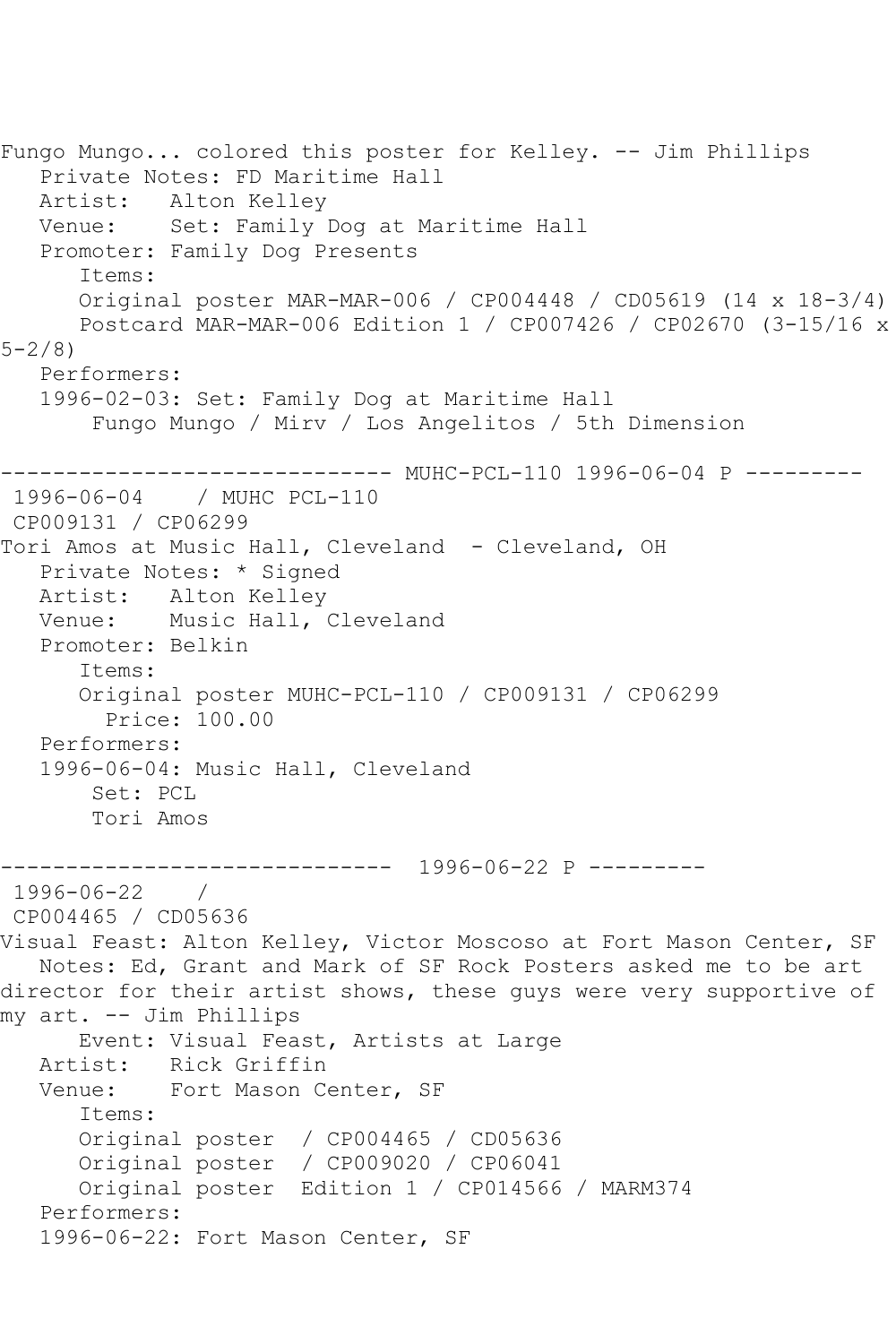Fungo Mungo... colored this poster for Kelley. -- Jim Phillips
   Private Notes: FD Maritime Hall
   Artist:   Alton Kelley
   Venue:    Set: Family Dog at Maritime Hall
   Promoter: Family Dog Presents
      Items:
      Original poster MAR-MAR-006 / CP004448 / CD05619 (14 x 18-3/4)
      Postcard MAR-MAR-006 Edition 1 / CP007426 / CP02670 (3-15/16 x 5-2/8)
   Performers:
   1996-02-03: Set: Family Dog at Maritime Hall
       Fungo Mungo / Mirv / Los Angelitos / 5th Dimension

------------------------------ MUHC-PCL-110 1996-06-04 P ---------
 1996-06-04    / MUHC PCL-110
 CP009131 / CP06299
Tori Amos at Music Hall, Cleveland  - Cleveland, OH
   Private Notes: * Signed
   Artist:   Alton Kelley
   Venue:    Music Hall, Cleveland
   Promoter: Belkin
      Items:
      Original poster MUHC-PCL-110 / CP009131 / CP06299
        Price: 100.00
   Performers:
   1996-06-04: Music Hall, Cleveland
       Set: PCL
       Tori Amos

------------------------------  1996-06-22 P ---------
 1996-06-22    /
 CP004465 / CD05636
Visual Feast: Alton Kelley, Victor Moscoso at Fort Mason Center, SF
   Notes: Ed, Grant and Mark of SF Rock Posters asked me to be art director for their artist shows, these guys were very supportive of my art. -- Jim Phillips
      Event: Visual Feast, Artists at Large
   Artist:   Rick Griffin
   Venue:    Fort Mason Center, SF
      Items:
      Original poster  / CP004465 / CD05636
      Original poster  / CP009020 / CP06041
      Original poster  Edition 1 / CP014566 / MARM374
   Performers:
   1996-06-22: Fort Mason Center, SF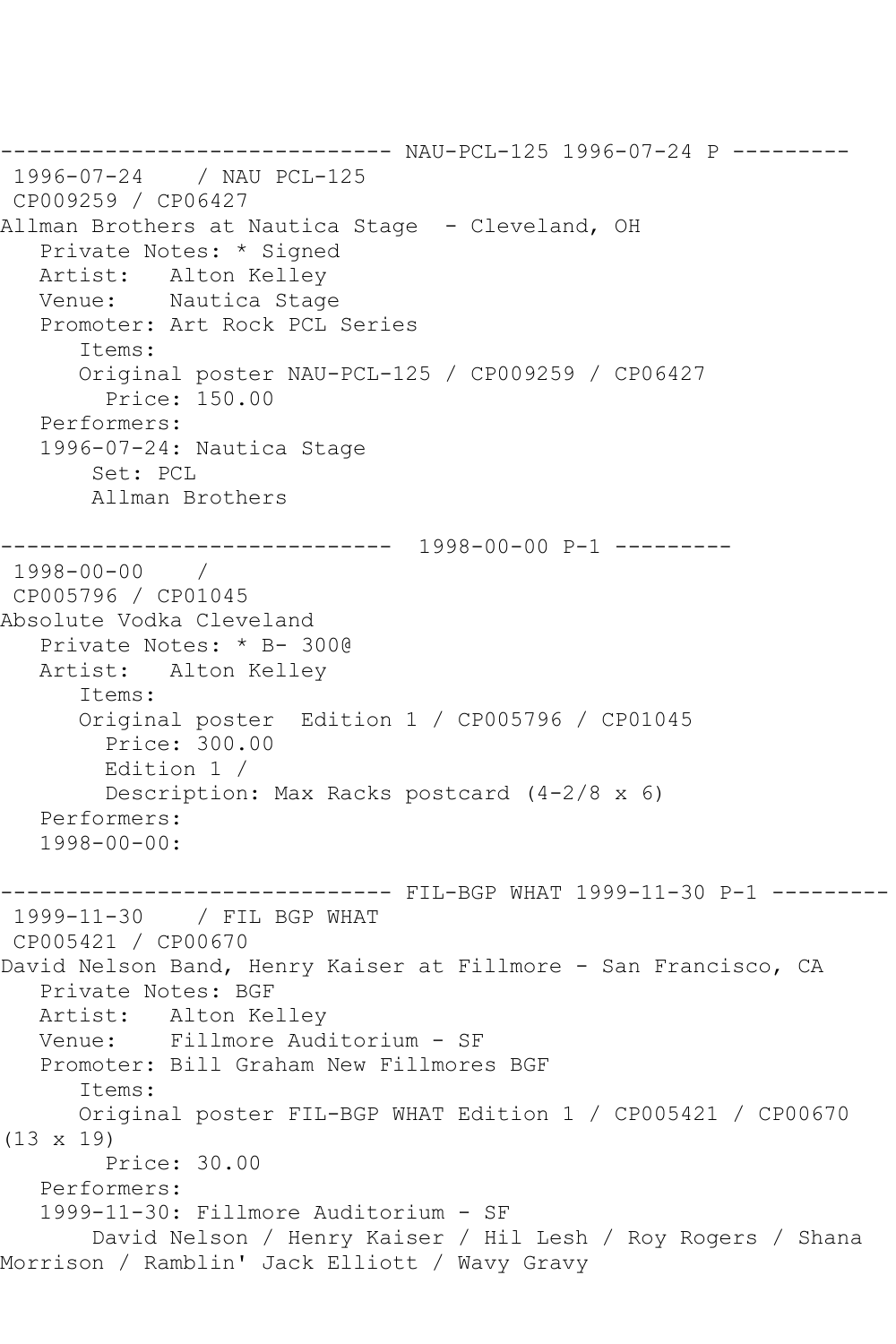------------------------------ NAU-PCL-125 1996-07-24 P ---------
 1996-07-24    / NAU PCL-125
 CP009259 / CP06427
Allman Brothers at Nautica Stage  - Cleveland, OH
   Private Notes: * Signed
   Artist:   Alton Kelley
   Venue:    Nautica Stage
   Promoter: Art Rock PCL Series
      Items:
      Original poster NAU-PCL-125 / CP009259 / CP06427
        Price: 150.00
   Performers:
   1996-07-24: Nautica Stage
       Set: PCL
       Allman Brothers

------------------------------  1998-00-00 P-1 ---------
 1998-00-00    /
 CP005796 / CP01045
Absolute Vodka Cleveland
   Private Notes: * B- 300@
   Artist:   Alton Kelley
      Items:
      Original poster  Edition 1 / CP005796 / CP01045
        Price: 300.00
        Edition 1 /
        Description: Max Racks postcard (4-2/8 x 6)
   Performers:
   1998-00-00:

------------------------------ FIL-BGP WHAT 1999-11-30 P-1 ---------
 1999-11-30    / FIL BGP WHAT
 CP005421 / CP00670
David Nelson Band, Henry Kaiser at Fillmore - San Francisco, CA
   Private Notes: BGF
   Artist:   Alton Kelley
   Venue:    Fillmore Auditorium - SF
   Promoter: Bill Graham New Fillmores BGF
      Items:
      Original poster FIL-BGP WHAT Edition 1 / CP005421 / CP00670 (13 x 19)
        Price: 30.00
   Performers:
   1999-11-30: Fillmore Auditorium - SF
       David Nelson / Henry Kaiser / Hil Lesh / Roy Rogers / Shana Morrison / Ramblin' Jack Elliott / Wavy Gravy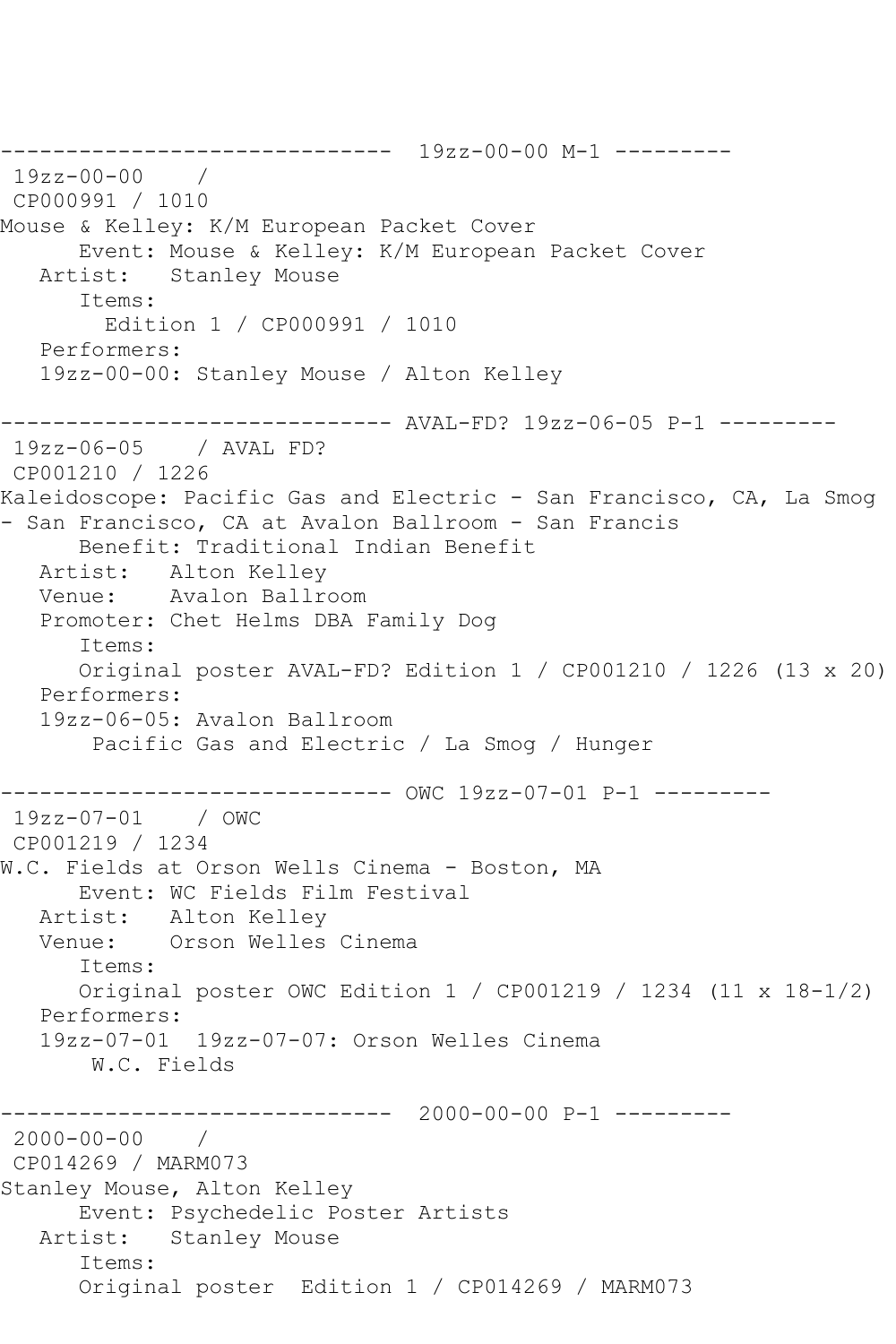```
------------------------------  19zz-00-00 M-1 ---------
 19zz-00-00    / 
 CP000991 / 1010
Mouse & Kelley: K/M European Packet Cover
      Event: Mouse & Kelley: K/M European Packet Cover
   Artist:   Stanley Mouse
      Items:
        Edition 1 / CP000991 / 1010
   Performers:
   19zz-00-00: Stanley Mouse / Alton Kelley

------------------------------ AVAL-FD? 19zz-06-05 P-1 ---------
 19zz-06-05    / AVAL FD?
 CP001210 / 1226
Kaleidoscope: Pacific Gas and Electric - San Francisco, CA, La Smog 
- San Francisco, CA at Avalon Ballroom - San Francis
      Benefit: Traditional Indian Benefit
   Artist:   Alton Kelley
   Venue:    Avalon Ballroom
   Promoter: Chet Helms DBA Family Dog
      Items:
      Original poster AVAL-FD? Edition 1 / CP001210 / 1226 (13 x 20)
   Performers:
   19zz-06-05: Avalon Ballroom
       Pacific Gas and Electric / La Smog / Hunger

------------------------------ OWC 19zz-07-01 P-1 ---------
 19zz-07-01    / OWC
 CP001219 / 1234
W.C. Fields at Orson Wells Cinema - Boston, MA
      Event: WC Fields Film Festival
   Artist:   Alton Kelley
   Venue:    Orson Welles Cinema
      Items:
      Original poster OWC Edition 1 / CP001219 / 1234 (11 x 18-1/2)
   Performers:
   19zz-07-01  19zz-07-07: Orson Welles Cinema
       W.C. Fields

------------------------------  2000-00-00 P-1 ---------
 2000-00-00    / 
 CP014269 / MARM073
Stanley Mouse, Alton Kelley
      Event: Psychedelic Poster Artists
   Artist:   Stanley Mouse
      Items:
      Original poster  Edition 1 / CP014269 / MARM073
```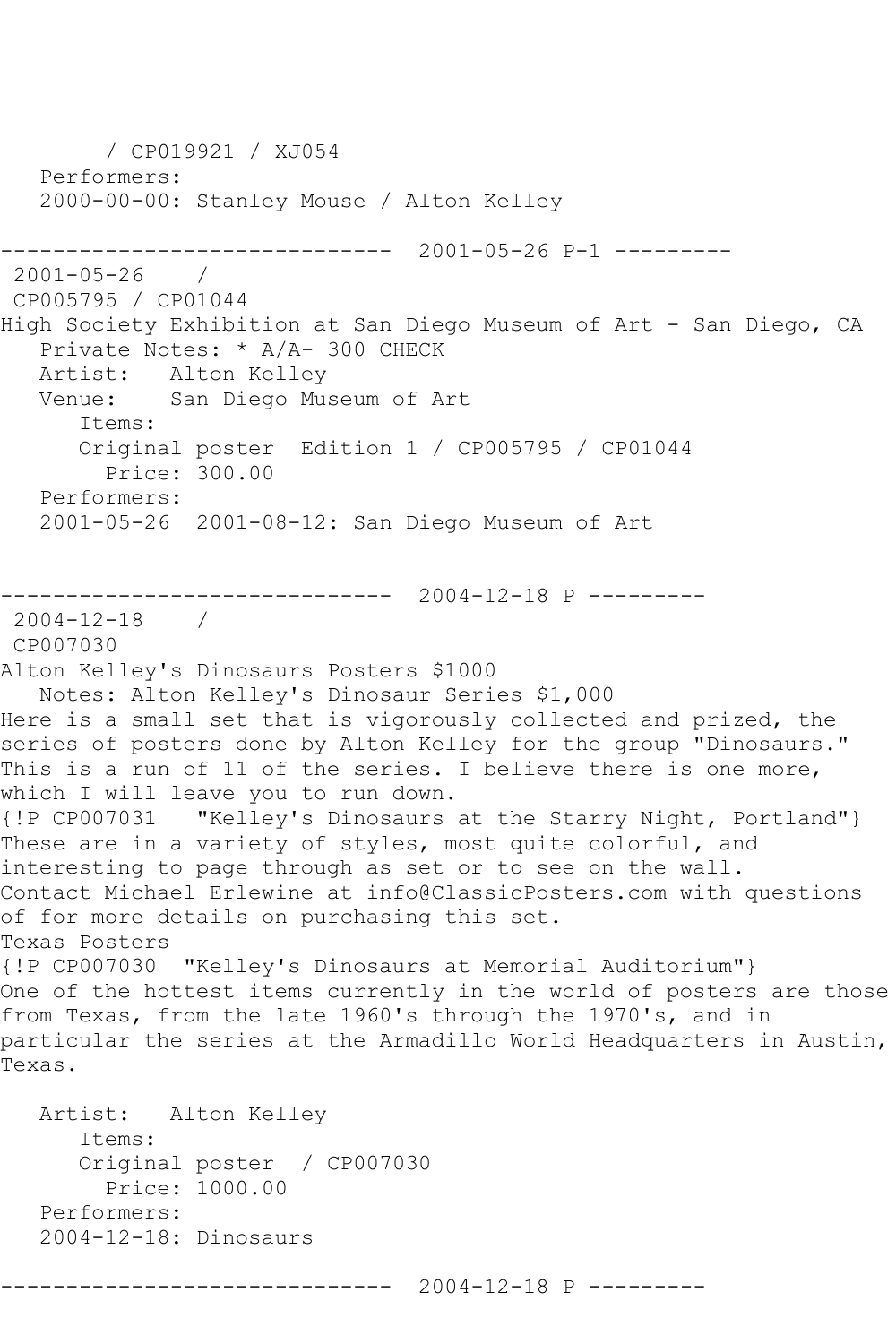/ CP019921 / XJ054
Performers:
2000-00-00: Stanley Mouse / Alton Kelley

------------------------------ 2001-05-26 P-1 ---------
2001-05-26 /
CP005795 / CP01044
High Society Exhibition at San Diego Museum of Art - San Diego, CA
Private Notes: * A/A- 300 CHECK
Artist: Alton Kelley
Venue: San Diego Museum of Art
Items:
Original poster Edition 1 / CP005795 / CP01044
Price: 300.00
Performers:
2001-05-26 2001-08-12: San Diego Museum of Art

------------------------------ 2004-12-18 P ---------
2004-12-18 /
CP007030
Alton Kelley's Dinosaurs Posters $1000
Notes: Alton Kelley's Dinosaur Series $1,000
Here is a small set that is vigorously collected and prized, the series of posters done by Alton Kelley for the group "Dinosaurs." This is a run of 11 of the series. I believe there is one more, which I will leave you to run down.
{!P CP007031 "Kelley's Dinosaurs at the Starry Night, Portland"}
These are in a variety of styles, most quite colorful, and interesting to page through as set or to see on the wall.
Contact Michael Erlewine at info@ClassicPosters.com with questions of for more details on purchasing this set.
Texas Posters
{!P CP007030 "Kelley's Dinosaurs at Memorial Auditorium"}
One of the hottest items currently in the world of posters are those from Texas, from the late 1960's through the 1970's, and in particular the series at the Armadillo World Headquarters in Austin, Texas.

Artist: Alton Kelley
Items:
Original poster / CP007030
Price: 1000.00
Performers:
2004-12-18: Dinosaurs

------------------------------ 2004-12-18 P ---------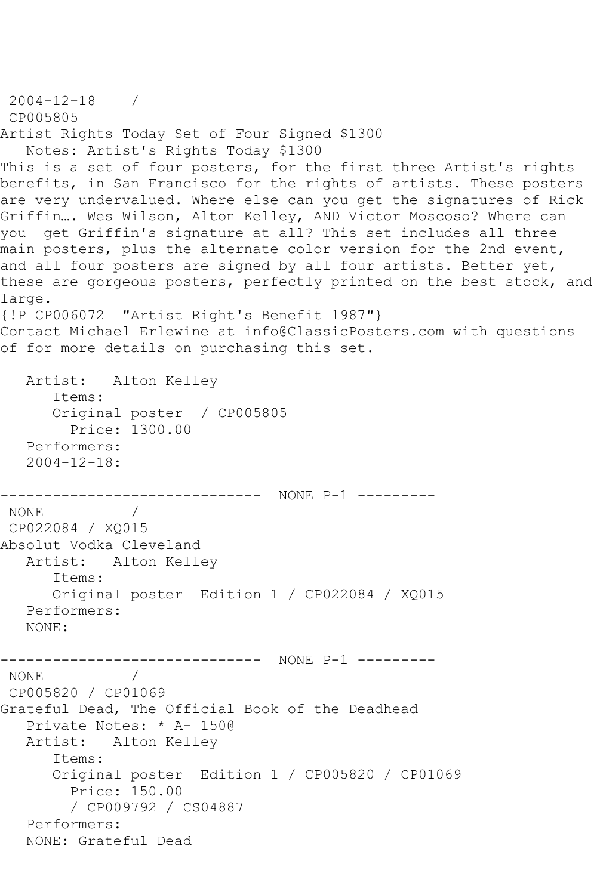2004-12-18 /
CP005805
Artist Rights Today Set of Four Signed $1300
Notes: Artist's Rights Today $1300
This is a set of four posters, for the first three Artist's rights benefits, in San Francisco for the rights of artists. These posters are very undervalued. Where else can you get the signatures of Rick Griffin…. Wes Wilson, Alton Kelley, AND Victor Moscoso? Where can you get Griffin's signature at all? This set includes all three main posters, plus the alternate color version for the 2nd event, and all four posters are signed by all four artists. Better yet, these are gorgeous posters, perfectly printed on the best stock, and large.
{!P CP006072 "Artist Right's Benefit 1987"}
Contact Michael Erlewine at info@ClassicPosters.com with questions of for more details on purchasing this set.

Artist: Alton Kelley
Items:
Original poster / CP005805
Price: 1300.00
Performers:
2004-12-18:

------------------------------ NONE P-1 ---------
NONE /
CP022084 / XQ015
Absolut Vodka Cleveland
Artist: Alton Kelley
Items:
Original poster Edition 1 / CP022084 / XQ015
Performers:
NONE:

------------------------------ NONE P-1 ---------
NONE /
CP005820 / CP01069
Grateful Dead, The Official Book of the Deadhead
Private Notes: * A- 150@
Artist: Alton Kelley
Items:
Original poster Edition 1 / CP005820 / CP01069
Price: 150.00
/ CP009792 / CS04887
Performers:
NONE: Grateful Dead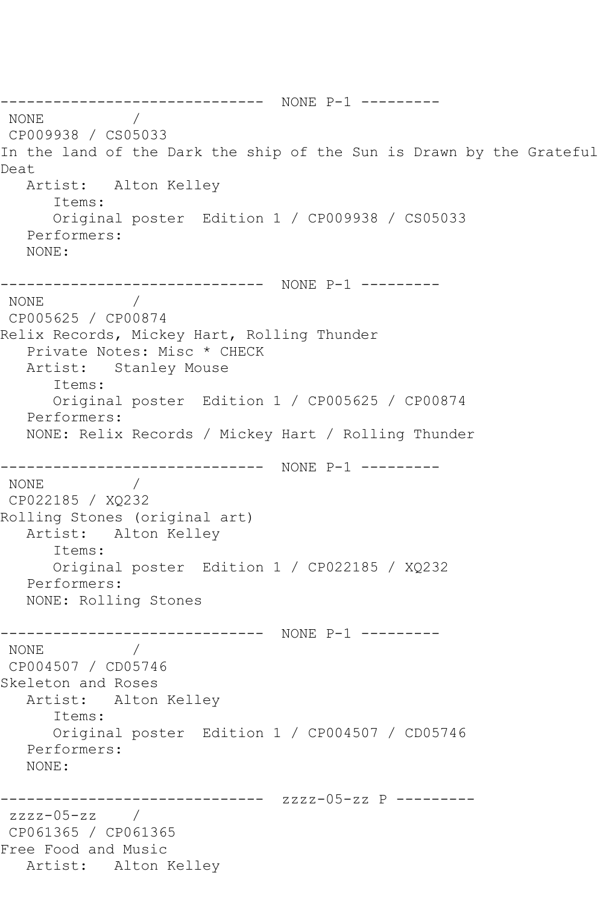```
------------------------------  NONE P-1 ---------
 NONE          /
 CP009938 / CS05033
In the land of the Dark the ship of the Sun is Drawn by the Grateful
Deat
   Artist:   Alton Kelley
      Items:
      Original poster  Edition 1 / CP009938 / CS05033
   Performers:
   NONE:

------------------------------  NONE P-1 ---------
 NONE          /
 CP005625 / CP00874
Relix Records, Mickey Hart, Rolling Thunder
   Private Notes: Misc * CHECK
   Artist:   Stanley Mouse
      Items:
      Original poster  Edition 1 / CP005625 / CP00874
   Performers:
   NONE: Relix Records / Mickey Hart / Rolling Thunder

------------------------------  NONE P-1 ---------
 NONE          /
 CP022185 / XQ232
Rolling Stones (original art)
   Artist:   Alton Kelley
      Items:
      Original poster  Edition 1 / CP022185 / XQ232
   Performers:
   NONE: Rolling Stones

------------------------------  NONE P-1 ---------
 NONE          /
 CP004507 / CD05746
Skeleton and Roses
   Artist:   Alton Kelley
      Items:
      Original poster  Edition 1 / CP004507 / CD05746
   Performers:
   NONE:

------------------------------  zzzz-05-zz P ---------
 zzzz-05-zz    /
 CP061365 / CP061365
Free Food and Music
   Artist:   Alton Kelley
```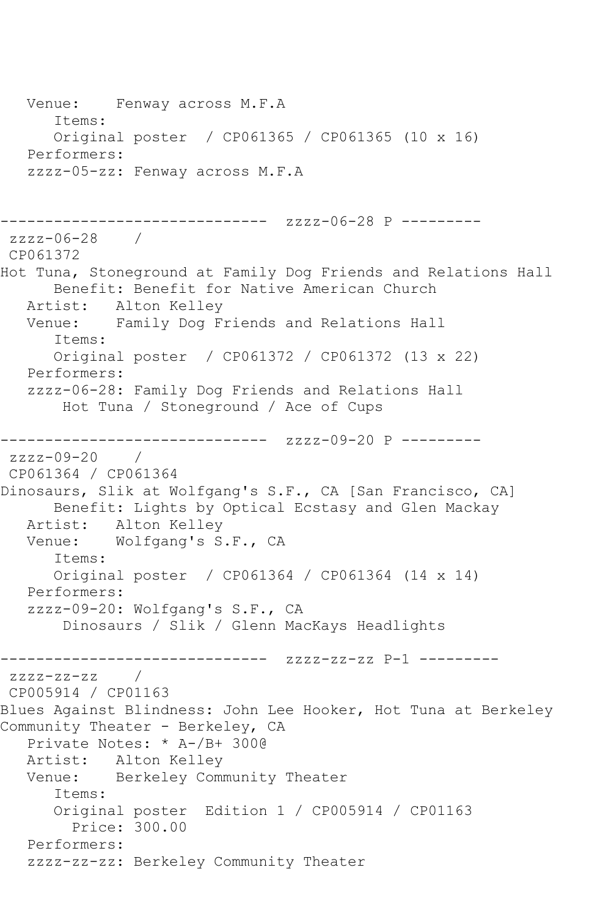```
   Venue:    Fenway across M.F.A
      Items:
      Original poster  / CP061365 / CP061365 (10 x 16)
   Performers:
   zzzz-05-zz: Fenway across M.F.A


------------------------------  zzzz-06-28 P ---------
 zzzz-06-28    /
 CP061372
Hot Tuna, Stoneground at Family Dog Friends and Relations Hall
      Benefit: Benefit for Native American Church
   Artist:   Alton Kelley
   Venue:    Family Dog Friends and Relations Hall
      Items:
      Original poster  / CP061372 / CP061372 (13 x 22)
   Performers:
   zzzz-06-28: Family Dog Friends and Relations Hall
       Hot Tuna / Stoneground / Ace of Cups

------------------------------  zzzz-09-20 P ---------
 zzzz-09-20    /
 CP061364 / CP061364
Dinosaurs, Slik at Wolfgang's S.F., CA [San Francisco, CA]
      Benefit: Lights by Optical Ecstasy and Glen Mackay
   Artist:   Alton Kelley
   Venue:    Wolfgang's S.F., CA
      Items:
      Original poster  / CP061364 / CP061364 (14 x 14)
   Performers:
   zzzz-09-20: Wolfgang's S.F., CA
       Dinosaurs / Slik / Glenn MacKays Headlights

------------------------------  zzzz-zz-zz P-1 ---------
 zzzz-zz-zz    /
 CP005914 / CP01163
Blues Against Blindness: John Lee Hooker, Hot Tuna at Berkeley
Community Theater - Berkeley, CA
   Private Notes: * A-/B+ 300@
   Artist:   Alton Kelley
   Venue:    Berkeley Community Theater
      Items:
      Original poster  Edition 1 / CP005914 / CP01163
        Price: 300.00
   Performers:
   zzzz-zz-zz: Berkeley Community Theater
```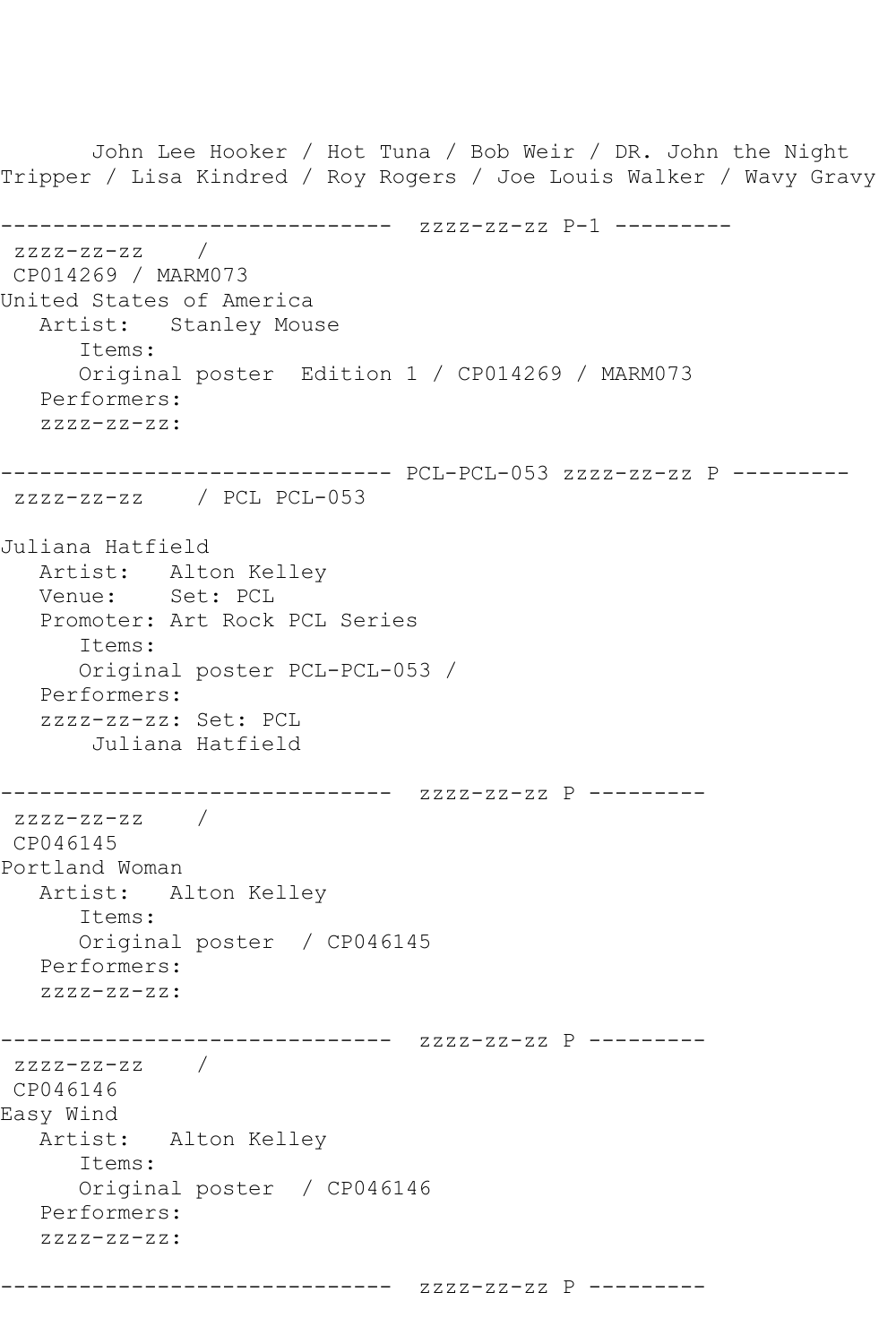John Lee Hooker / Hot Tuna / Bob Weir / DR. John the Night Tripper / Lisa Kindred / Roy Rogers / Joe Louis Walker / Wavy Gravy

```
------------------------------  zzzz-zz-zz P-1 ---------
 zzzz-zz-zz    / 
 CP014269 / MARM073
United States of America
   Artist:   Stanley Mouse
      Items:
      Original poster  Edition 1 / CP014269 / MARM073
   Performers:
   zzzz-zz-zz:

------------------------------ PCL-PCL-053 zzzz-zz-zz P ---------
 zzzz-zz-zz    / PCL PCL-053

Juliana Hatfield
   Artist:   Alton Kelley
   Venue:    Set: PCL
   Promoter: Art Rock PCL Series
      Items:
      Original poster PCL-PCL-053 / 
   Performers:
   zzzz-zz-zz: Set: PCL
       Juliana Hatfield

------------------------------  zzzz-zz-zz P ---------
 zzzz-zz-zz    / 
 CP046145
Portland Woman
   Artist:   Alton Kelley
      Items:
      Original poster  / CP046145
   Performers:
   zzzz-zz-zz:

------------------------------  zzzz-zz-zz P ---------
 zzzz-zz-zz    / 
 CP046146
Easy Wind
   Artist:   Alton Kelley
      Items:
      Original poster  / CP046146
   Performers:
   zzzz-zz-zz:

------------------------------  zzzz-zz-zz P ---------
```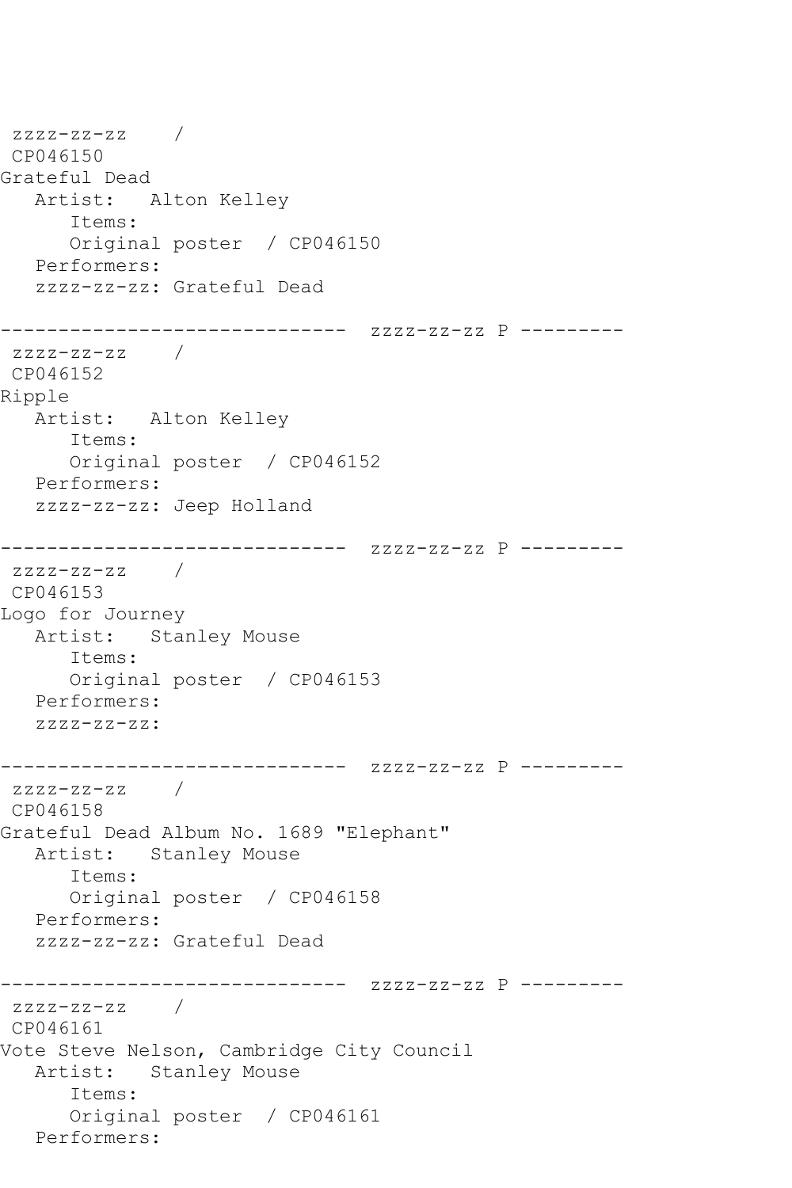```
 zzzz-zz-zz    /
 CP046150
Grateful Dead
   Artist:   Alton Kelley
      Items:
      Original poster  / CP046150
   Performers:
   zzzz-zz-zz: Grateful Dead

------------------------------  zzzz-zz-zz P ---------
 zzzz-zz-zz    /
 CP046152
Ripple
   Artist:   Alton Kelley
      Items:
      Original poster  / CP046152
   Performers:
   zzzz-zz-zz: Jeep Holland

------------------------------  zzzz-zz-zz P ---------
 zzzz-zz-zz    /
 CP046153
Logo for Journey
   Artist:   Stanley Mouse
      Items:
      Original poster  / CP046153
   Performers:
   zzzz-zz-zz:

------------------------------  zzzz-zz-zz P ---------
 zzzz-zz-zz    /
 CP046158
Grateful Dead Album No. 1689 "Elephant"
   Artist:   Stanley Mouse
      Items:
      Original poster  / CP046158
   Performers:
   zzzz-zz-zz: Grateful Dead

------------------------------  zzzz-zz-zz P ---------
 zzzz-zz-zz    /
 CP046161
Vote Steve Nelson, Cambridge City Council
   Artist:   Stanley Mouse
      Items:
      Original poster  / CP046161
   Performers:
```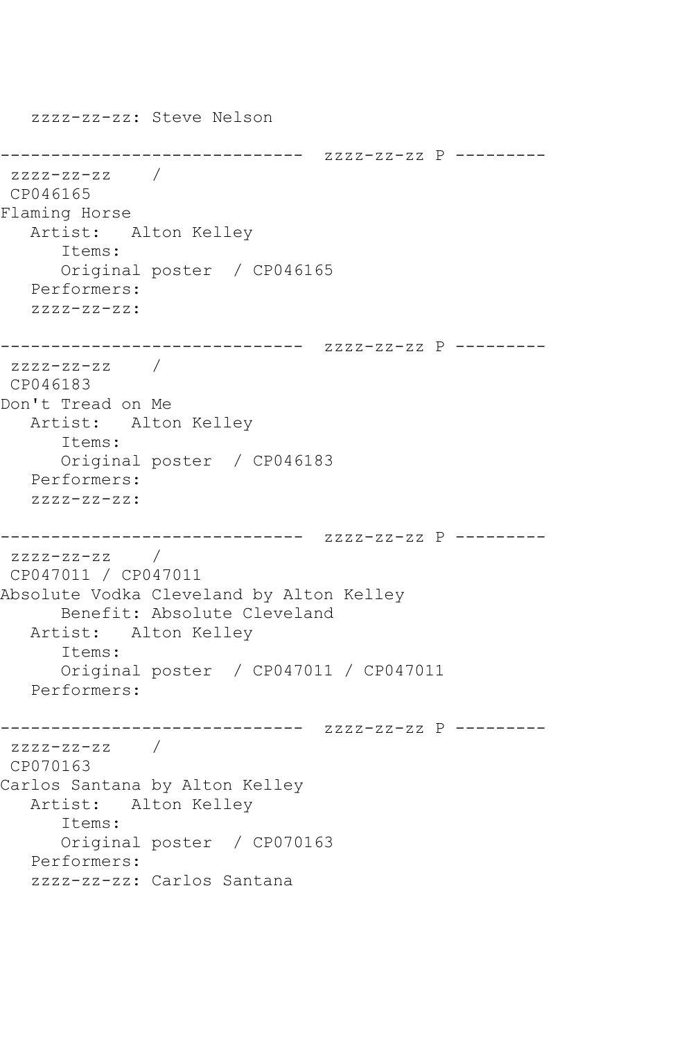```
   zzzz-zz-zz: Steve Nelson

------------------------------  zzzz-zz-zz P ---------
 zzzz-zz-zz    /
 CP046165
Flaming Horse
   Artist:   Alton Kelley
      Items:
      Original poster  / CP046165
   Performers:
   zzzz-zz-zz:

------------------------------  zzzz-zz-zz P ---------
 zzzz-zz-zz    /
 CP046183
Don't Tread on Me
   Artist:   Alton Kelley
      Items:
      Original poster  / CP046183
   Performers:
   zzzz-zz-zz:

------------------------------  zzzz-zz-zz P ---------
 zzzz-zz-zz    /
 CP047011 / CP047011
Absolute Vodka Cleveland by Alton Kelley
      Benefit: Absolute Cleveland
   Artist:   Alton Kelley
      Items:
      Original poster  / CP047011 / CP047011
   Performers:

------------------------------  zzzz-zz-zz P ---------
 zzzz-zz-zz    /
 CP070163
Carlos Santana by Alton Kelley
   Artist:   Alton Kelley
      Items:
      Original poster  / CP070163
   Performers:
   zzzz-zz-zz: Carlos Santana
```